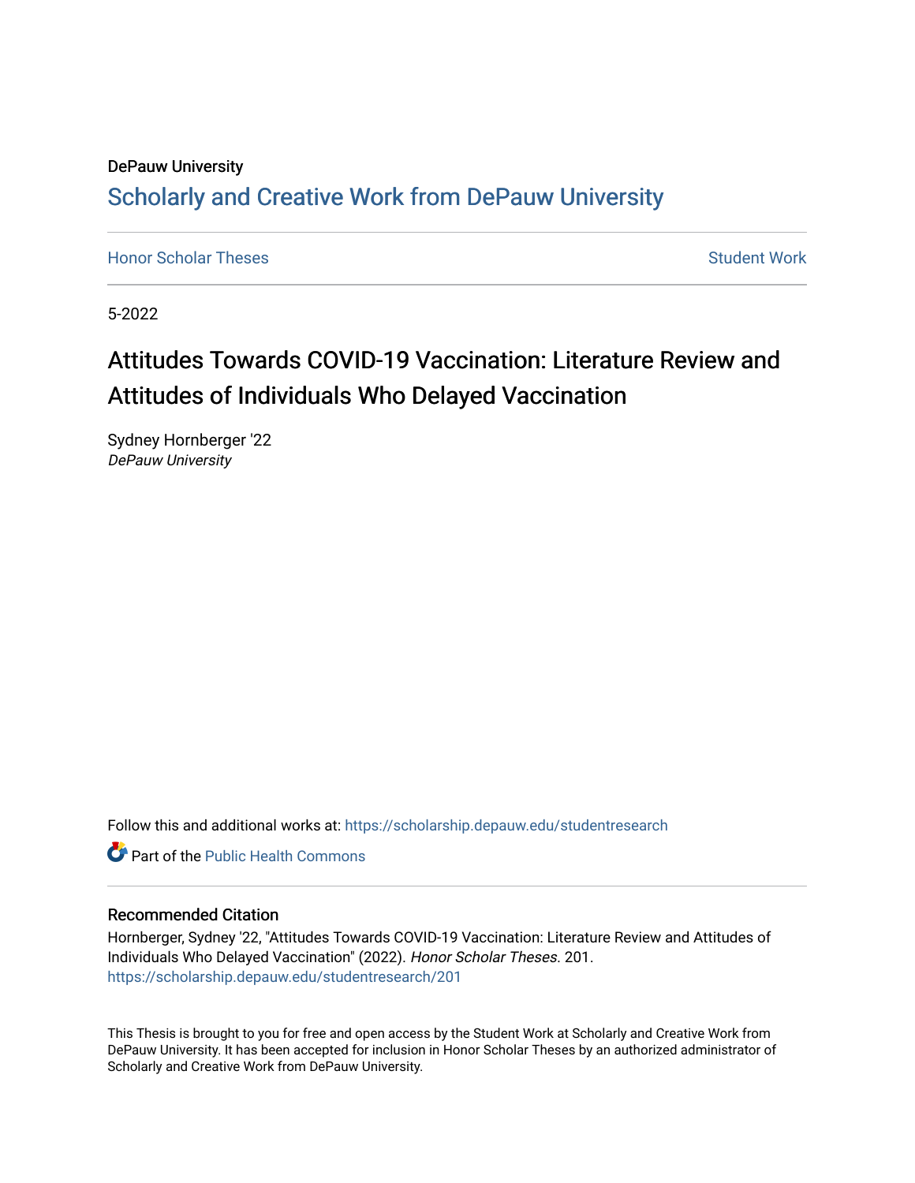DePauw University

# Scholarly and Creative Work from DePauw University

Honor Scholar Theses

Student Work

5-2022

## Attitudes Towards COVID-19 Vaccination: Literature Review and Attitudes of Individuals Who Delayed Vaccination

Sydney Hornberger '22
*DePauw University*

Follow this and additional works at: https://scholarship.depauw.edu/studentresearch

Part of the Public Health Commons

### Recommended Citation

Hornberger, Sydney '22, "Attitudes Towards COVID-19 Vaccination: Literature Review and Attitudes of Individuals Who Delayed Vaccination" (2022). *Honor Scholar Theses*. 201.
https://scholarship.depauw.edu/studentresearch/201

This Thesis is brought to you for free and open access by the Student Work at Scholarly and Creative Work from DePauw University. It has been accepted for inclusion in Honor Scholar Theses by an authorized administrator of Scholarly and Creative Work from DePauw University.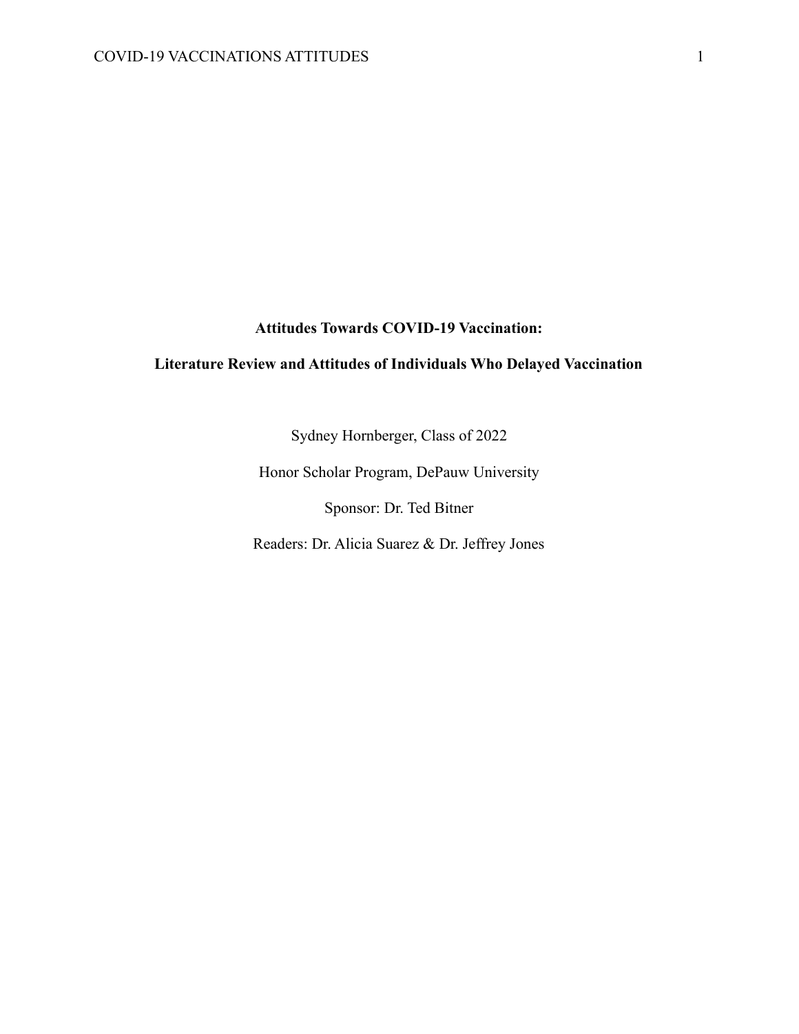**Attitudes Towards COVID-19 Vaccination:**

**Literature Review and Attitudes of Individuals Who Delayed Vaccination**

Sydney Hornberger, Class of 2022

Honor Scholar Program, DePauw University

Sponsor: Dr. Ted Bitner

Readers: Dr. Alicia Suarez & Dr. Jeffrey Jones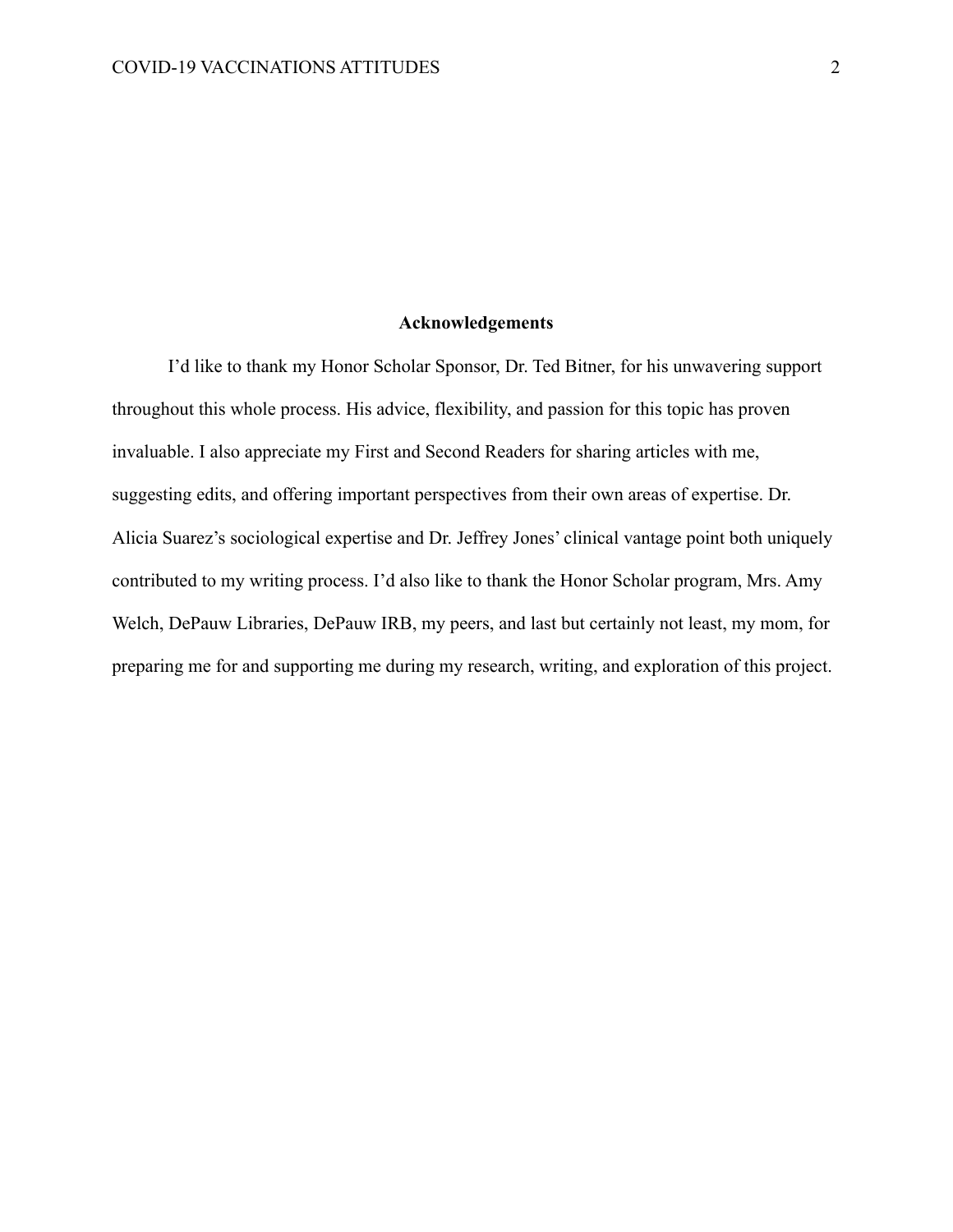## Acknowledgements

I'd like to thank my Honor Scholar Sponsor, Dr. Ted Bitner, for his unwavering support throughout this whole process. His advice, flexibility, and passion for this topic has proven invaluable. I also appreciate my First and Second Readers for sharing articles with me, suggesting edits, and offering important perspectives from their own areas of expertise. Dr. Alicia Suarez's sociological expertise and Dr. Jeffrey Jones' clinical vantage point both uniquely contributed to my writing process. I'd also like to thank the Honor Scholar program, Mrs. Amy Welch, DePauw Libraries, DePauw IRB, my peers, and last but certainly not least, my mom, for preparing me for and supporting me during my research, writing, and exploration of this project.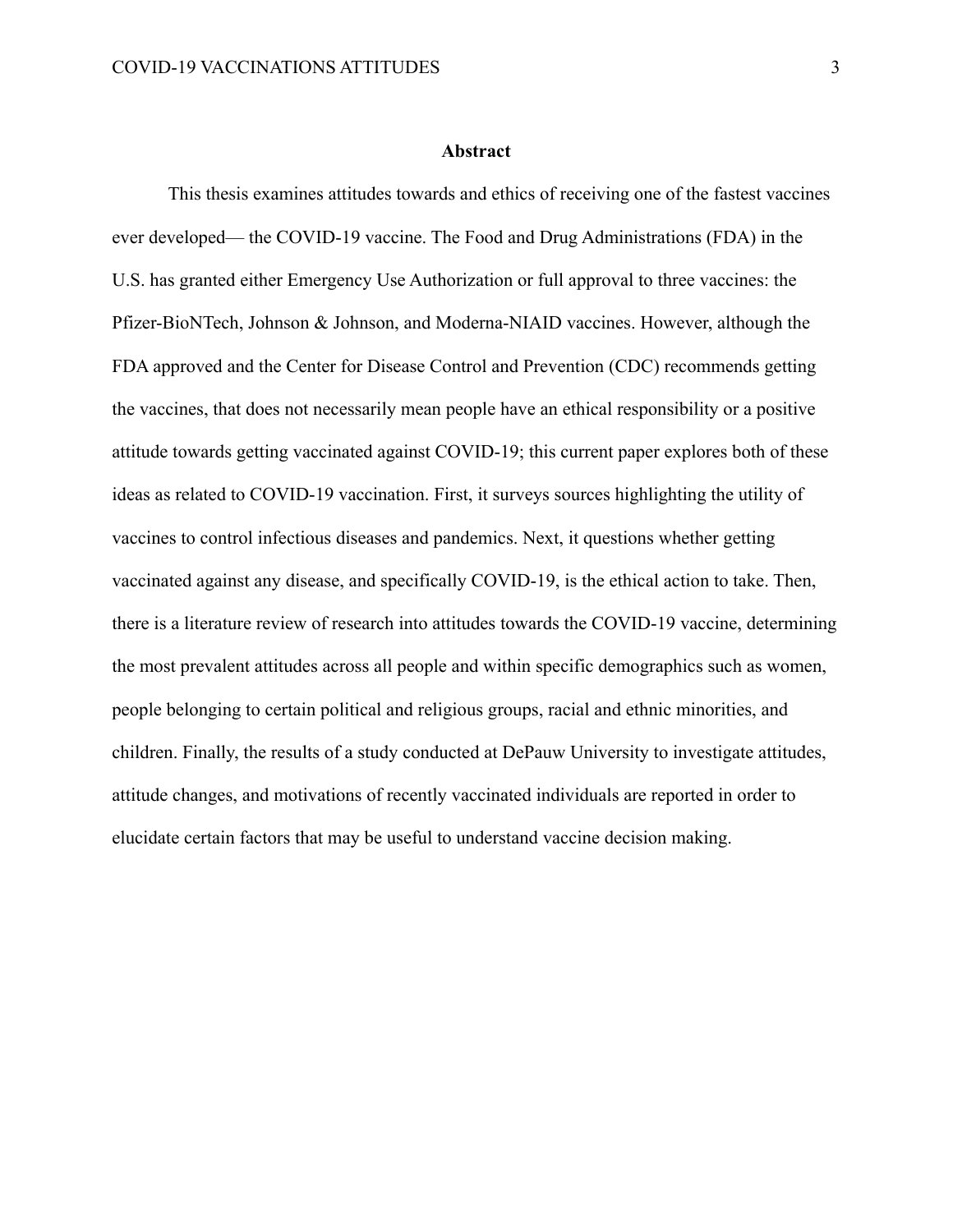## Abstract

This thesis examines attitudes towards and ethics of receiving one of the fastest vaccines ever developed— the COVID-19 vaccine. The Food and Drug Administrations (FDA) in the U.S. has granted either Emergency Use Authorization or full approval to three vaccines: the Pfizer-BioNTech, Johnson & Johnson, and Moderna-NIAID vaccines. However, although the FDA approved and the Center for Disease Control and Prevention (CDC) recommends getting the vaccines, that does not necessarily mean people have an ethical responsibility or a positive attitude towards getting vaccinated against COVID-19; this current paper explores both of these ideas as related to COVID-19 vaccination. First, it surveys sources highlighting the utility of vaccines to control infectious diseases and pandemics. Next, it questions whether getting vaccinated against any disease, and specifically COVID-19, is the ethical action to take. Then, there is a literature review of research into attitudes towards the COVID-19 vaccine, determining the most prevalent attitudes across all people and within specific demographics such as women, people belonging to certain political and religious groups, racial and ethnic minorities, and children. Finally, the results of a study conducted at DePauw University to investigate attitudes, attitude changes, and motivations of recently vaccinated individuals are reported in order to elucidate certain factors that may be useful to understand vaccine decision making.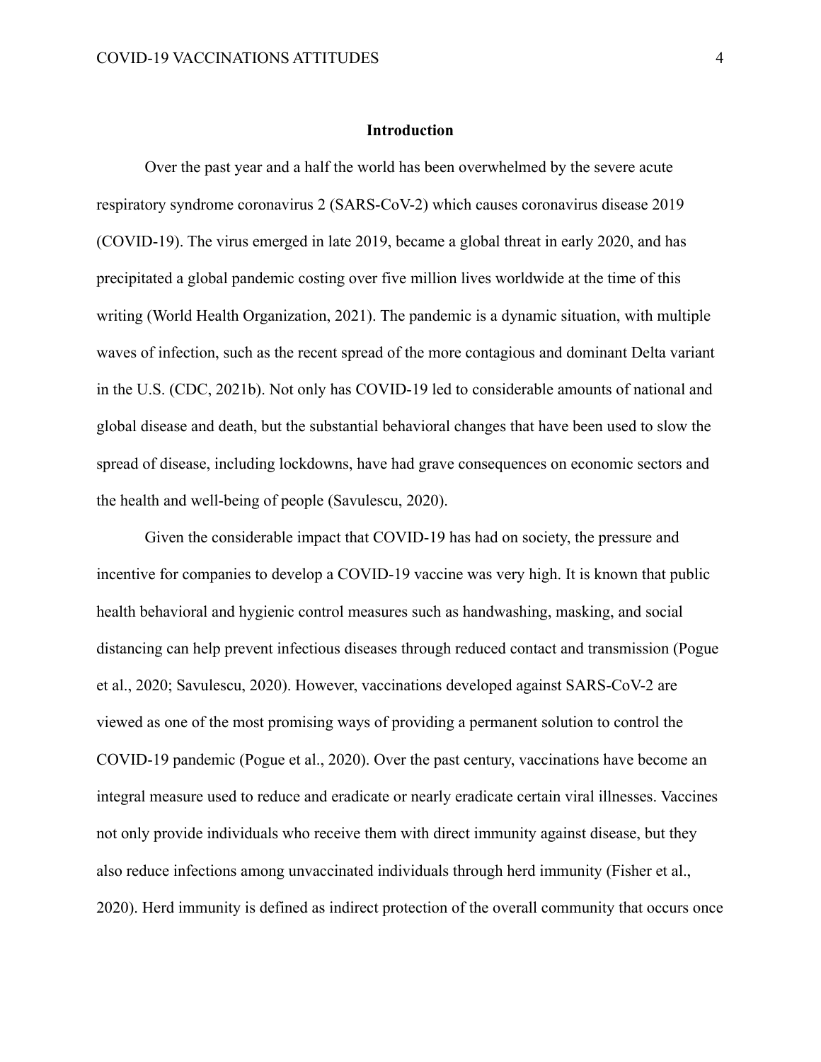# Introduction

Over the past year and a half the world has been overwhelmed by the severe acute respiratory syndrome coronavirus 2 (SARS-CoV-2) which causes coronavirus disease 2019 (COVID-19). The virus emerged in late 2019, became a global threat in early 2020, and has precipitated a global pandemic costing over five million lives worldwide at the time of this writing (World Health Organization, 2021). The pandemic is a dynamic situation, with multiple waves of infection, such as the recent spread of the more contagious and dominant Delta variant in the U.S. (CDC, 2021b). Not only has COVID-19 led to considerable amounts of national and global disease and death, but the substantial behavioral changes that have been used to slow the spread of disease, including lockdowns, have had grave consequences on economic sectors and the health and well-being of people (Savulescu, 2020).

Given the considerable impact that COVID-19 has had on society, the pressure and incentive for companies to develop a COVID-19 vaccine was very high. It is known that public health behavioral and hygienic control measures such as handwashing, masking, and social distancing can help prevent infectious diseases through reduced contact and transmission (Pogue et al., 2020; Savulescu, 2020). However, vaccinations developed against SARS-CoV-2 are viewed as one of the most promising ways of providing a permanent solution to control the COVID-19 pandemic (Pogue et al., 2020). Over the past century, vaccinations have become an integral measure used to reduce and eradicate or nearly eradicate certain viral illnesses. Vaccines not only provide individuals who receive them with direct immunity against disease, but they also reduce infections among unvaccinated individuals through herd immunity (Fisher et al., 2020). Herd immunity is defined as indirect protection of the overall community that occurs once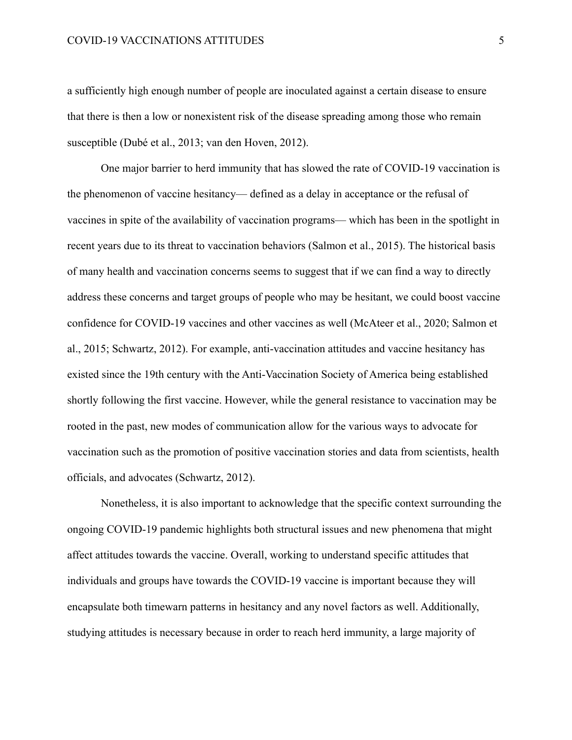a sufficiently high enough number of people are inoculated against a certain disease to ensure that there is then a low or nonexistent risk of the disease spreading among those who remain susceptible (Dubé et al., 2013; van den Hoven, 2012).

One major barrier to herd immunity that has slowed the rate of COVID-19 vaccination is the phenomenon of vaccine hesitancy— defined as a delay in acceptance or the refusal of vaccines in spite of the availability of vaccination programs— which has been in the spotlight in recent years due to its threat to vaccination behaviors (Salmon et al., 2015). The historical basis of many health and vaccination concerns seems to suggest that if we can find a way to directly address these concerns and target groups of people who may be hesitant, we could boost vaccine confidence for COVID-19 vaccines and other vaccines as well (McAteer et al., 2020; Salmon et al., 2015; Schwartz, 2012). For example, anti-vaccination attitudes and vaccine hesitancy has existed since the 19th century with the Anti-Vaccination Society of America being established shortly following the first vaccine. However, while the general resistance to vaccination may be rooted in the past, new modes of communication allow for the various ways to advocate for vaccination such as the promotion of positive vaccination stories and data from scientists, health officials, and advocates (Schwartz, 2012).

Nonetheless, it is also important to acknowledge that the specific context surrounding the ongoing COVID-19 pandemic highlights both structural issues and new phenomena that might affect attitudes towards the vaccine. Overall, working to understand specific attitudes that individuals and groups have towards the COVID-19 vaccine is important because they will encapsulate both timewarn patterns in hesitancy and any novel factors as well. Additionally, studying attitudes is necessary because in order to reach herd immunity, a large majority of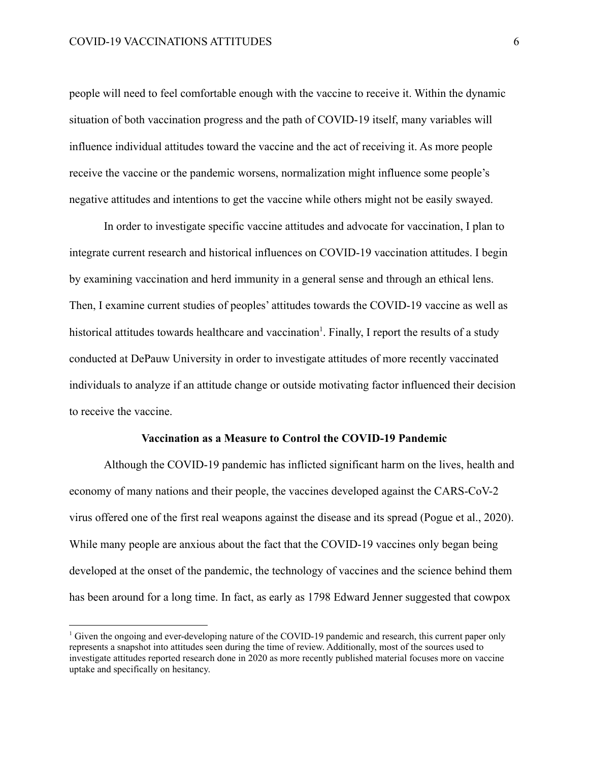people will need to feel comfortable enough with the vaccine to receive it. Within the dynamic situation of both vaccination progress and the path of COVID-19 itself, many variables will influence individual attitudes toward the vaccine and the act of receiving it. As more people receive the vaccine or the pandemic worsens, normalization might influence some people's negative attitudes and intentions to get the vaccine while others might not be easily swayed.

In order to investigate specific vaccine attitudes and advocate for vaccination, I plan to integrate current research and historical influences on COVID-19 vaccination attitudes. I begin by examining vaccination and herd immunity in a general sense and through an ethical lens. Then, I examine current studies of peoples' attitudes towards the COVID-19 vaccine as well as historical attitudes towards healthcare and vaccination[1]. Finally, I report the results of a study conducted at DePauw University in order to investigate attitudes of more recently vaccinated individuals to analyze if an attitude change or outside motivating factor influenced their decision to receive the vaccine.

## Vaccination as a Measure to Control the COVID-19 Pandemic

Although the COVID-19 pandemic has inflicted significant harm on the lives, health and economy of many nations and their people, the vaccines developed against the CARS-CoV-2 virus offered one of the first real weapons against the disease and its spread (Pogue et al., 2020). While many people are anxious about the fact that the COVID-19 vaccines only began being developed at the onset of the pandemic, the technology of vaccines and the science behind them has been around for a long time. In fact, as early as 1798 Edward Jenner suggested that cowpox

[1] Given the ongoing and ever-developing nature of the COVID-19 pandemic and research, this current paper only represents a snapshot into attitudes seen during the time of review. Additionally, most of the sources used to investigate attitudes reported research done in 2020 as more recently published material focuses more on vaccine uptake and specifically on hesitancy.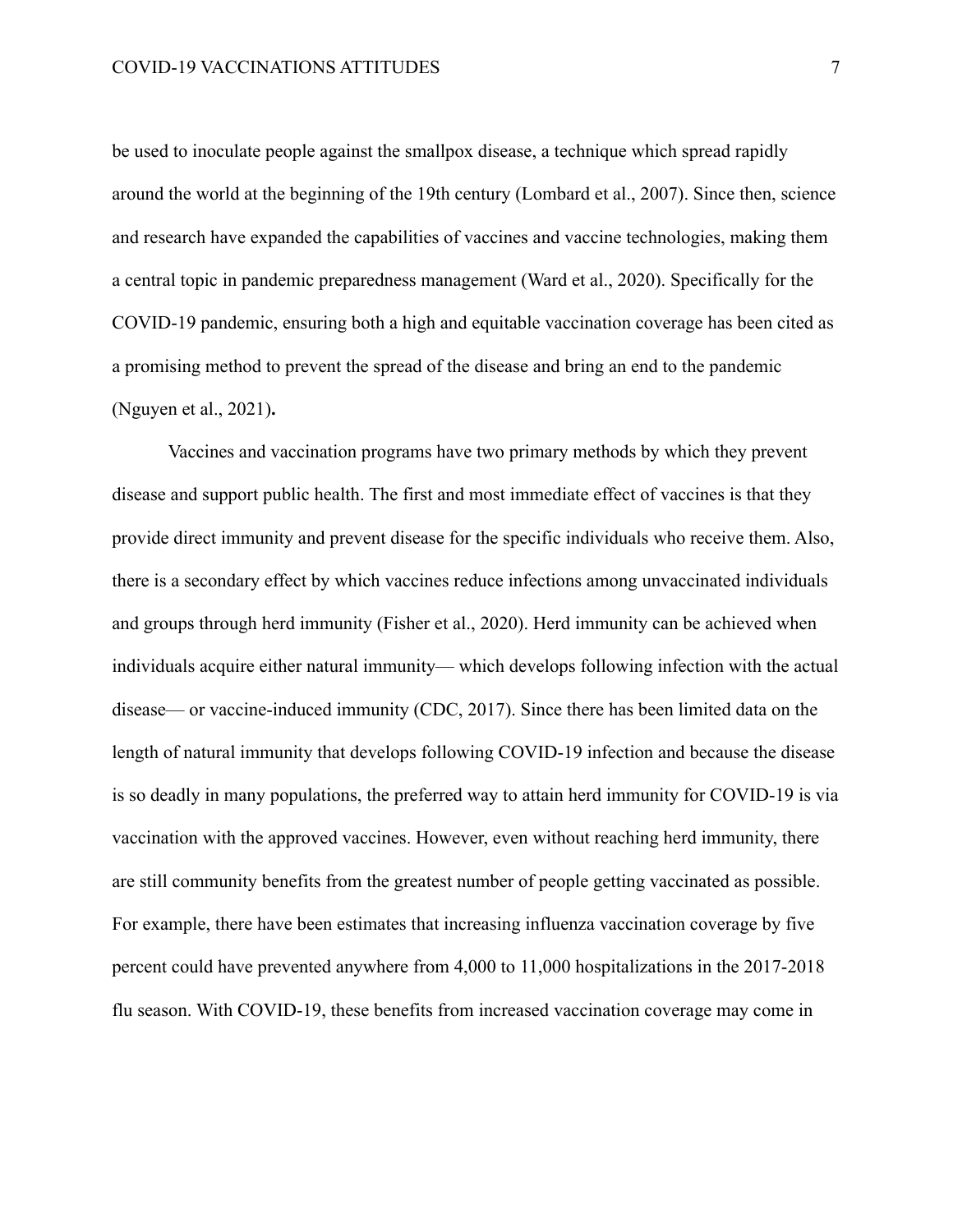be used to inoculate people against the smallpox disease, a technique which spread rapidly around the world at the beginning of the 19th century (Lombard et al., 2007). Since then, science and research have expanded the capabilities of vaccines and vaccine technologies, making them a central topic in pandemic preparedness management (Ward et al., 2020). Specifically for the COVID-19 pandemic, ensuring both a high and equitable vaccination coverage has been cited as a promising method to prevent the spread of the disease and bring an end to the pandemic (Nguyen et al., 2021)**.**

Vaccines and vaccination programs have two primary methods by which they prevent disease and support public health. The first and most immediate effect of vaccines is that they provide direct immunity and prevent disease for the specific individuals who receive them. Also, there is a secondary effect by which vaccines reduce infections among unvaccinated individuals and groups through herd immunity (Fisher et al., 2020). Herd immunity can be achieved when individuals acquire either natural immunity— which develops following infection with the actual disease— or vaccine-induced immunity (CDC, 2017). Since there has been limited data on the length of natural immunity that develops following COVID-19 infection and because the disease is so deadly in many populations, the preferred way to attain herd immunity for COVID-19 is via vaccination with the approved vaccines. However, even without reaching herd immunity, there are still community benefits from the greatest number of people getting vaccinated as possible. For example, there have been estimates that increasing influenza vaccination coverage by five percent could have prevented anywhere from 4,000 to 11,000 hospitalizations in the 2017-2018 flu season. With COVID-19, these benefits from increased vaccination coverage may come in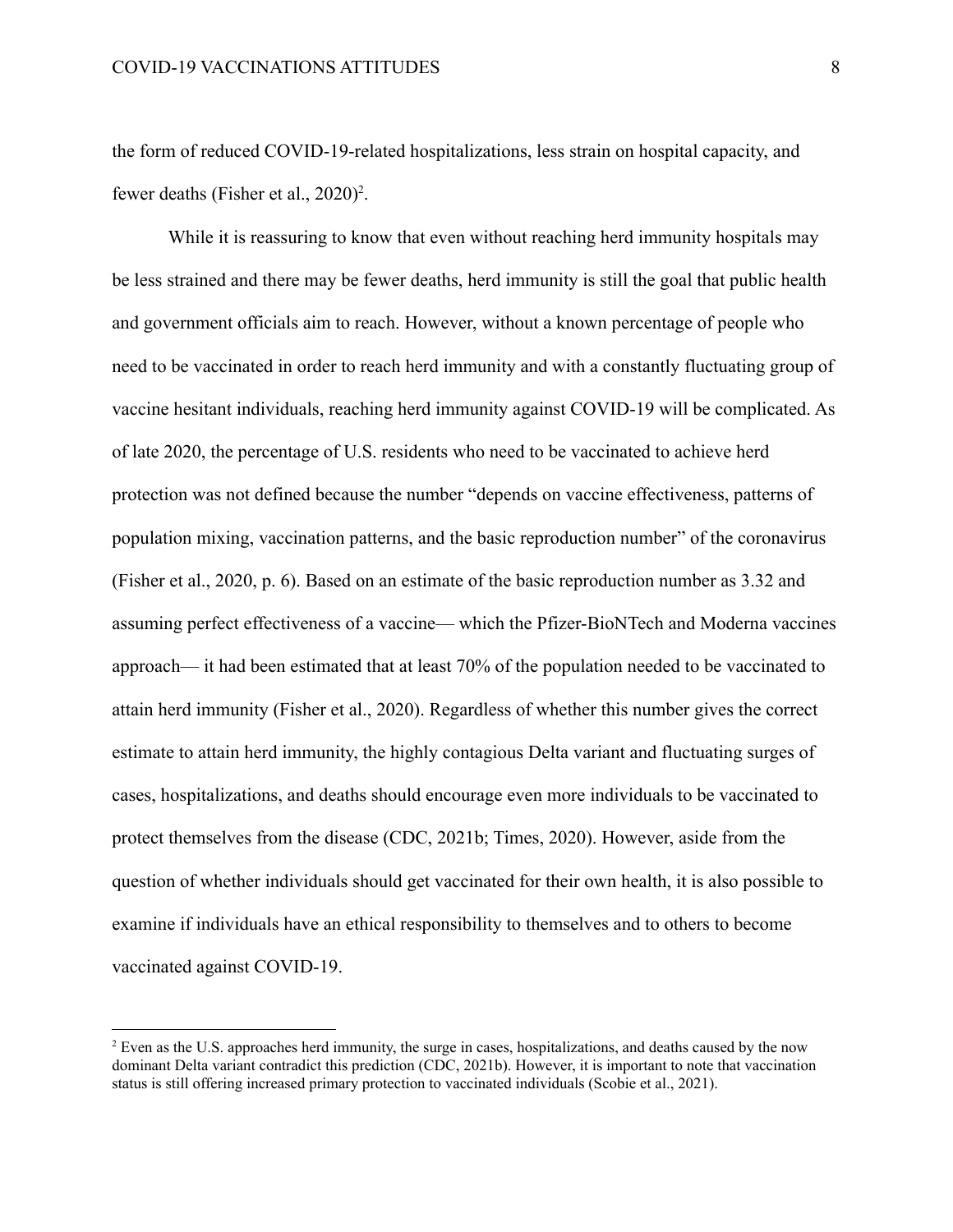the form of reduced COVID-19-related hospitalizations, less strain on hospital capacity, and fewer deaths (Fisher et al., 2020)[2].

While it is reassuring to know that even without reaching herd immunity hospitals may be less strained and there may be fewer deaths, herd immunity is still the goal that public health and government officials aim to reach. However, without a known percentage of people who need to be vaccinated in order to reach herd immunity and with a constantly fluctuating group of vaccine hesitant individuals, reaching herd immunity against COVID-19 will be complicated. As of late 2020, the percentage of U.S. residents who need to be vaccinated to achieve herd protection was not defined because the number "depends on vaccine effectiveness, patterns of population mixing, vaccination patterns, and the basic reproduction number" of the coronavirus (Fisher et al., 2020, p. 6). Based on an estimate of the basic reproduction number as 3.32 and assuming perfect effectiveness of a vaccine— which the Pfizer-BioNTech and Moderna vaccines approach— it had been estimated that at least 70% of the population needed to be vaccinated to attain herd immunity (Fisher et al., 2020). Regardless of whether this number gives the correct estimate to attain herd immunity, the highly contagious Delta variant and fluctuating surges of cases, hospitalizations, and deaths should encourage even more individuals to be vaccinated to protect themselves from the disease (CDC, 2021b; Times, 2020). However, aside from the question of whether individuals should get vaccinated for their own health, it is also possible to examine if individuals have an ethical responsibility to themselves and to others to become vaccinated against COVID-19.

---

[2] Even as the U.S. approaches herd immunity, the surge in cases, hospitalizations, and deaths caused by the now dominant Delta variant contradict this prediction (CDC, 2021b). However, it is important to note that vaccination status is still offering increased primary protection to vaccinated individuals (Scobie et al., 2021).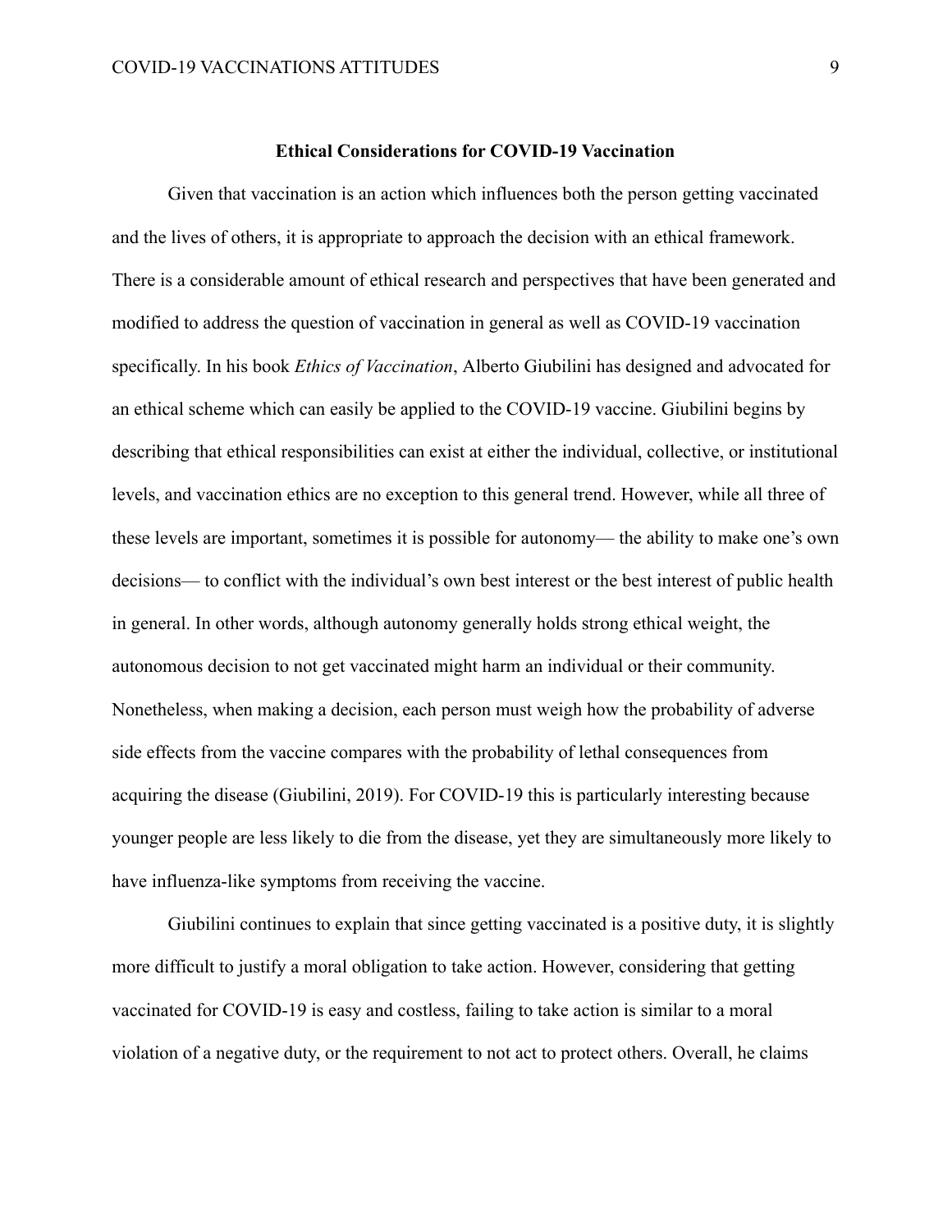## Ethical Considerations for COVID-19 Vaccination

Given that vaccination is an action which influences both the person getting vaccinated and the lives of others, it is appropriate to approach the decision with an ethical framework. There is a considerable amount of ethical research and perspectives that have been generated and modified to address the question of vaccination in general as well as COVID-19 vaccination specifically. In his book *Ethics of Vaccination*, Alberto Giubilini has designed and advocated for an ethical scheme which can easily be applied to the COVID-19 vaccine. Giubilini begins by describing that ethical responsibilities can exist at either the individual, collective, or institutional levels, and vaccination ethics are no exception to this general trend. However, while all three of these levels are important, sometimes it is possible for autonomy— the ability to make one's own decisions— to conflict with the individual's own best interest or the best interest of public health in general. In other words, although autonomy generally holds strong ethical weight, the autonomous decision to not get vaccinated might harm an individual or their community. Nonetheless, when making a decision, each person must weigh how the probability of adverse side effects from the vaccine compares with the probability of lethal consequences from acquiring the disease (Giubilini, 2019). For COVID-19 this is particularly interesting because younger people are less likely to die from the disease, yet they are simultaneously more likely to have influenza-like symptoms from receiving the vaccine.

Giubilini continues to explain that since getting vaccinated is a positive duty, it is slightly more difficult to justify a moral obligation to take action. However, considering that getting vaccinated for COVID-19 is easy and costless, failing to take action is similar to a moral violation of a negative duty, or the requirement to not act to protect others. Overall, he claims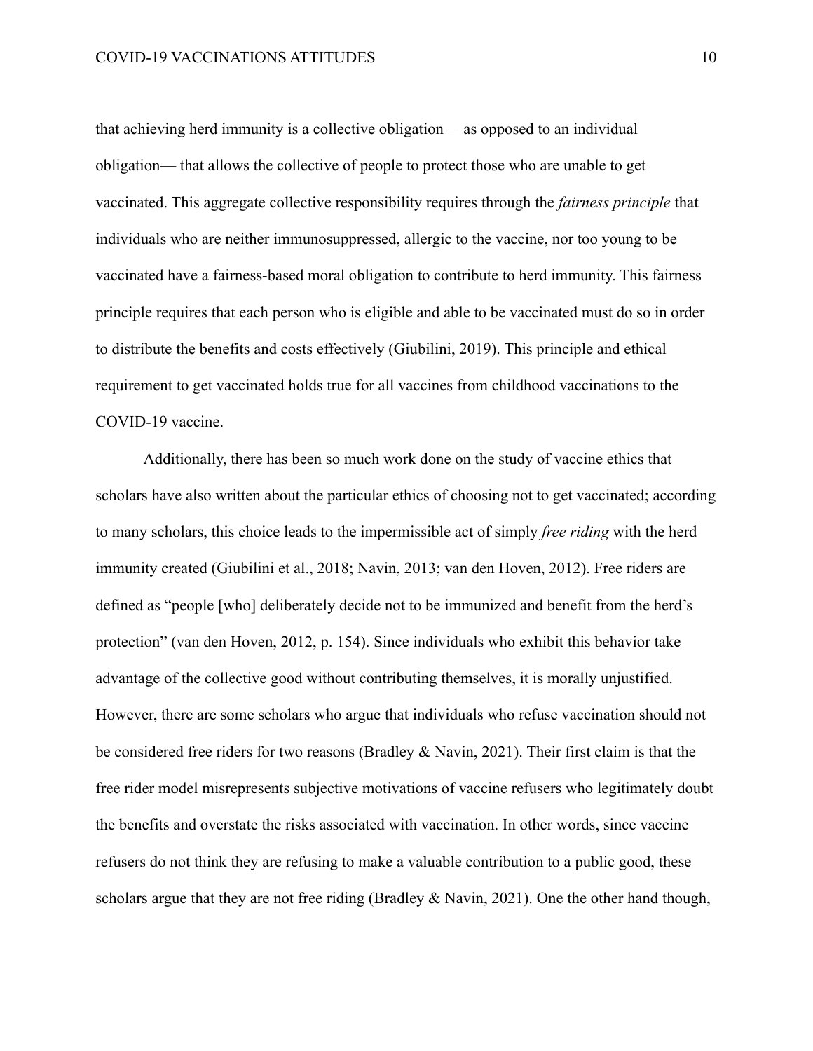that achieving herd immunity is a collective obligation— as opposed to an individual obligation— that allows the collective of people to protect those who are unable to get vaccinated. This aggregate collective responsibility requires through the *fairness principle* that individuals who are neither immunosuppressed, allergic to the vaccine, nor too young to be vaccinated have a fairness-based moral obligation to contribute to herd immunity. This fairness principle requires that each person who is eligible and able to be vaccinated must do so in order to distribute the benefits and costs effectively (Giubilini, 2019). This principle and ethical requirement to get vaccinated holds true for all vaccines from childhood vaccinations to the COVID-19 vaccine.

Additionally, there has been so much work done on the study of vaccine ethics that scholars have also written about the particular ethics of choosing not to get vaccinated; according to many scholars, this choice leads to the impermissible act of simply *free riding* with the herd immunity created (Giubilini et al., 2018; Navin, 2013; van den Hoven, 2012). Free riders are defined as "people [who] deliberately decide not to be immunized and benefit from the herd's protection" (van den Hoven, 2012, p. 154). Since individuals who exhibit this behavior take advantage of the collective good without contributing themselves, it is morally unjustified. However, there are some scholars who argue that individuals who refuse vaccination should not be considered free riders for two reasons (Bradley & Navin, 2021). Their first claim is that the free rider model misrepresents subjective motivations of vaccine refusers who legitimately doubt the benefits and overstate the risks associated with vaccination. In other words, since vaccine refusers do not think they are refusing to make a valuable contribution to a public good, these scholars argue that they are not free riding (Bradley & Navin, 2021). One the other hand though,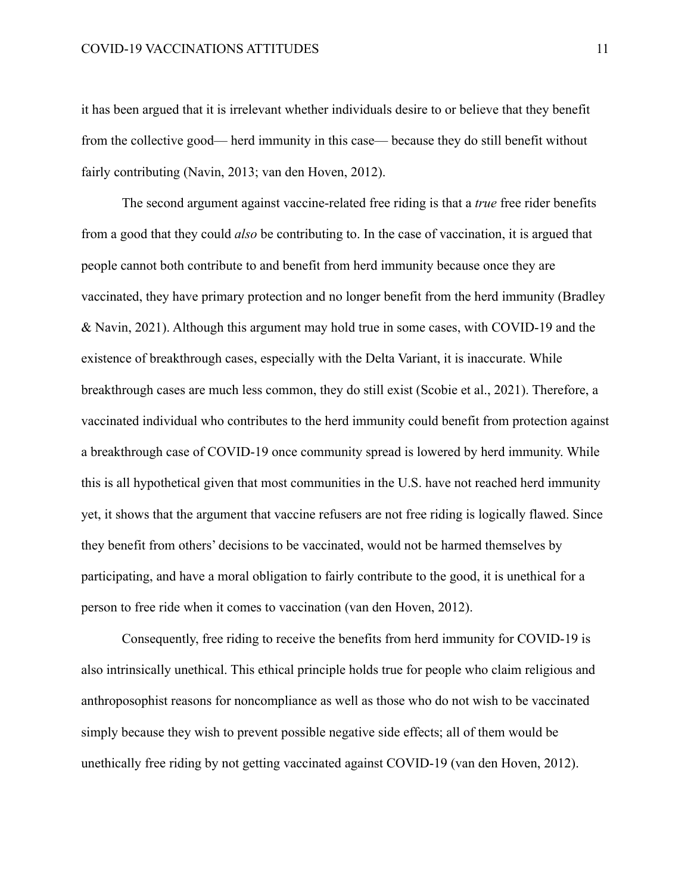it has been argued that it is irrelevant whether individuals desire to or believe that they benefit from the collective good— herd immunity in this case— because they do still benefit without fairly contributing (Navin, 2013; van den Hoven, 2012).

The second argument against vaccine-related free riding is that a *true* free rider benefits from a good that they could *also* be contributing to. In the case of vaccination, it is argued that people cannot both contribute to and benefit from herd immunity because once they are vaccinated, they have primary protection and no longer benefit from the herd immunity (Bradley & Navin, 2021). Although this argument may hold true in some cases, with COVID-19 and the existence of breakthrough cases, especially with the Delta Variant, it is inaccurate. While breakthrough cases are much less common, they do still exist (Scobie et al., 2021). Therefore, a vaccinated individual who contributes to the herd immunity could benefit from protection against a breakthrough case of COVID-19 once community spread is lowered by herd immunity. While this is all hypothetical given that most communities in the U.S. have not reached herd immunity yet, it shows that the argument that vaccine refusers are not free riding is logically flawed. Since they benefit from others' decisions to be vaccinated, would not be harmed themselves by participating, and have a moral obligation to fairly contribute to the good, it is unethical for a person to free ride when it comes to vaccination (van den Hoven, 2012).

Consequently, free riding to receive the benefits from herd immunity for COVID-19 is also intrinsically unethical. This ethical principle holds true for people who claim religious and anthroposophist reasons for noncompliance as well as those who do not wish to be vaccinated simply because they wish to prevent possible negative side effects; all of them would be unethically free riding by not getting vaccinated against COVID-19 (van den Hoven, 2012).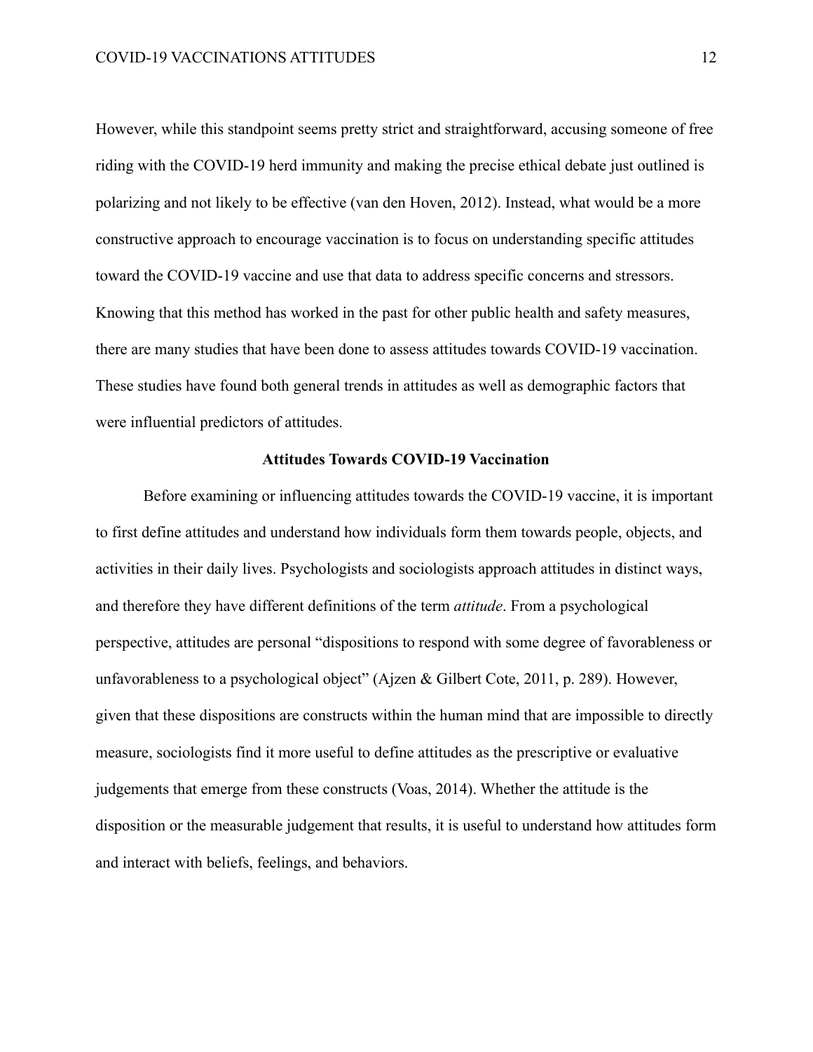However, while this standpoint seems pretty strict and straightforward, accusing someone of free riding with the COVID-19 herd immunity and making the precise ethical debate just outlined is polarizing and not likely to be effective (van den Hoven, 2012). Instead, what would be a more constructive approach to encourage vaccination is to focus on understanding specific attitudes toward the COVID-19 vaccine and use that data to address specific concerns and stressors. Knowing that this method has worked in the past for other public health and safety measures, there are many studies that have been done to assess attitudes towards COVID-19 vaccination. These studies have found both general trends in attitudes as well as demographic factors that were influential predictors of attitudes.

## Attitudes Towards COVID-19 Vaccination

Before examining or influencing attitudes towards the COVID-19 vaccine, it is important to first define attitudes and understand how individuals form them towards people, objects, and activities in their daily lives. Psychologists and sociologists approach attitudes in distinct ways, and therefore they have different definitions of the term *attitude*. From a psychological perspective, attitudes are personal "dispositions to respond with some degree of favorableness or unfavorableness to a psychological object" (Ajzen & Gilbert Cote, 2011, p. 289). However, given that these dispositions are constructs within the human mind that are impossible to directly measure, sociologists find it more useful to define attitudes as the prescriptive or evaluative judgements that emerge from these constructs (Voas, 2014). Whether the attitude is the disposition or the measurable judgement that results, it is useful to understand how attitudes form and interact with beliefs, feelings, and behaviors.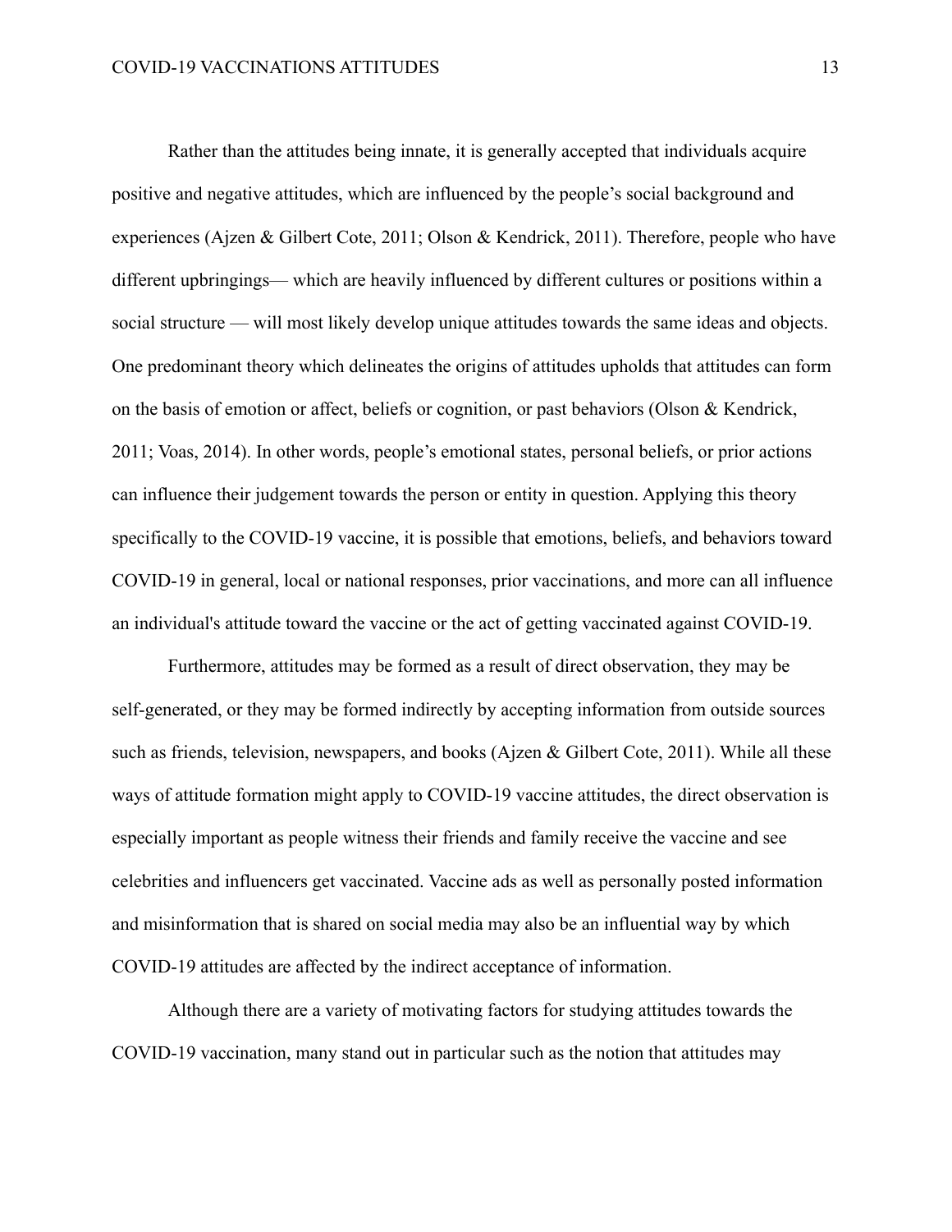Rather than the attitudes being innate, it is generally accepted that individuals acquire positive and negative attitudes, which are influenced by the people's social background and experiences (Ajzen & Gilbert Cote, 2011; Olson & Kendrick, 2011). Therefore, people who have different upbringings— which are heavily influenced by different cultures or positions within a social structure — will most likely develop unique attitudes towards the same ideas and objects. One predominant theory which delineates the origins of attitudes upholds that attitudes can form on the basis of emotion or affect, beliefs or cognition, or past behaviors (Olson & Kendrick, 2011; Voas, 2014). In other words, people's emotional states, personal beliefs, or prior actions can influence their judgement towards the person or entity in question. Applying this theory specifically to the COVID-19 vaccine, it is possible that emotions, beliefs, and behaviors toward COVID-19 in general, local or national responses, prior vaccinations, and more can all influence an individual's attitude toward the vaccine or the act of getting vaccinated against COVID-19.

Furthermore, attitudes may be formed as a result of direct observation, they may be self-generated, or they may be formed indirectly by accepting information from outside sources such as friends, television, newspapers, and books (Ajzen & Gilbert Cote, 2011). While all these ways of attitude formation might apply to COVID-19 vaccine attitudes, the direct observation is especially important as people witness their friends and family receive the vaccine and see celebrities and influencers get vaccinated. Vaccine ads as well as personally posted information and misinformation that is shared on social media may also be an influential way by which COVID-19 attitudes are affected by the indirect acceptance of information.

Although there are a variety of motivating factors for studying attitudes towards the COVID-19 vaccination, many stand out in particular such as the notion that attitudes may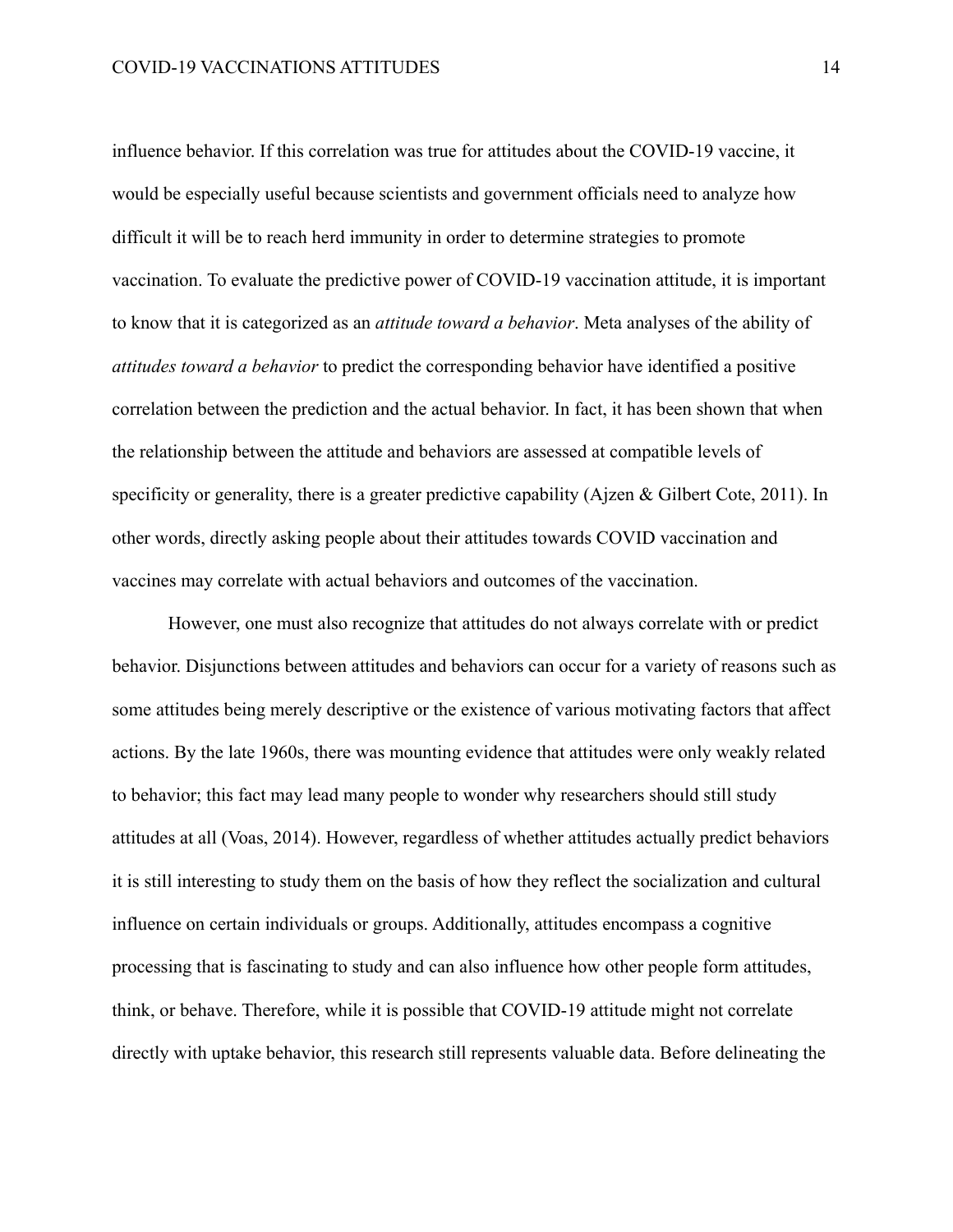influence behavior. If this correlation was true for attitudes about the COVID-19 vaccine, it would be especially useful because scientists and government officials need to analyze how difficult it will be to reach herd immunity in order to determine strategies to promote vaccination. To evaluate the predictive power of COVID-19 vaccination attitude, it is important to know that it is categorized as an *attitude toward a behavior*. Meta analyses of the ability of *attitudes toward a behavior* to predict the corresponding behavior have identified a positive correlation between the prediction and the actual behavior. In fact, it has been shown that when the relationship between the attitude and behaviors are assessed at compatible levels of specificity or generality, there is a greater predictive capability (Ajzen & Gilbert Cote, 2011). In other words, directly asking people about their attitudes towards COVID vaccination and vaccines may correlate with actual behaviors and outcomes of the vaccination.

However, one must also recognize that attitudes do not always correlate with or predict behavior. Disjunctions between attitudes and behaviors can occur for a variety of reasons such as some attitudes being merely descriptive or the existence of various motivating factors that affect actions. By the late 1960s, there was mounting evidence that attitudes were only weakly related to behavior; this fact may lead many people to wonder why researchers should still study attitudes at all (Voas, 2014). However, regardless of whether attitudes actually predict behaviors it is still interesting to study them on the basis of how they reflect the socialization and cultural influence on certain individuals or groups. Additionally, attitudes encompass a cognitive processing that is fascinating to study and can also influence how other people form attitudes, think, or behave. Therefore, while it is possible that COVID-19 attitude might not correlate directly with uptake behavior, this research still represents valuable data. Before delineating the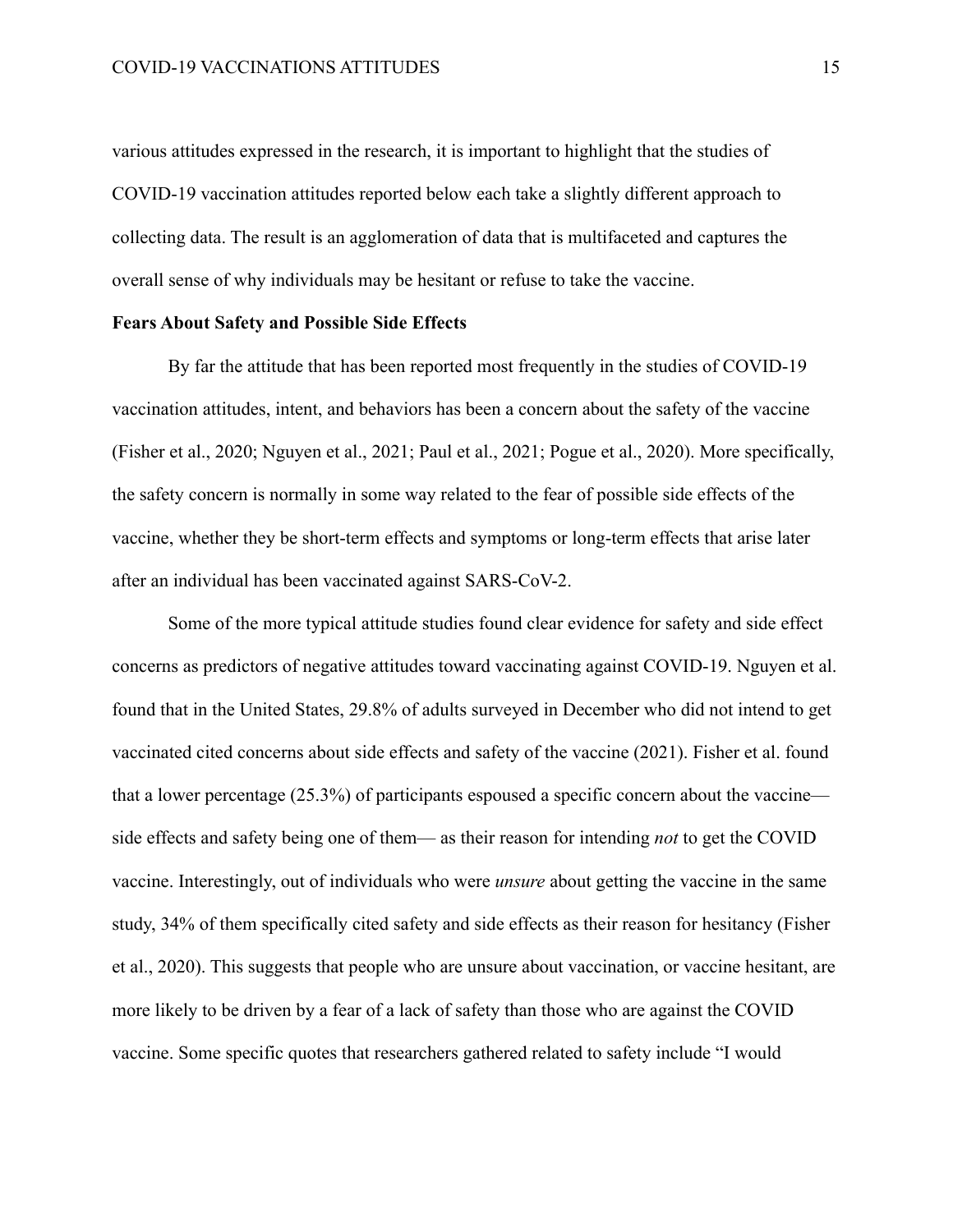various attitudes expressed in the research, it is important to highlight that the studies of COVID-19 vaccination attitudes reported below each take a slightly different approach to collecting data. The result is an agglomeration of data that is multifaceted and captures the overall sense of why individuals may be hesitant or refuse to take the vaccine.

**Fears About Safety and Possible Side Effects**

By far the attitude that has been reported most frequently in the studies of COVID-19 vaccination attitudes, intent, and behaviors has been a concern about the safety of the vaccine (Fisher et al., 2020; Nguyen et al., 2021; Paul et al., 2021; Pogue et al., 2020). More specifically, the safety concern is normally in some way related to the fear of possible side effects of the vaccine, whether they be short-term effects and symptoms or long-term effects that arise later after an individual has been vaccinated against SARS-CoV-2.

Some of the more typical attitude studies found clear evidence for safety and side effect concerns as predictors of negative attitudes toward vaccinating against COVID-19. Nguyen et al. found that in the United States, 29.8% of adults surveyed in December who did not intend to get vaccinated cited concerns about side effects and safety of the vaccine (2021). Fisher et al. found that a lower percentage (25.3%) of participants espoused a specific concern about the vaccine— side effects and safety being one of them— as their reason for intending *not* to get the COVID vaccine. Interestingly, out of individuals who were *unsure* about getting the vaccine in the same study, 34% of them specifically cited safety and side effects as their reason for hesitancy (Fisher et al., 2020). This suggests that people who are unsure about vaccination, or vaccine hesitant, are more likely to be driven by a fear of a lack of safety than those who are against the COVID vaccine. Some specific quotes that researchers gathered related to safety include “I would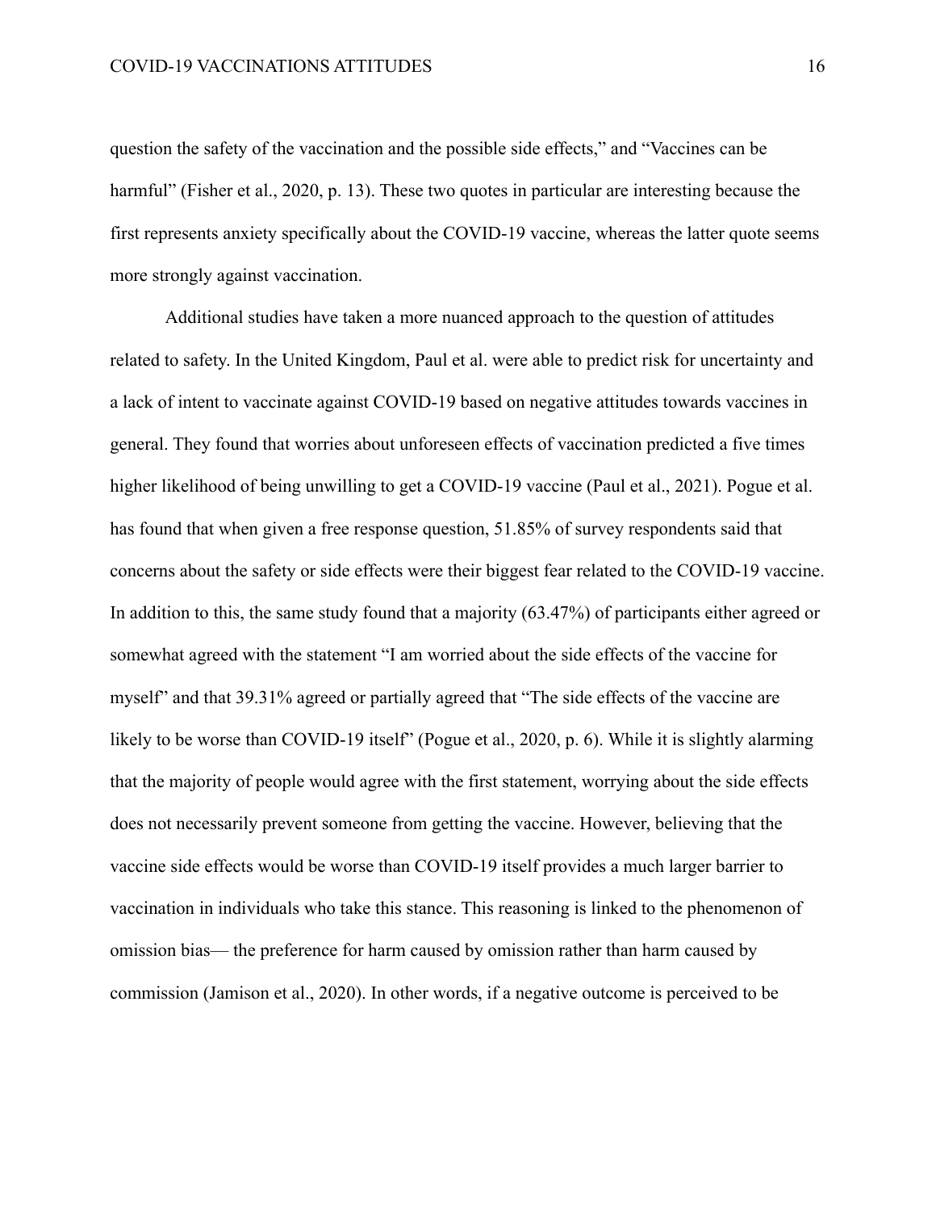question the safety of the vaccination and the possible side effects," and "Vaccines can be harmful" (Fisher et al., 2020, p. 13). These two quotes in particular are interesting because the first represents anxiety specifically about the COVID-19 vaccine, whereas the latter quote seems more strongly against vaccination.

Additional studies have taken a more nuanced approach to the question of attitudes related to safety. In the United Kingdom, Paul et al. were able to predict risk for uncertainty and a lack of intent to vaccinate against COVID-19 based on negative attitudes towards vaccines in general. They found that worries about unforeseen effects of vaccination predicted a five times higher likelihood of being unwilling to get a COVID-19 vaccine (Paul et al., 2021). Pogue et al. has found that when given a free response question, 51.85% of survey respondents said that concerns about the safety or side effects were their biggest fear related to the COVID-19 vaccine. In addition to this, the same study found that a majority (63.47%) of participants either agreed or somewhat agreed with the statement "I am worried about the side effects of the vaccine for myself" and that 39.31% agreed or partially agreed that "The side effects of the vaccine are likely to be worse than COVID-19 itself" (Pogue et al., 2020, p. 6). While it is slightly alarming that the majority of people would agree with the first statement, worrying about the side effects does not necessarily prevent someone from getting the vaccine. However, believing that the vaccine side effects would be worse than COVID-19 itself provides a much larger barrier to vaccination in individuals who take this stance. This reasoning is linked to the phenomenon of omission bias— the preference for harm caused by omission rather than harm caused by commission (Jamison et al., 2020). In other words, if a negative outcome is perceived to be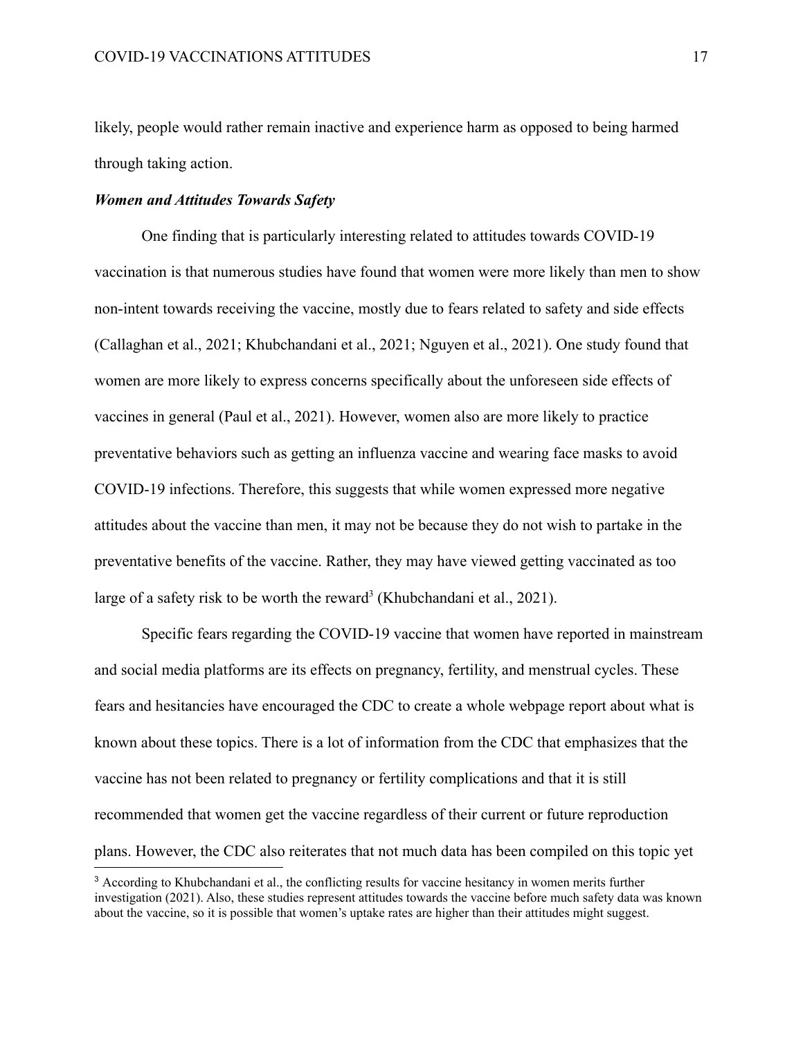likely, people would rather remain inactive and experience harm as opposed to being harmed through taking action.

### ***Women and Attitudes Towards Safety***

One finding that is particularly interesting related to attitudes towards COVID-19 vaccination is that numerous studies have found that women were more likely than men to show non-intent towards receiving the vaccine, mostly due to fears related to safety and side effects (Callaghan et al., 2021; Khubchandani et al., 2021; Nguyen et al., 2021). One study found that women are more likely to express concerns specifically about the unforeseen side effects of vaccines in general (Paul et al., 2021). However, women also are more likely to practice preventative behaviors such as getting an influenza vaccine and wearing face masks to avoid COVID-19 infections. Therefore, this suggests that while women expressed more negative attitudes about the vaccine than men, it may not be because they do not wish to partake in the preventative benefits of the vaccine. Rather, they may have viewed getting vaccinated as too large of a safety risk to be worth the reward[3] (Khubchandani et al., 2021).

Specific fears regarding the COVID-19 vaccine that women have reported in mainstream and social media platforms are its effects on pregnancy, fertility, and menstrual cycles. These fears and hesitancies have encouraged the CDC to create a whole webpage report about what is known about these topics. There is a lot of information from the CDC that emphasizes that the vaccine has not been related to pregnancy or fertility complications and that it is still recommended that women get the vaccine regardless of their current or future reproduction plans. However, the CDC also reiterates that not much data has been compiled on this topic yet

[3] According to Khubchandani et al., the conflicting results for vaccine hesitancy in women merits further investigation (2021). Also, these studies represent attitudes towards the vaccine before much safety data was known about the vaccine, so it is possible that women's uptake rates are higher than their attitudes might suggest.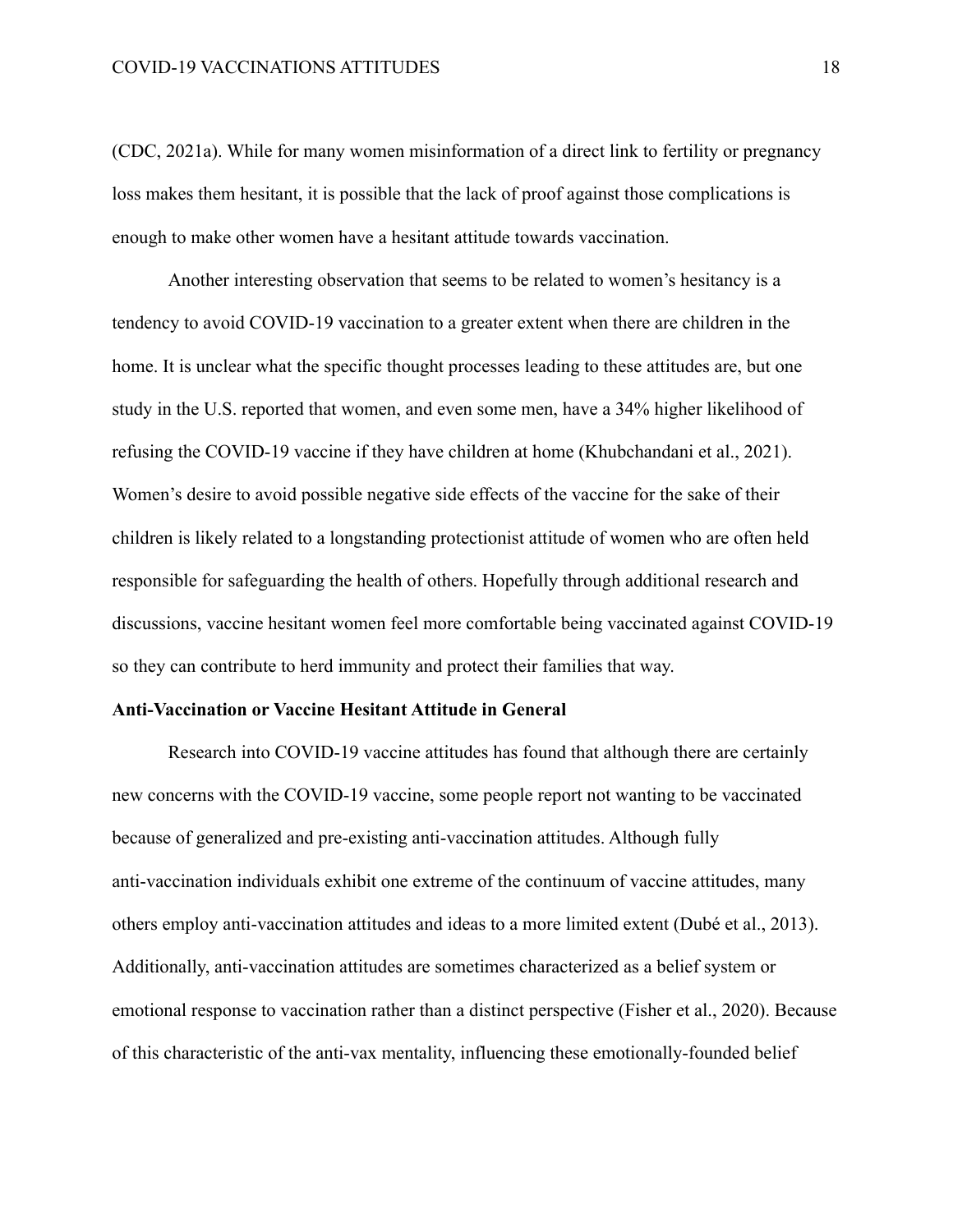(CDC, 2021a). While for many women misinformation of a direct link to fertility or pregnancy loss makes them hesitant, it is possible that the lack of proof against those complications is enough to make other women have a hesitant attitude towards vaccination.

Another interesting observation that seems to be related to women's hesitancy is a tendency to avoid COVID-19 vaccination to a greater extent when there are children in the home. It is unclear what the specific thought processes leading to these attitudes are, but one study in the U.S. reported that women, and even some men, have a 34% higher likelihood of refusing the COVID-19 vaccine if they have children at home (Khubchandani et al., 2021). Women's desire to avoid possible negative side effects of the vaccine for the sake of their children is likely related to a longstanding protectionist attitude of women who are often held responsible for safeguarding the health of others. Hopefully through additional research and discussions, vaccine hesitant women feel more comfortable being vaccinated against COVID-19 so they can contribute to herd immunity and protect their families that way.

**Anti-Vaccination or Vaccine Hesitant Attitude in General**

Research into COVID-19 vaccine attitudes has found that although there are certainly new concerns with the COVID-19 vaccine, some people report not wanting to be vaccinated because of generalized and pre-existing anti-vaccination attitudes. Although fully anti-vaccination individuals exhibit one extreme of the continuum of vaccine attitudes, many others employ anti-vaccination attitudes and ideas to a more limited extent (Dubé et al., 2013). Additionally, anti-vaccination attitudes are sometimes characterized as a belief system or emotional response to vaccination rather than a distinct perspective (Fisher et al., 2020). Because of this characteristic of the anti-vax mentality, influencing these emotionally-founded belief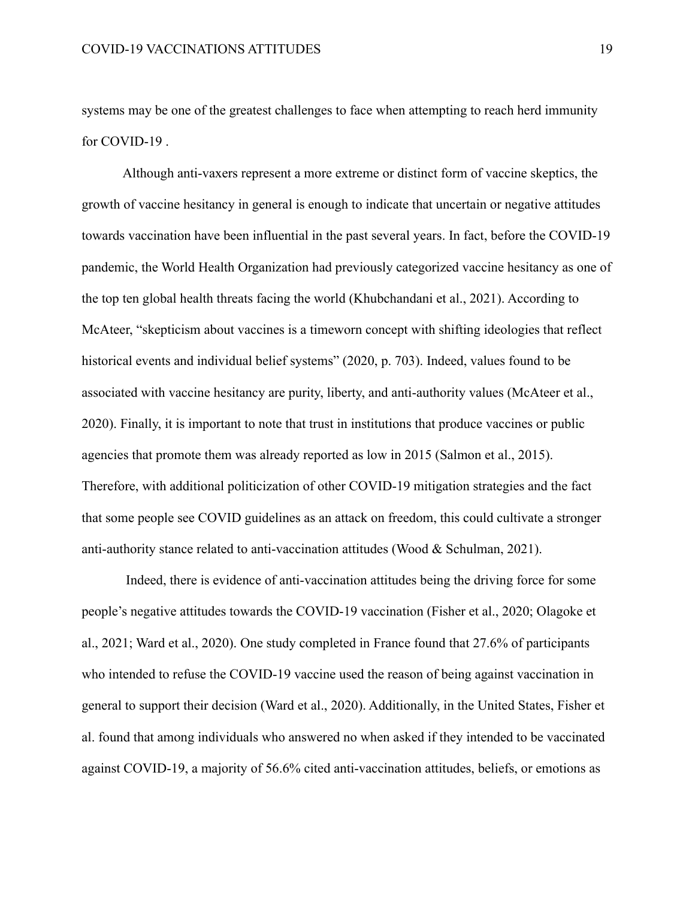systems may be one of the greatest challenges to face when attempting to reach herd immunity for COVID-19 .

Although anti-vaxers represent a more extreme or distinct form of vaccine skeptics, the growth of vaccine hesitancy in general is enough to indicate that uncertain or negative attitudes towards vaccination have been influential in the past several years. In fact, before the COVID-19 pandemic, the World Health Organization had previously categorized vaccine hesitancy as one of the top ten global health threats facing the world (Khubchandani et al., 2021). According to McAteer, "skepticism about vaccines is a timeworn concept with shifting ideologies that reflect historical events and individual belief systems" (2020, p. 703). Indeed, values found to be associated with vaccine hesitancy are purity, liberty, and anti-authority values (McAteer et al., 2020). Finally, it is important to note that trust in institutions that produce vaccines or public agencies that promote them was already reported as low in 2015 (Salmon et al., 2015). Therefore, with additional politicization of other COVID-19 mitigation strategies and the fact that some people see COVID guidelines as an attack on freedom, this could cultivate a stronger anti-authority stance related to anti-vaccination attitudes (Wood & Schulman, 2021).

Indeed, there is evidence of anti-vaccination attitudes being the driving force for some people's negative attitudes towards the COVID-19 vaccination (Fisher et al., 2020; Olagoke et al., 2021; Ward et al., 2020). One study completed in France found that 27.6% of participants who intended to refuse the COVID-19 vaccine used the reason of being against vaccination in general to support their decision (Ward et al., 2020). Additionally, in the United States, Fisher et al. found that among individuals who answered no when asked if they intended to be vaccinated against COVID-19, a majority of 56.6% cited anti-vaccination attitudes, beliefs, or emotions as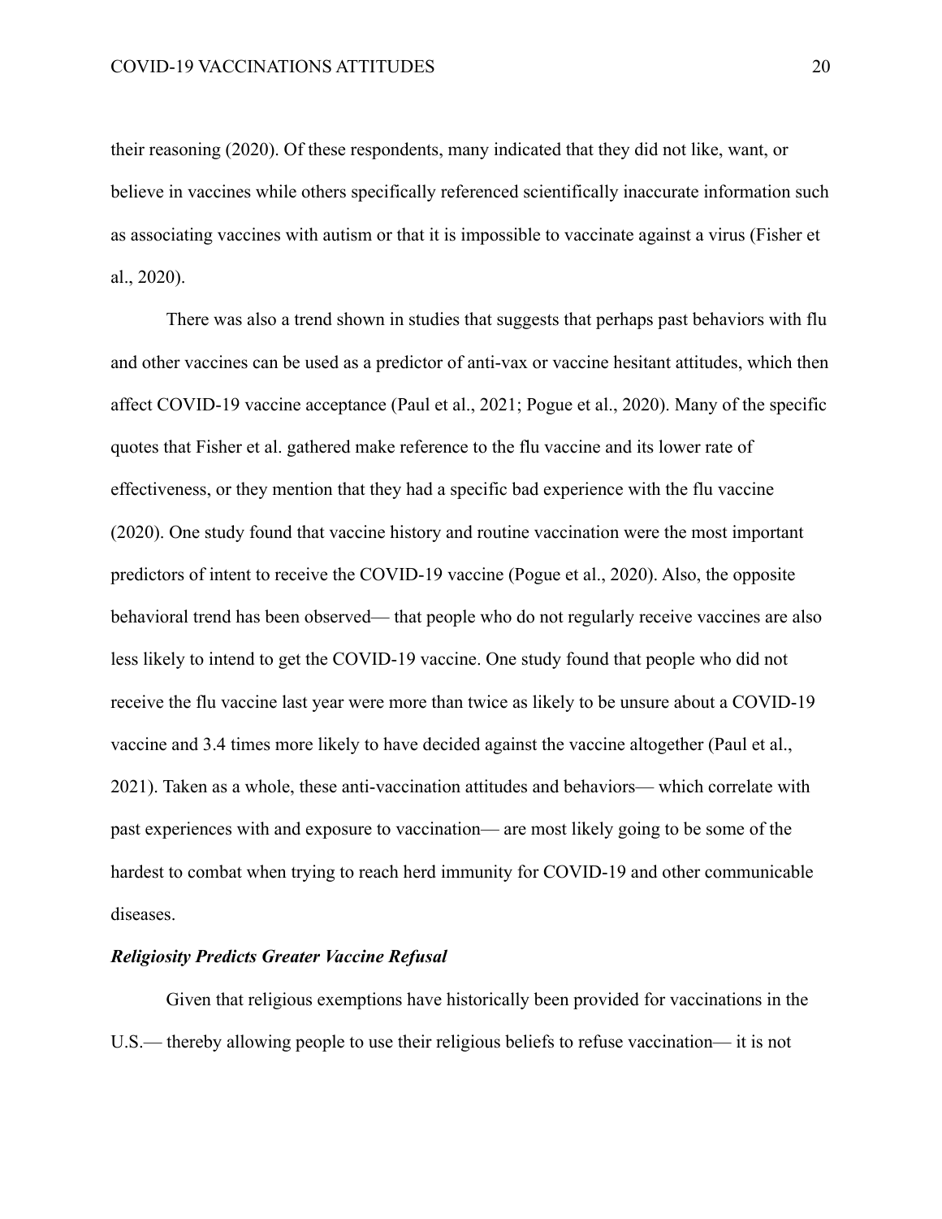their reasoning (2020). Of these respondents, many indicated that they did not like, want, or believe in vaccines while others specifically referenced scientifically inaccurate information such as associating vaccines with autism or that it is impossible to vaccinate against a virus (Fisher et al., 2020).

There was also a trend shown in studies that suggests that perhaps past behaviors with flu and other vaccines can be used as a predictor of anti-vax or vaccine hesitant attitudes, which then affect COVID-19 vaccine acceptance (Paul et al., 2021; Pogue et al., 2020). Many of the specific quotes that Fisher et al. gathered make reference to the flu vaccine and its lower rate of effectiveness, or they mention that they had a specific bad experience with the flu vaccine (2020). One study found that vaccine history and routine vaccination were the most important predictors of intent to receive the COVID-19 vaccine (Pogue et al., 2020). Also, the opposite behavioral trend has been observed— that people who do not regularly receive vaccines are also less likely to intend to get the COVID-19 vaccine. One study found that people who did not receive the flu vaccine last year were more than twice as likely to be unsure about a COVID-19 vaccine and 3.4 times more likely to have decided against the vaccine altogether (Paul et al., 2021). Taken as a whole, these anti-vaccination attitudes and behaviors— which correlate with past experiences with and exposure to vaccination— are most likely going to be some of the hardest to combat when trying to reach herd immunity for COVID-19 and other communicable diseases.

***Religiosity Predicts Greater Vaccine Refusal***

Given that religious exemptions have historically been provided for vaccinations in the U.S.— thereby allowing people to use their religious beliefs to refuse vaccination— it is not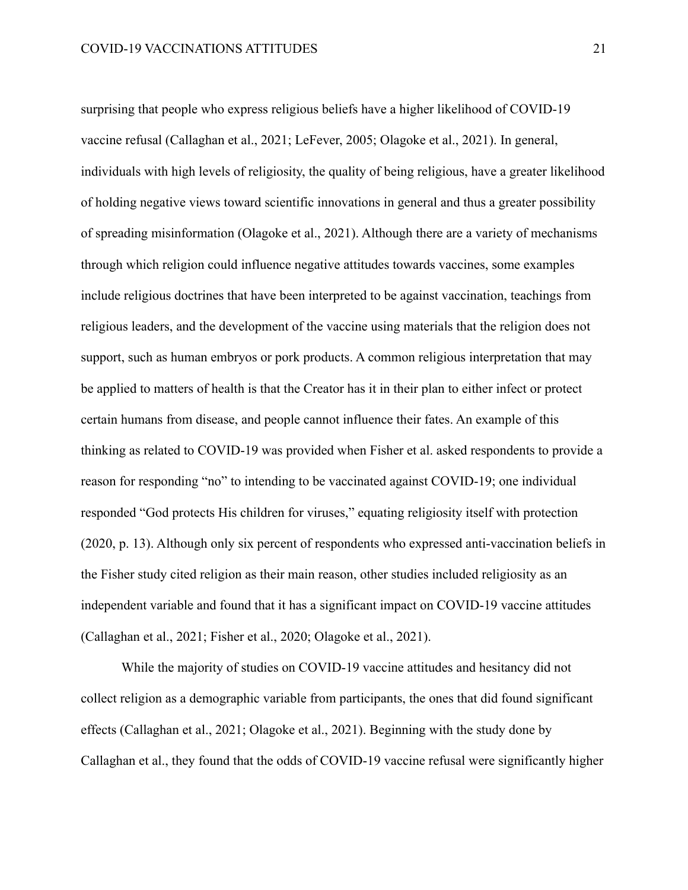surprising that people who express religious beliefs have a higher likelihood of COVID-19 vaccine refusal (Callaghan et al., 2021; LeFever, 2005; Olagoke et al., 2021). In general, individuals with high levels of religiosity, the quality of being religious, have a greater likelihood of holding negative views toward scientific innovations in general and thus a greater possibility of spreading misinformation (Olagoke et al., 2021). Although there are a variety of mechanisms through which religion could influence negative attitudes towards vaccines, some examples include religious doctrines that have been interpreted to be against vaccination, teachings from religious leaders, and the development of the vaccine using materials that the religion does not support, such as human embryos or pork products. A common religious interpretation that may be applied to matters of health is that the Creator has it in their plan to either infect or protect certain humans from disease, and people cannot influence their fates. An example of this thinking as related to COVID-19 was provided when Fisher et al. asked respondents to provide a reason for responding "no" to intending to be vaccinated against COVID-19; one individual responded "God protects His children for viruses," equating religiosity itself with protection (2020, p. 13). Although only six percent of respondents who expressed anti-vaccination beliefs in the Fisher study cited religion as their main reason, other studies included religiosity as an independent variable and found that it has a significant impact on COVID-19 vaccine attitudes (Callaghan et al., 2021; Fisher et al., 2020; Olagoke et al., 2021).

While the majority of studies on COVID-19 vaccine attitudes and hesitancy did not collect religion as a demographic variable from participants, the ones that did found significant effects (Callaghan et al., 2021; Olagoke et al., 2021). Beginning with the study done by Callaghan et al., they found that the odds of COVID-19 vaccine refusal were significantly higher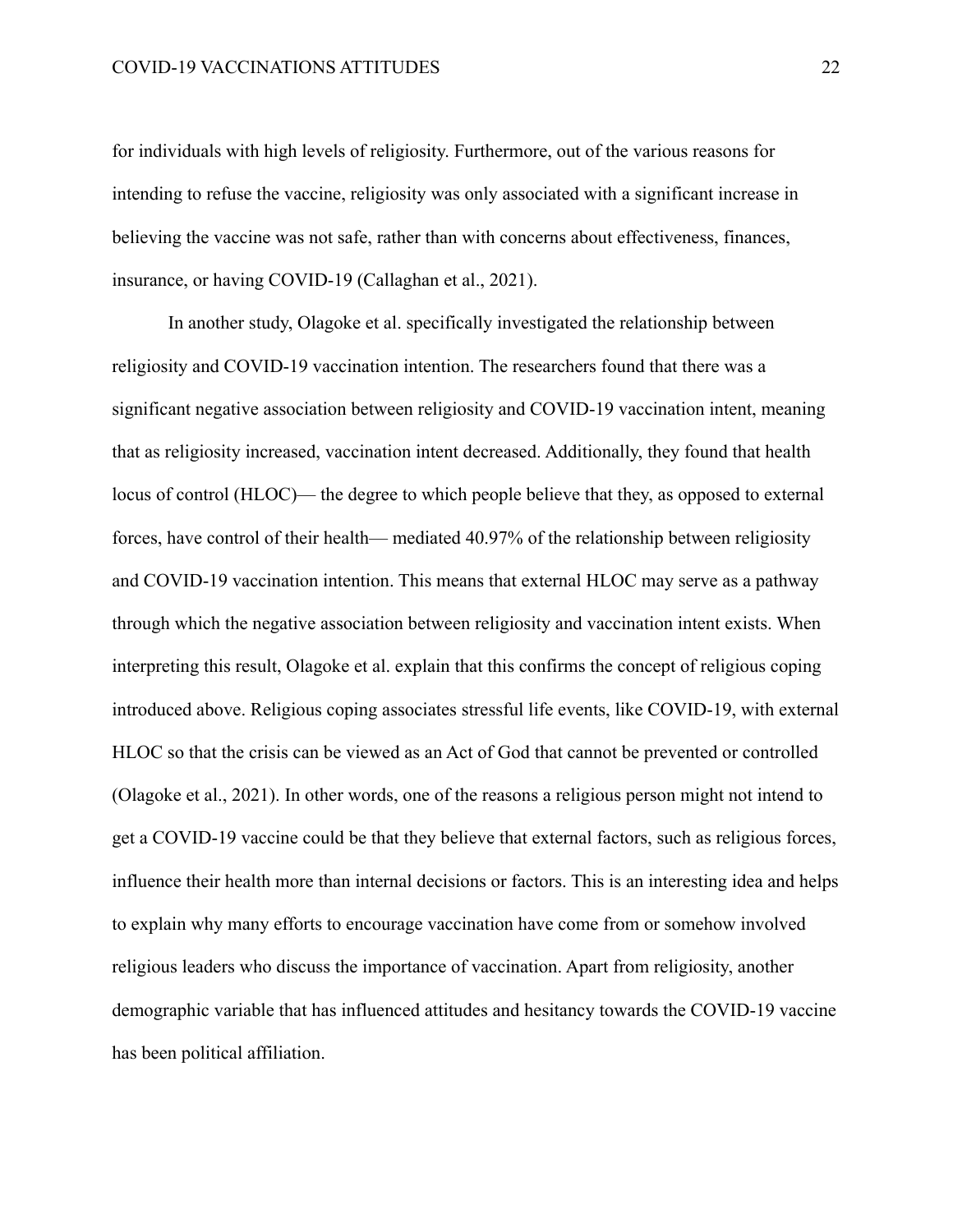for individuals with high levels of religiosity. Furthermore, out of the various reasons for intending to refuse the vaccine, religiosity was only associated with a significant increase in believing the vaccine was not safe, rather than with concerns about effectiveness, finances, insurance, or having COVID-19 (Callaghan et al., 2021).

In another study, Olagoke et al. specifically investigated the relationship between religiosity and COVID-19 vaccination intention. The researchers found that there was a significant negative association between religiosity and COVID-19 vaccination intent, meaning that as religiosity increased, vaccination intent decreased. Additionally, they found that health locus of control (HLOC)— the degree to which people believe that they, as opposed to external forces, have control of their health— mediated 40.97% of the relationship between religiosity and COVID-19 vaccination intention. This means that external HLOC may serve as a pathway through which the negative association between religiosity and vaccination intent exists. When interpreting this result, Olagoke et al. explain that this confirms the concept of religious coping introduced above. Religious coping associates stressful life events, like COVID-19, with external HLOC so that the crisis can be viewed as an Act of God that cannot be prevented or controlled (Olagoke et al., 2021). In other words, one of the reasons a religious person might not intend to get a COVID-19 vaccine could be that they believe that external factors, such as religious forces, influence their health more than internal decisions or factors. This is an interesting idea and helps to explain why many efforts to encourage vaccination have come from or somehow involved religious leaders who discuss the importance of vaccination. Apart from religiosity, another demographic variable that has influenced attitudes and hesitancy towards the COVID-19 vaccine has been political affiliation.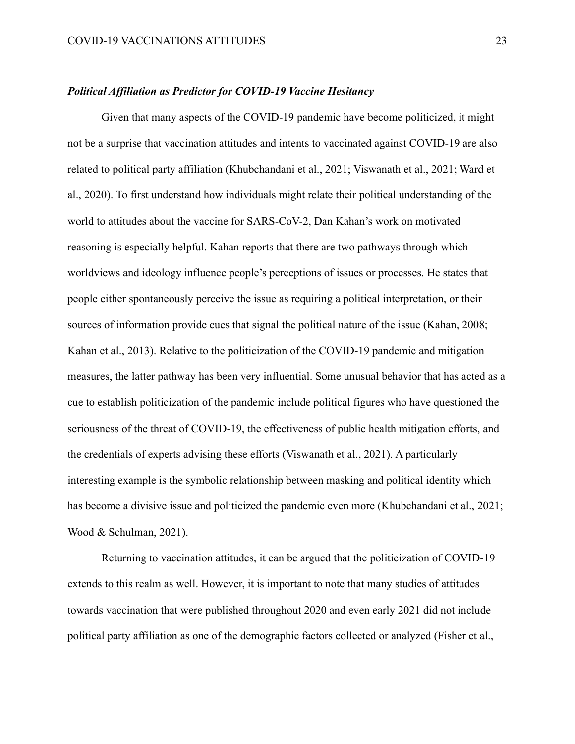### ***Political Affiliation as Predictor for COVID-19 Vaccine Hesitancy***

Given that many aspects of the COVID-19 pandemic have become politicized, it might not be a surprise that vaccination attitudes and intents to vaccinated against COVID-19 are also related to political party affiliation (Khubchandani et al., 2021; Viswanath et al., 2021; Ward et al., 2020). To first understand how individuals might relate their political understanding of the world to attitudes about the vaccine for SARS-CoV-2, Dan Kahan's work on motivated reasoning is especially helpful. Kahan reports that there are two pathways through which worldviews and ideology influence people's perceptions of issues or processes. He states that people either spontaneously perceive the issue as requiring a political interpretation, or their sources of information provide cues that signal the political nature of the issue (Kahan, 2008; Kahan et al., 2013). Relative to the politicization of the COVID-19 pandemic and mitigation measures, the latter pathway has been very influential. Some unusual behavior that has acted as a cue to establish politicization of the pandemic include political figures who have questioned the seriousness of the threat of COVID-19, the effectiveness of public health mitigation efforts, and the credentials of experts advising these efforts (Viswanath et al., 2021). A particularly interesting example is the symbolic relationship between masking and political identity which has become a divisive issue and politicized the pandemic even more (Khubchandani et al., 2021; Wood & Schulman, 2021).

Returning to vaccination attitudes, it can be argued that the politicization of COVID-19 extends to this realm as well. However, it is important to note that many studies of attitudes towards vaccination that were published throughout 2020 and even early 2021 did not include political party affiliation as one of the demographic factors collected or analyzed (Fisher et al.,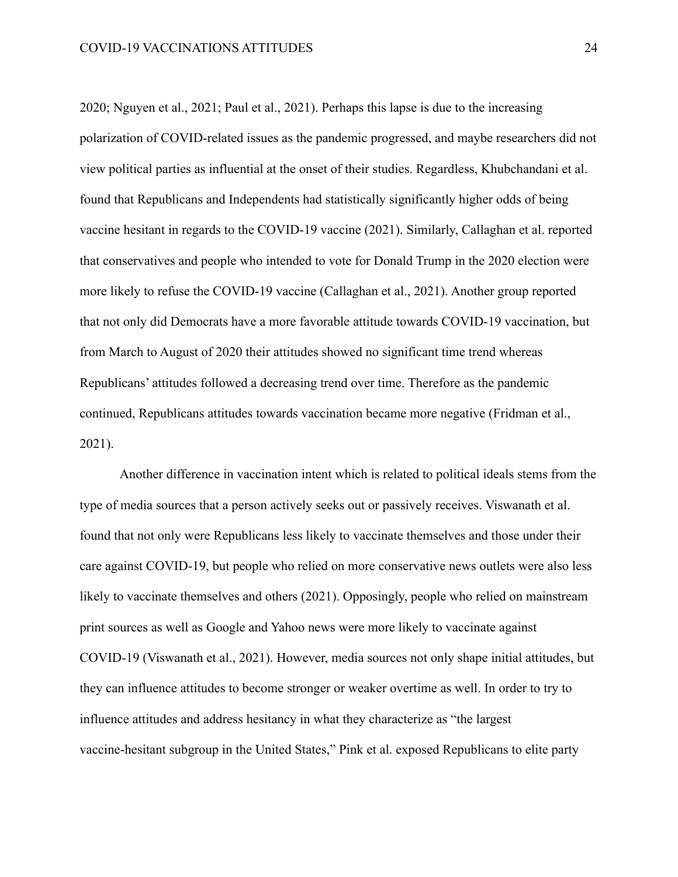2020; Nguyen et al., 2021; Paul et al., 2021). Perhaps this lapse is due to the increasing polarization of COVID-related issues as the pandemic progressed, and maybe researchers did not view political parties as influential at the onset of their studies. Regardless, Khubchandani et al. found that Republicans and Independents had statistically significantly higher odds of being vaccine hesitant in regards to the COVID-19 vaccine (2021). Similarly, Callaghan et al. reported that conservatives and people who intended to vote for Donald Trump in the 2020 election were more likely to refuse the COVID-19 vaccine (Callaghan et al., 2021). Another group reported that not only did Democrats have a more favorable attitude towards COVID-19 vaccination, but from March to August of 2020 their attitudes showed no significant time trend whereas Republicans' attitudes followed a decreasing trend over time. Therefore as the pandemic continued, Republicans attitudes towards vaccination became more negative (Fridman et al., 2021).

Another difference in vaccination intent which is related to political ideals stems from the type of media sources that a person actively seeks out or passively receives. Viswanath et al. found that not only were Republicans less likely to vaccinate themselves and those under their care against COVID-19, but people who relied on more conservative news outlets were also less likely to vaccinate themselves and others (2021). Opposingly, people who relied on mainstream print sources as well as Google and Yahoo news were more likely to vaccinate against COVID-19 (Viswanath et al., 2021). However, media sources not only shape initial attitudes, but they can influence attitudes to become stronger or weaker overtime as well. In order to try to influence attitudes and address hesitancy in what they characterize as "the largest vaccine-hesitant subgroup in the United States," Pink et al. exposed Republicans to elite party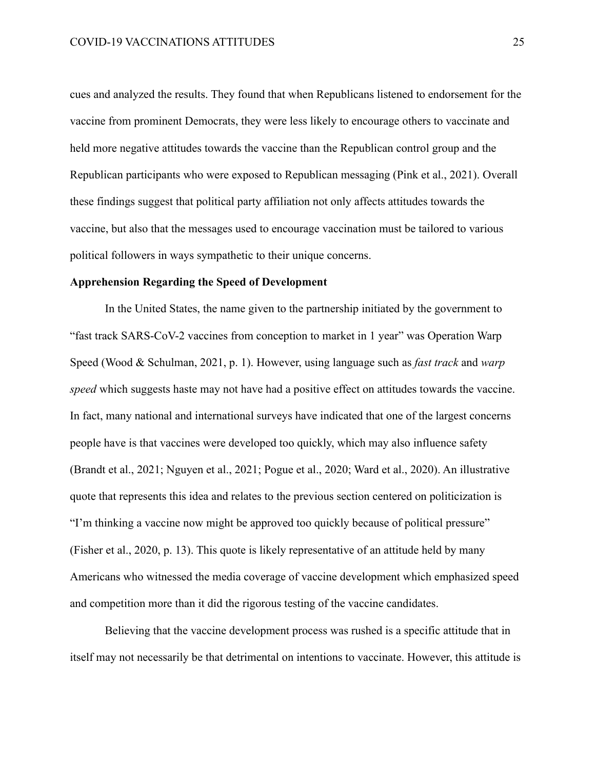cues and analyzed the results. They found that when Republicans listened to endorsement for the vaccine from prominent Democrats, they were less likely to encourage others to vaccinate and held more negative attitudes towards the vaccine than the Republican control group and the Republican participants who were exposed to Republican messaging (Pink et al., 2021). Overall these findings suggest that political party affiliation not only affects attitudes towards the vaccine, but also that the messages used to encourage vaccination must be tailored to various political followers in ways sympathetic to their unique concerns.

**Apprehension Regarding the Speed of Development**

In the United States, the name given to the partnership initiated by the government to "fast track SARS-CoV-2 vaccines from conception to market in 1 year" was Operation Warp Speed (Wood & Schulman, 2021, p. 1). However, using language such as *fast track* and *warp speed* which suggests haste may not have had a positive effect on attitudes towards the vaccine. In fact, many national and international surveys have indicated that one of the largest concerns people have is that vaccines were developed too quickly, which may also influence safety (Brandt et al., 2021; Nguyen et al., 2021; Pogue et al., 2020; Ward et al., 2020). An illustrative quote that represents this idea and relates to the previous section centered on politicization is "I'm thinking a vaccine now might be approved too quickly because of political pressure" (Fisher et al., 2020, p. 13). This quote is likely representative of an attitude held by many Americans who witnessed the media coverage of vaccine development which emphasized speed and competition more than it did the rigorous testing of the vaccine candidates.

Believing that the vaccine development process was rushed is a specific attitude that in itself may not necessarily be that detrimental on intentions to vaccinate. However, this attitude is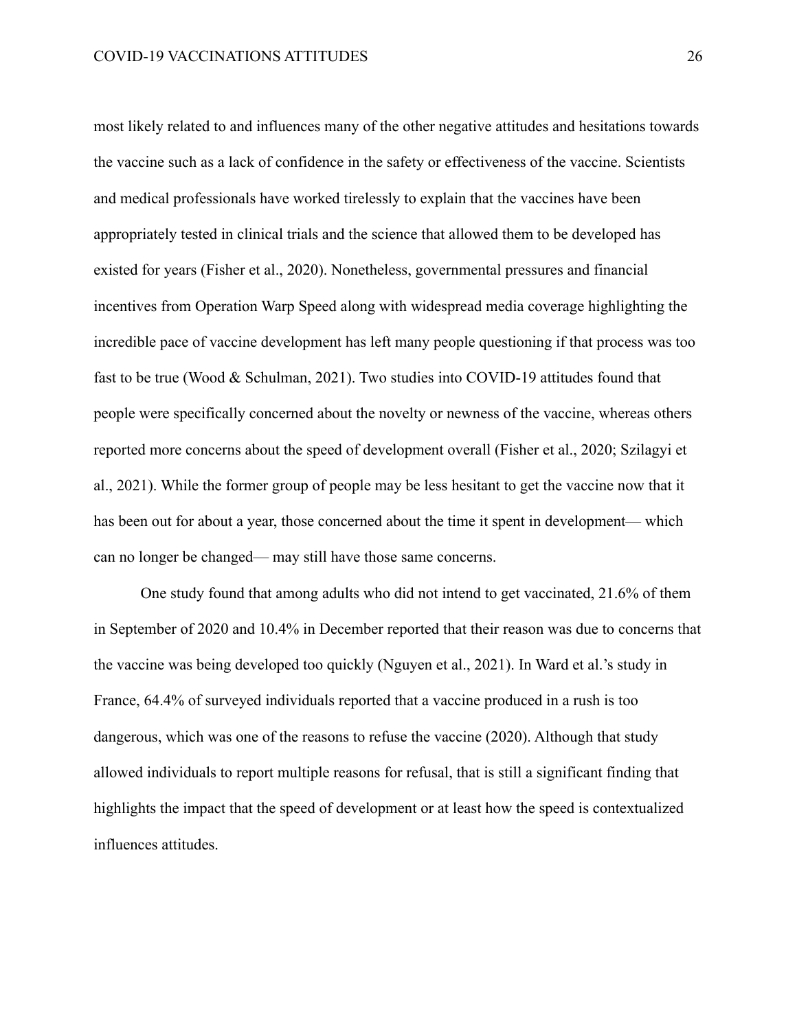most likely related to and influences many of the other negative attitudes and hesitations towards the vaccine such as a lack of confidence in the safety or effectiveness of the vaccine. Scientists and medical professionals have worked tirelessly to explain that the vaccines have been appropriately tested in clinical trials and the science that allowed them to be developed has existed for years (Fisher et al., 2020). Nonetheless, governmental pressures and financial incentives from Operation Warp Speed along with widespread media coverage highlighting the incredible pace of vaccine development has left many people questioning if that process was too fast to be true (Wood & Schulman, 2021). Two studies into COVID-19 attitudes found that people were specifically concerned about the novelty or newness of the vaccine, whereas others reported more concerns about the speed of development overall (Fisher et al., 2020; Szilagyi et al., 2021). While the former group of people may be less hesitant to get the vaccine now that it has been out for about a year, those concerned about the time it spent in development— which can no longer be changed— may still have those same concerns.

One study found that among adults who did not intend to get vaccinated, 21.6% of them in September of 2020 and 10.4% in December reported that their reason was due to concerns that the vaccine was being developed too quickly (Nguyen et al., 2021). In Ward et al.'s study in France, 64.4% of surveyed individuals reported that a vaccine produced in a rush is too dangerous, which was one of the reasons to refuse the vaccine (2020). Although that study allowed individuals to report multiple reasons for refusal, that is still a significant finding that highlights the impact that the speed of development or at least how the speed is contextualized influences attitudes.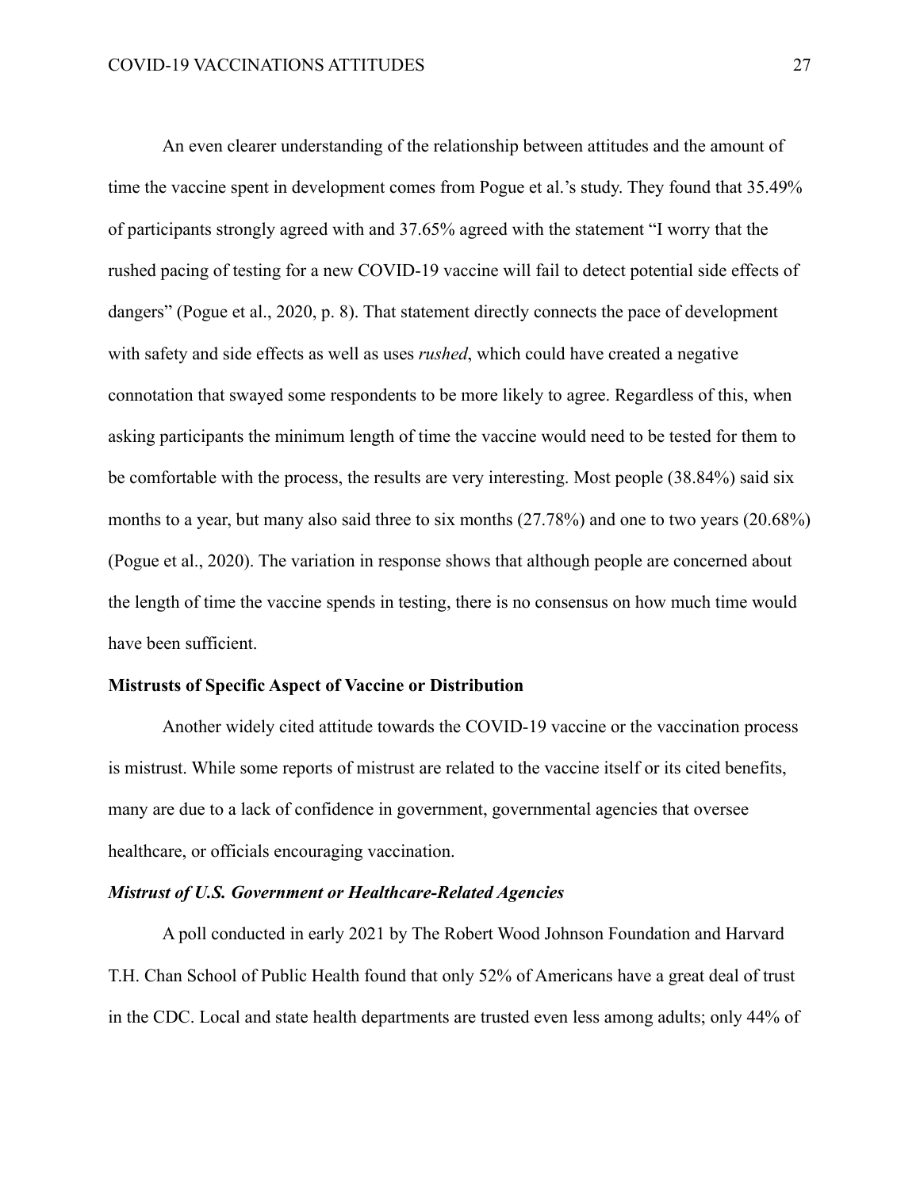An even clearer understanding of the relationship between attitudes and the amount of time the vaccine spent in development comes from Pogue et al.'s study. They found that 35.49% of participants strongly agreed with and 37.65% agreed with the statement "I worry that the rushed pacing of testing for a new COVID-19 vaccine will fail to detect potential side effects of dangers" (Pogue et al., 2020, p. 8). That statement directly connects the pace of development with safety and side effects as well as uses *rushed*, which could have created a negative connotation that swayed some respondents to be more likely to agree. Regardless of this, when asking participants the minimum length of time the vaccine would need to be tested for them to be comfortable with the process, the results are very interesting. Most people (38.84%) said six months to a year, but many also said three to six months (27.78%) and one to two years (20.68%) (Pogue et al., 2020). The variation in response shows that although people are concerned about the length of time the vaccine spends in testing, there is no consensus on how much time would have been sufficient.

## Mistrusts of Specific Aspect of Vaccine or Distribution

Another widely cited attitude towards the COVID-19 vaccine or the vaccination process is mistrust. While some reports of mistrust are related to the vaccine itself or its cited benefits, many are due to a lack of confidence in government, governmental agencies that oversee healthcare, or officials encouraging vaccination.

### *Mistrust of U.S. Government or Healthcare-Related Agencies*

A poll conducted in early 2021 by The Robert Wood Johnson Foundation and Harvard T.H. Chan School of Public Health found that only 52% of Americans have a great deal of trust in the CDC. Local and state health departments are trusted even less among adults; only 44% of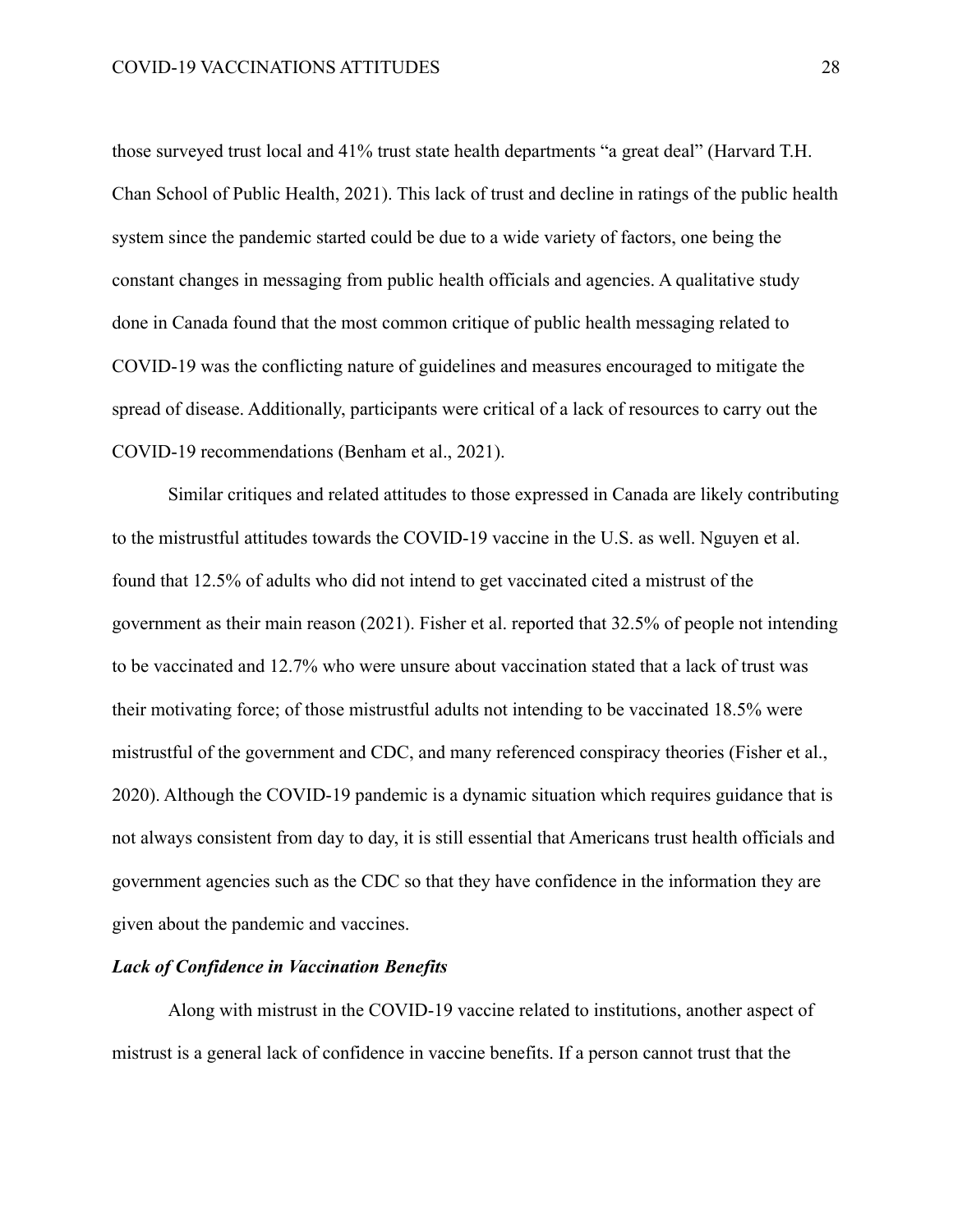those surveyed trust local and 41% trust state health departments “a great deal” (Harvard T.H. Chan School of Public Health, 2021). This lack of trust and decline in ratings of the public health system since the pandemic started could be due to a wide variety of factors, one being the constant changes in messaging from public health officials and agencies. A qualitative study done in Canada found that the most common critique of public health messaging related to COVID-19 was the conflicting nature of guidelines and measures encouraged to mitigate the spread of disease. Additionally, participants were critical of a lack of resources to carry out the COVID-19 recommendations (Benham et al., 2021).

Similar critiques and related attitudes to those expressed in Canada are likely contributing to the mistrustful attitudes towards the COVID-19 vaccine in the U.S. as well. Nguyen et al. found that 12.5% of adults who did not intend to get vaccinated cited a mistrust of the government as their main reason (2021). Fisher et al. reported that 32.5% of people not intending to be vaccinated and 12.7% who were unsure about vaccination stated that a lack of trust was their motivating force; of those mistrustful adults not intending to be vaccinated 18.5% were mistrustful of the government and CDC, and many referenced conspiracy theories (Fisher et al., 2020). Although the COVID-19 pandemic is a dynamic situation which requires guidance that is not always consistent from day to day, it is still essential that Americans trust health officials and government agencies such as the CDC so that they have confidence in the information they are given about the pandemic and vaccines.

***Lack of Confidence in Vaccination Benefits***

Along with mistrust in the COVID-19 vaccine related to institutions, another aspect of mistrust is a general lack of confidence in vaccine benefits. If a person cannot trust that the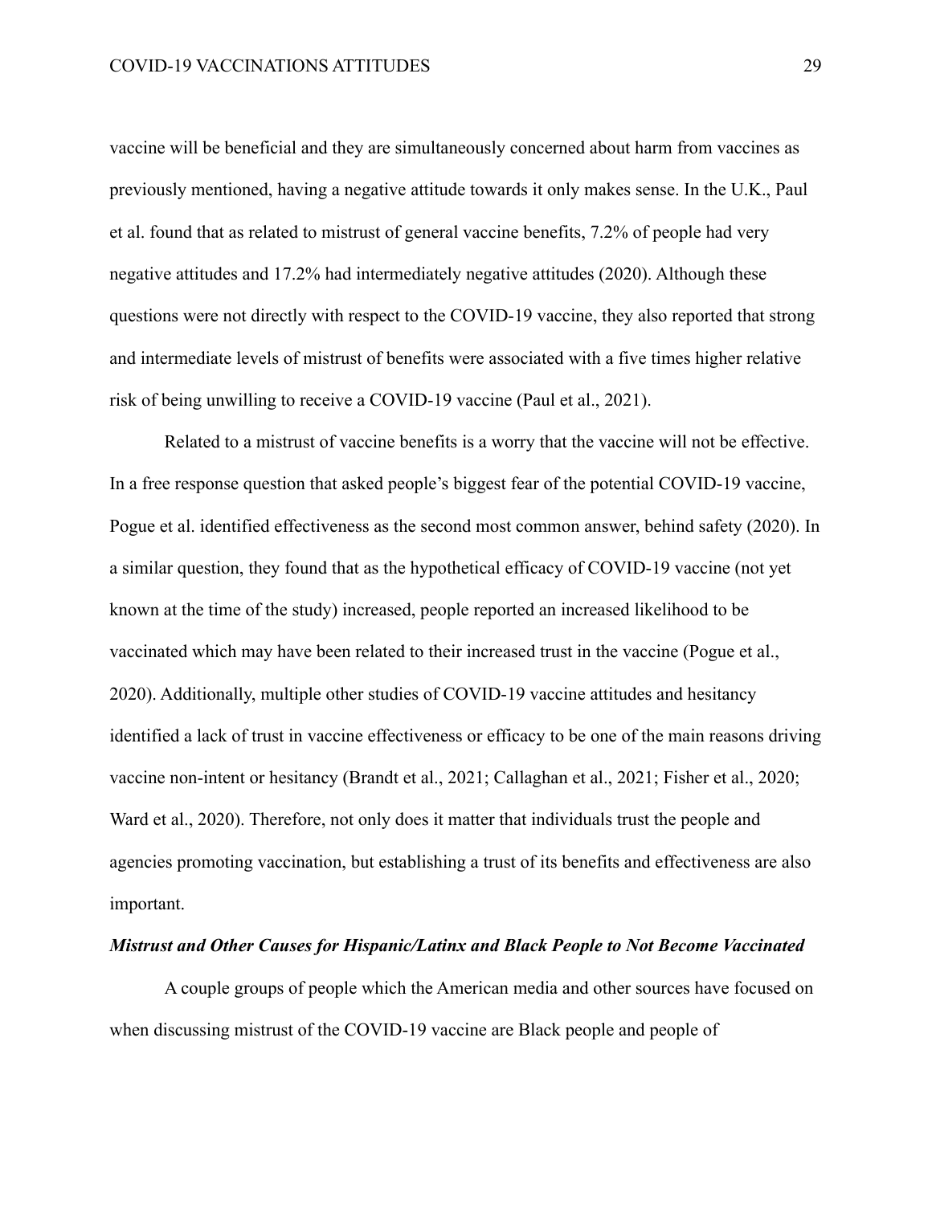vaccine will be beneficial and they are simultaneously concerned about harm from vaccines as previously mentioned, having a negative attitude towards it only makes sense. In the U.K., Paul et al. found that as related to mistrust of general vaccine benefits, 7.2% of people had very negative attitudes and 17.2% had intermediately negative attitudes (2020). Although these questions were not directly with respect to the COVID-19 vaccine, they also reported that strong and intermediate levels of mistrust of benefits were associated with a five times higher relative risk of being unwilling to receive a COVID-19 vaccine (Paul et al., 2021).

Related to a mistrust of vaccine benefits is a worry that the vaccine will not be effective. In a free response question that asked people's biggest fear of the potential COVID-19 vaccine, Pogue et al. identified effectiveness as the second most common answer, behind safety (2020). In a similar question, they found that as the hypothetical efficacy of COVID-19 vaccine (not yet known at the time of the study) increased, people reported an increased likelihood to be vaccinated which may have been related to their increased trust in the vaccine (Pogue et al., 2020). Additionally, multiple other studies of COVID-19 vaccine attitudes and hesitancy identified a lack of trust in vaccine effectiveness or efficacy to be one of the main reasons driving vaccine non-intent or hesitancy (Brandt et al., 2021; Callaghan et al., 2021; Fisher et al., 2020; Ward et al., 2020). Therefore, not only does it matter that individuals trust the people and agencies promoting vaccination, but establishing a trust of its benefits and effectiveness are also important.

### ***Mistrust and Other Causes for Hispanic/Latinx and Black People to Not Become Vaccinated***

A couple groups of people which the American media and other sources have focused on when discussing mistrust of the COVID-19 vaccine are Black people and people of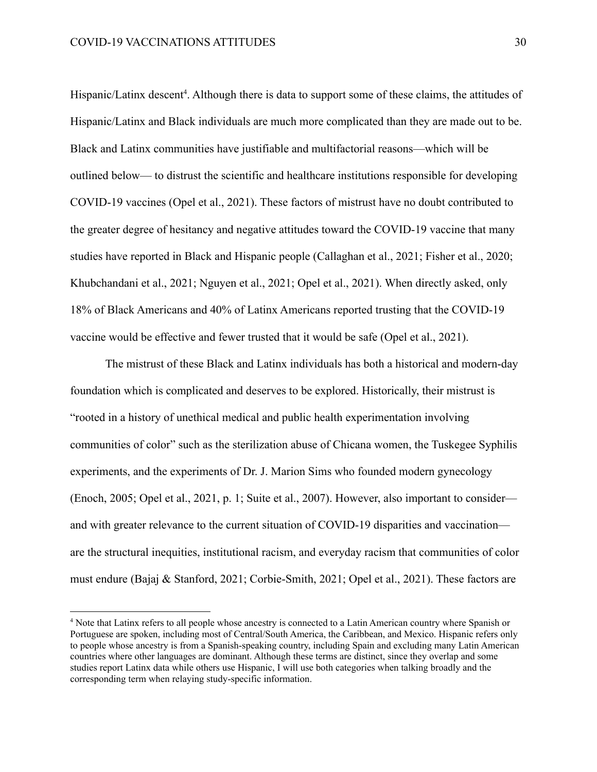Hispanic/Latinx descent[4]. Although there is data to support some of these claims, the attitudes of Hispanic/Latinx and Black individuals are much more complicated than they are made out to be. Black and Latinx communities have justifiable and multifactorial reasons—which will be outlined below— to distrust the scientific and healthcare institutions responsible for developing COVID-19 vaccines (Opel et al., 2021). These factors of mistrust have no doubt contributed to the greater degree of hesitancy and negative attitudes toward the COVID-19 vaccine that many studies have reported in Black and Hispanic people (Callaghan et al., 2021; Fisher et al., 2020; Khubchandani et al., 2021; Nguyen et al., 2021; Opel et al., 2021). When directly asked, only 18% of Black Americans and 40% of Latinx Americans reported trusting that the COVID-19 vaccine would be effective and fewer trusted that it would be safe (Opel et al., 2021).

The mistrust of these Black and Latinx individuals has both a historical and modern-day foundation which is complicated and deserves to be explored. Historically, their mistrust is "rooted in a history of unethical medical and public health experimentation involving communities of color" such as the sterilization abuse of Chicana women, the Tuskegee Syphilis experiments, and the experiments of Dr. J. Marion Sims who founded modern gynecology (Enoch, 2005; Opel et al., 2021, p. 1; Suite et al., 2007). However, also important to consider—and with greater relevance to the current situation of COVID-19 disparities and vaccination—are the structural inequities, institutional racism, and everyday racism that communities of color must endure (Bajaj & Stanford, 2021; Corbie-Smith, 2021; Opel et al., 2021). These factors are

[4] Note that Latinx refers to all people whose ancestry is connected to a Latin American country where Spanish or Portuguese are spoken, including most of Central/South America, the Caribbean, and Mexico. Hispanic refers only to people whose ancestry is from a Spanish-speaking country, including Spain and excluding many Latin American countries where other languages are dominant. Although these terms are distinct, since they overlap and some studies report Latinx data while others use Hispanic, I will use both categories when talking broadly and the corresponding term when relaying study-specific information.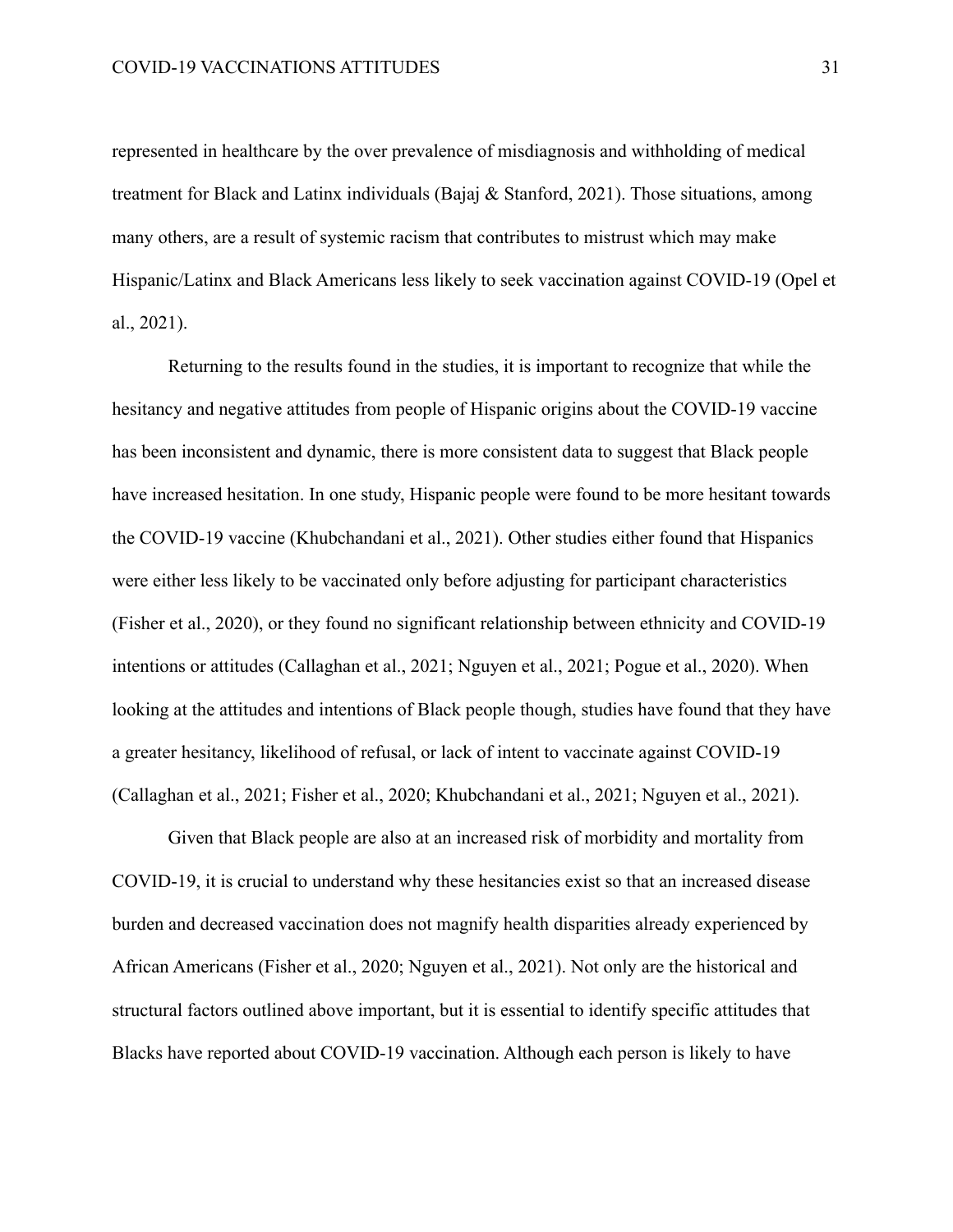represented in healthcare by the over prevalence of misdiagnosis and withholding of medical treatment for Black and Latinx individuals (Bajaj & Stanford, 2021). Those situations, among many others, are a result of systemic racism that contributes to mistrust which may make Hispanic/Latinx and Black Americans less likely to seek vaccination against COVID-19 (Opel et al., 2021).

Returning to the results found in the studies, it is important to recognize that while the hesitancy and negative attitudes from people of Hispanic origins about the COVID-19 vaccine has been inconsistent and dynamic, there is more consistent data to suggest that Black people have increased hesitation. In one study, Hispanic people were found to be more hesitant towards the COVID-19 vaccine (Khubchandani et al., 2021). Other studies either found that Hispanics were either less likely to be vaccinated only before adjusting for participant characteristics (Fisher et al., 2020), or they found no significant relationship between ethnicity and COVID-19 intentions or attitudes (Callaghan et al., 2021; Nguyen et al., 2021; Pogue et al., 2020). When looking at the attitudes and intentions of Black people though, studies have found that they have a greater hesitancy, likelihood of refusal, or lack of intent to vaccinate against COVID-19 (Callaghan et al., 2021; Fisher et al., 2020; Khubchandani et al., 2021; Nguyen et al., 2021).

Given that Black people are also at an increased risk of morbidity and mortality from COVID-19, it is crucial to understand why these hesitancies exist so that an increased disease burden and decreased vaccination does not magnify health disparities already experienced by African Americans (Fisher et al., 2020; Nguyen et al., 2021). Not only are the historical and structural factors outlined above important, but it is essential to identify specific attitudes that Blacks have reported about COVID-19 vaccination. Although each person is likely to have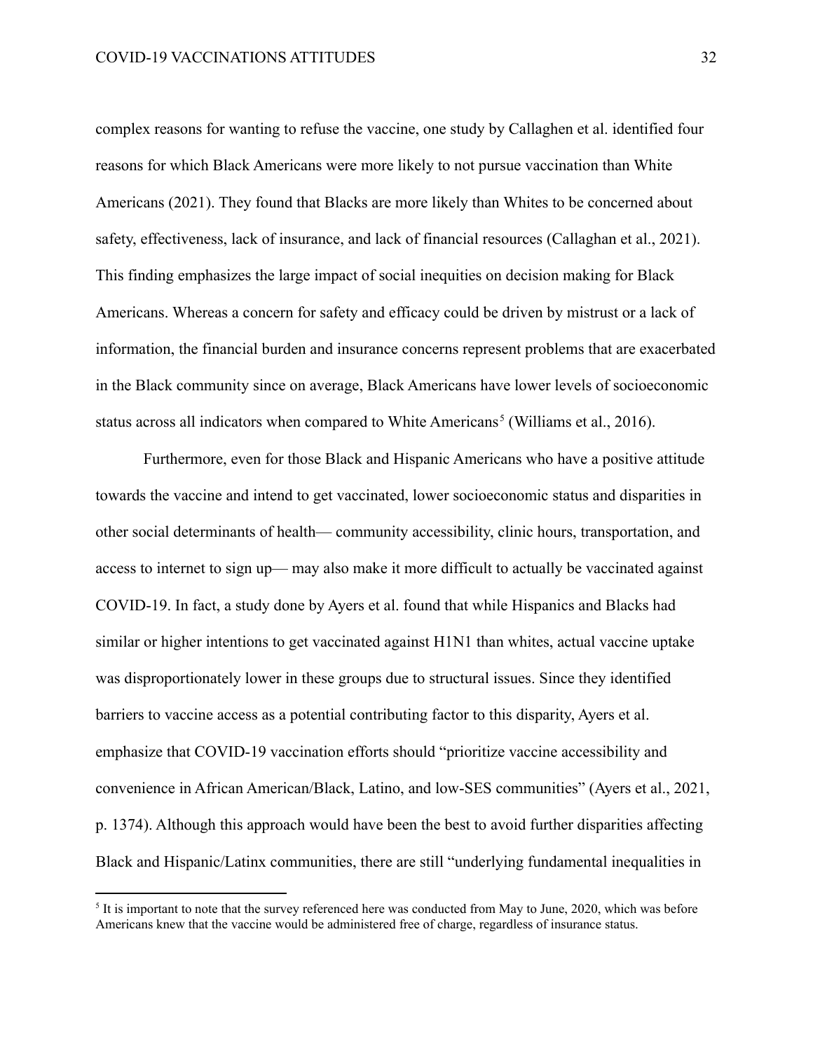complex reasons for wanting to refuse the vaccine, one study by Callaghen et al. identified four reasons for which Black Americans were more likely to not pursue vaccination than White Americans (2021). They found that Blacks are more likely than Whites to be concerned about safety, effectiveness, lack of insurance, and lack of financial resources (Callaghan et al., 2021). This finding emphasizes the large impact of social inequities on decision making for Black Americans. Whereas a concern for safety and efficacy could be driven by mistrust or a lack of information, the financial burden and insurance concerns represent problems that are exacerbated in the Black community since on average, Black Americans have lower levels of socioeconomic status across all indicators when compared to White Americans[5] (Williams et al., 2016).

Furthermore, even for those Black and Hispanic Americans who have a positive attitude towards the vaccine and intend to get vaccinated, lower socioeconomic status and disparities in other social determinants of health— community accessibility, clinic hours, transportation, and access to internet to sign up— may also make it more difficult to actually be vaccinated against COVID-19. In fact, a study done by Ayers et al. found that while Hispanics and Blacks had similar or higher intentions to get vaccinated against H1N1 than whites, actual vaccine uptake was disproportionately lower in these groups due to structural issues. Since they identified barriers to vaccine access as a potential contributing factor to this disparity, Ayers et al. emphasize that COVID-19 vaccination efforts should "prioritize vaccine accessibility and convenience in African American/Black, Latino, and low-SES communities" (Ayers et al., 2021, p. 1374). Although this approach would have been the best to avoid further disparities affecting Black and Hispanic/Latinx communities, there are still "underlying fundamental inequalities in

[5] It is important to note that the survey referenced here was conducted from May to June, 2020, which was before Americans knew that the vaccine would be administered free of charge, regardless of insurance status.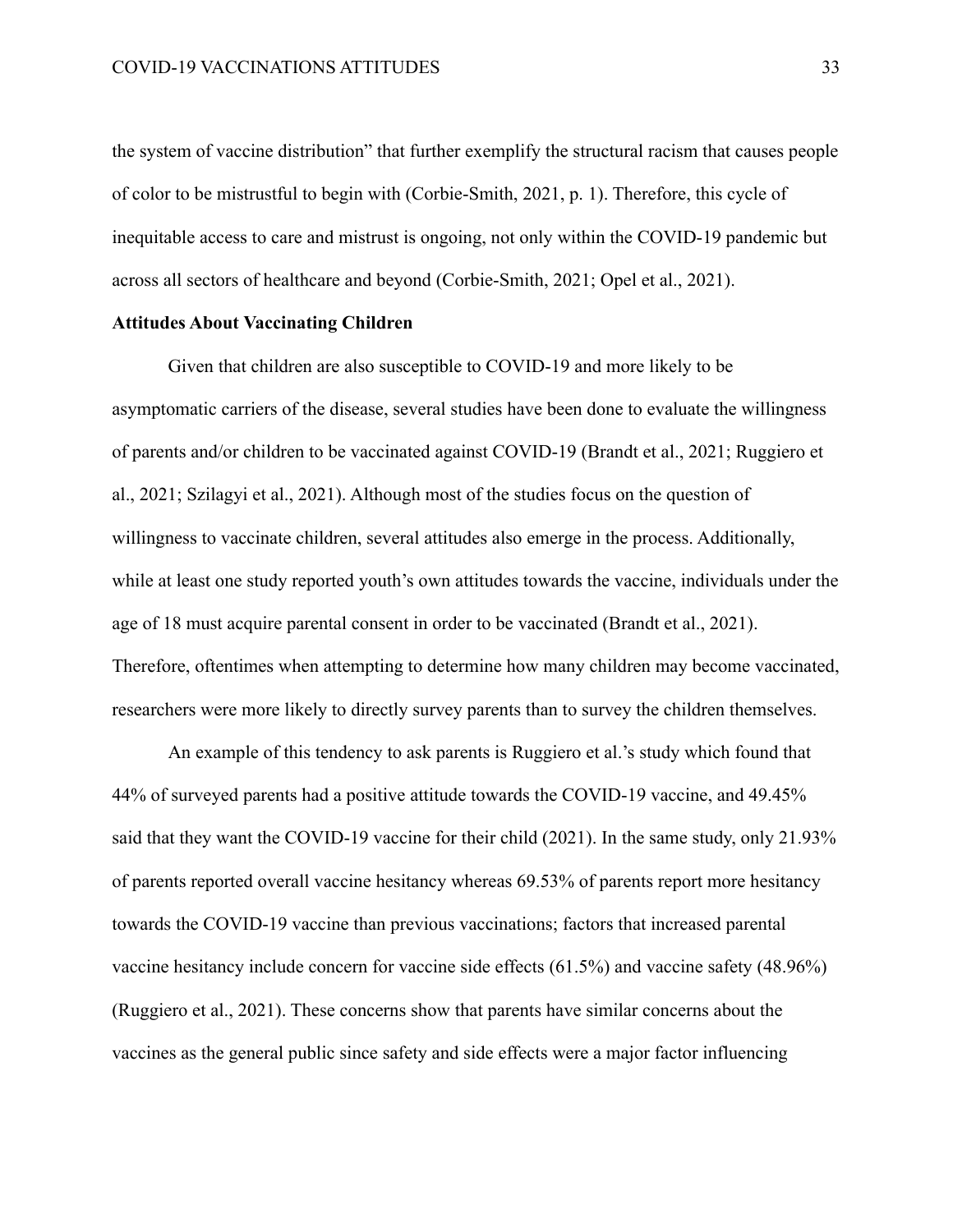the system of vaccine distribution" that further exemplify the structural racism that causes people of color to be mistrustful to begin with (Corbie-Smith, 2021, p. 1). Therefore, this cycle of inequitable access to care and mistrust is ongoing, not only within the COVID-19 pandemic but across all sectors of healthcare and beyond (Corbie-Smith, 2021; Opel et al., 2021).

**Attitudes About Vaccinating Children**

Given that children are also susceptible to COVID-19 and more likely to be asymptomatic carriers of the disease, several studies have been done to evaluate the willingness of parents and/or children to be vaccinated against COVID-19 (Brandt et al., 2021; Ruggiero et al., 2021; Szilagyi et al., 2021). Although most of the studies focus on the question of willingness to vaccinate children, several attitudes also emerge in the process. Additionally, while at least one study reported youth's own attitudes towards the vaccine, individuals under the age of 18 must acquire parental consent in order to be vaccinated (Brandt et al., 2021). Therefore, oftentimes when attempting to determine how many children may become vaccinated, researchers were more likely to directly survey parents than to survey the children themselves.

An example of this tendency to ask parents is Ruggiero et al.'s study which found that 44% of surveyed parents had a positive attitude towards the COVID-19 vaccine, and 49.45% said that they want the COVID-19 vaccine for their child (2021). In the same study, only 21.93% of parents reported overall vaccine hesitancy whereas 69.53% of parents report more hesitancy towards the COVID-19 vaccine than previous vaccinations; factors that increased parental vaccine hesitancy include concern for vaccine side effects (61.5%) and vaccine safety (48.96%) (Ruggiero et al., 2021). These concerns show that parents have similar concerns about the vaccines as the general public since safety and side effects were a major factor influencing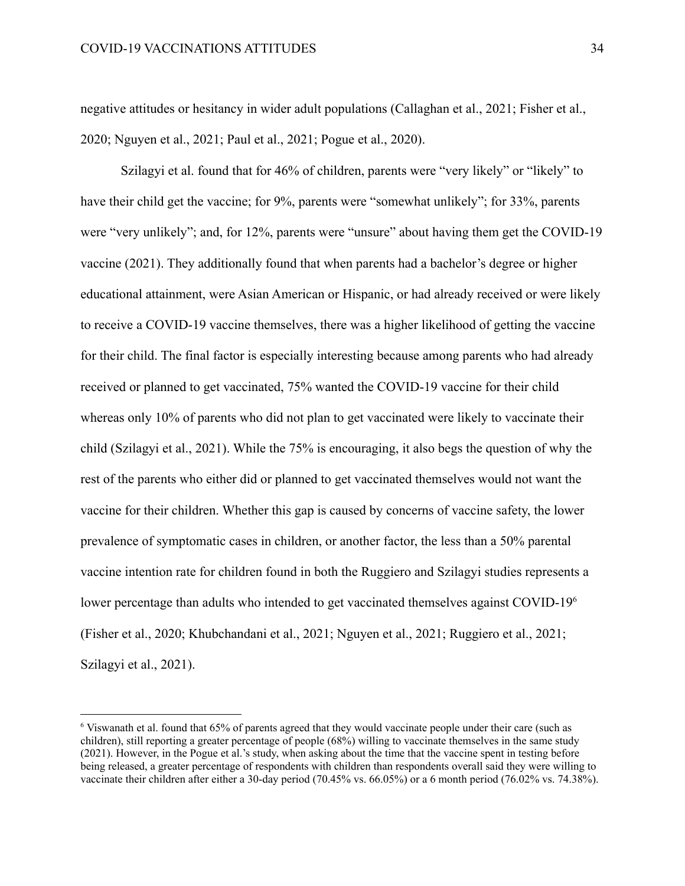negative attitudes or hesitancy in wider adult populations (Callaghan et al., 2021; Fisher et al., 2020; Nguyen et al., 2021; Paul et al., 2021; Pogue et al., 2020).

Szilagyi et al. found that for 46% of children, parents were "very likely" or "likely" to have their child get the vaccine; for 9%, parents were "somewhat unlikely"; for 33%, parents were "very unlikely"; and, for 12%, parents were "unsure" about having them get the COVID-19 vaccine (2021). They additionally found that when parents had a bachelor's degree or higher educational attainment, were Asian American or Hispanic, or had already received or were likely to receive a COVID-19 vaccine themselves, there was a higher likelihood of getting the vaccine for their child. The final factor is especially interesting because among parents who had already received or planned to get vaccinated, 75% wanted the COVID-19 vaccine for their child whereas only 10% of parents who did not plan to get vaccinated were likely to vaccinate their child (Szilagyi et al., 2021). While the 75% is encouraging, it also begs the question of why the rest of the parents who either did or planned to get vaccinated themselves would not want the vaccine for their children. Whether this gap is caused by concerns of vaccine safety, the lower prevalence of symptomatic cases in children, or another factor, the less than a 50% parental vaccine intention rate for children found in both the Ruggiero and Szilagyi studies represents a lower percentage than adults who intended to get vaccinated themselves against COVID-19[6] (Fisher et al., 2020; Khubchandani et al., 2021; Nguyen et al., 2021; Ruggiero et al., 2021; Szilagyi et al., 2021).

---

[6] Viswanath et al. found that 65% of parents agreed that they would vaccinate people under their care (such as children), still reporting a greater percentage of people (68%) willing to vaccinate themselves in the same study (2021). However, in the Pogue et al.'s study, when asking about the time that the vaccine spent in testing before being released, a greater percentage of respondents with children than respondents overall said they were willing to vaccinate their children after either a 30-day period (70.45% vs. 66.05%) or a 6 month period (76.02% vs. 74.38%).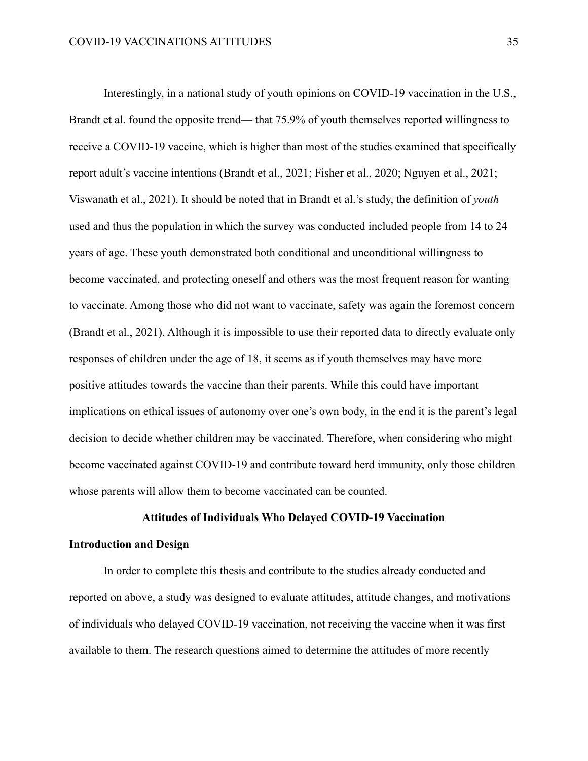Interestingly, in a national study of youth opinions on COVID-19 vaccination in the U.S., Brandt et al. found the opposite trend— that 75.9% of youth themselves reported willingness to receive a COVID-19 vaccine, which is higher than most of the studies examined that specifically report adult's vaccine intentions (Brandt et al., 2021; Fisher et al., 2020; Nguyen et al., 2021; Viswanath et al., 2021). It should be noted that in Brandt et al.'s study, the definition of *youth* used and thus the population in which the survey was conducted included people from 14 to 24 years of age. These youth demonstrated both conditional and unconditional willingness to become vaccinated, and protecting oneself and others was the most frequent reason for wanting to vaccinate. Among those who did not want to vaccinate, safety was again the foremost concern (Brandt et al., 2021). Although it is impossible to use their reported data to directly evaluate only responses of children under the age of 18, it seems as if youth themselves may have more positive attitudes towards the vaccine than their parents. While this could have important implications on ethical issues of autonomy over one's own body, in the end it is the parent's legal decision to decide whether children may be vaccinated. Therefore, when considering who might become vaccinated against COVID-19 and contribute toward herd immunity, only those children whose parents will allow them to become vaccinated can be counted.

## Attitudes of Individuals Who Delayed COVID-19 Vaccination

### Introduction and Design

In order to complete this thesis and contribute to the studies already conducted and reported on above, a study was designed to evaluate attitudes, attitude changes, and motivations of individuals who delayed COVID-19 vaccination, not receiving the vaccine when it was first available to them. The research questions aimed to determine the attitudes of more recently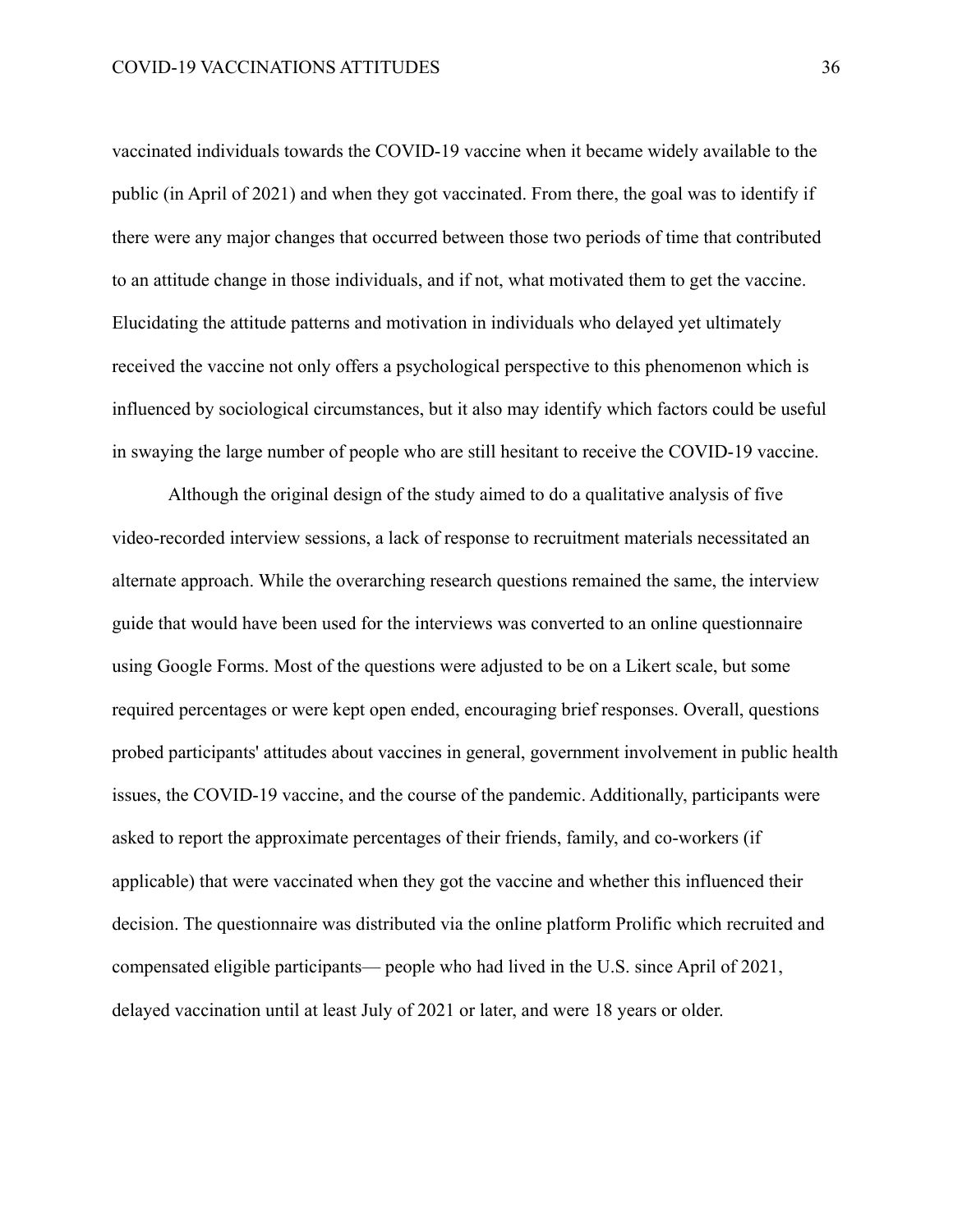vaccinated individuals towards the COVID-19 vaccine when it became widely available to the public (in April of 2021) and when they got vaccinated. From there, the goal was to identify if there were any major changes that occurred between those two periods of time that contributed to an attitude change in those individuals, and if not, what motivated them to get the vaccine. Elucidating the attitude patterns and motivation in individuals who delayed yet ultimately received the vaccine not only offers a psychological perspective to this phenomenon which is influenced by sociological circumstances, but it also may identify which factors could be useful in swaying the large number of people who are still hesitant to receive the COVID-19 vaccine.

Although the original design of the study aimed to do a qualitative analysis of five video-recorded interview sessions, a lack of response to recruitment materials necessitated an alternate approach. While the overarching research questions remained the same, the interview guide that would have been used for the interviews was converted to an online questionnaire using Google Forms. Most of the questions were adjusted to be on a Likert scale, but some required percentages or were kept open ended, encouraging brief responses. Overall, questions probed participants' attitudes about vaccines in general, government involvement in public health issues, the COVID-19 vaccine, and the course of the pandemic. Additionally, participants were asked to report the approximate percentages of their friends, family, and co-workers (if applicable) that were vaccinated when they got the vaccine and whether this influenced their decision. The questionnaire was distributed via the online platform Prolific which recruited and compensated eligible participants— people who had lived in the U.S. since April of 2021, delayed vaccination until at least July of 2021 or later, and were 18 years or older.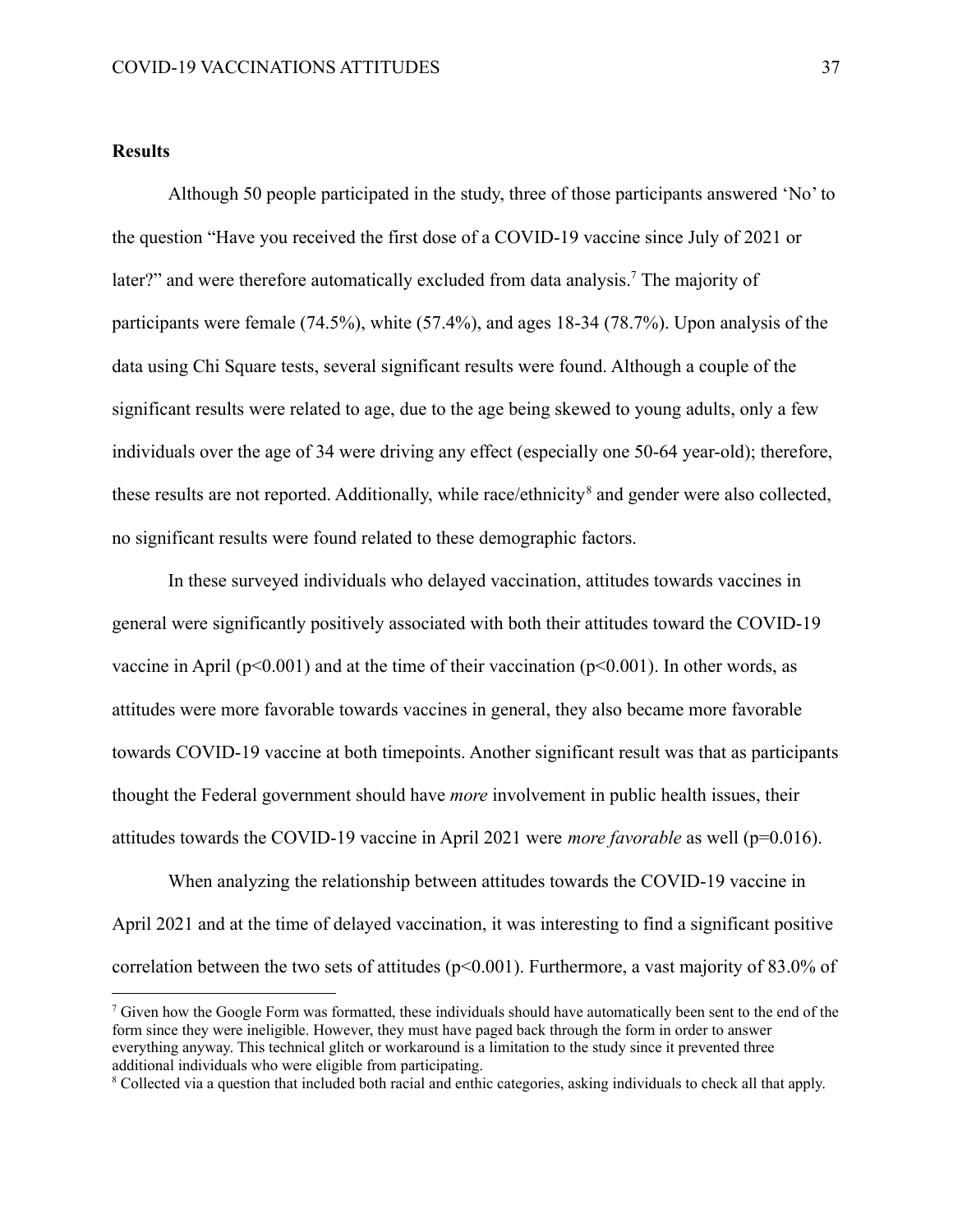## Results

Although 50 people participated in the study, three of those participants answered 'No' to the question "Have you received the first dose of a COVID-19 vaccine since July of 2021 or later?" and were therefore automatically excluded from data analysis.[7] The majority of participants were female (74.5%), white (57.4%), and ages 18-34 (78.7%). Upon analysis of the data using Chi Square tests, several significant results were found. Although a couple of the significant results were related to age, due to the age being skewed to young adults, only a few individuals over the age of 34 were driving any effect (especially one 50-64 year-old); therefore, these results are not reported. Additionally, while race/ethnicity[8] and gender were also collected, no significant results were found related to these demographic factors.

In these surveyed individuals who delayed vaccination, attitudes towards vaccines in general were significantly positively associated with both their attitudes toward the COVID-19 vaccine in April ($p<0.001$) and at the time of their vaccination ($p<0.001$). In other words, as attitudes were more favorable towards vaccines in general, they also became more favorable towards COVID-19 vaccine at both timepoints. Another significant result was that as participants thought the Federal government should have *more* involvement in public health issues, their attitudes towards the COVID-19 vaccine in April 2021 were *more favorable* as well ($p=0.016$).

When analyzing the relationship between attitudes towards the COVID-19 vaccine in April 2021 and at the time of delayed vaccination, it was interesting to find a significant positive correlation between the two sets of attitudes ($p<0.001$). Furthermore, a vast majority of 83.0% of

---

[7] Given how the Google Form was formatted, these individuals should have automatically been sent to the end of the form since they were ineligible. However, they must have paged back through the form in order to answer everything anyway. This technical glitch or workaround is a limitation to the study since it prevented three additional individuals who were eligible from participating.

[8] Collected via a question that included both racial and enthic categories, asking individuals to check all that apply.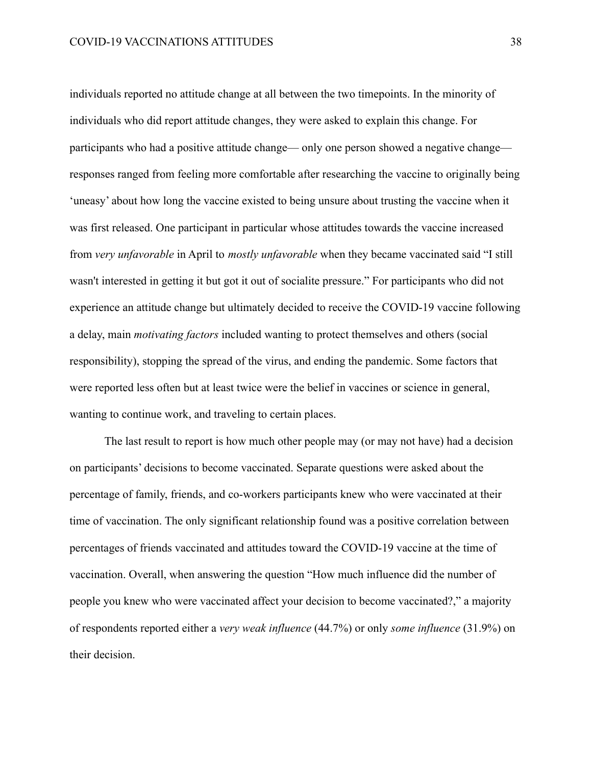individuals reported no attitude change at all between the two timepoints. In the minority of individuals who did report attitude changes, they were asked to explain this change. For participants who had a positive attitude change— only one person showed a negative change— responses ranged from feeling more comfortable after researching the vaccine to originally being 'uneasy' about how long the vaccine existed to being unsure about trusting the vaccine when it was first released. One participant in particular whose attitudes towards the vaccine increased from *very unfavorable* in April to *mostly unfavorable* when they became vaccinated said "I still wasn't interested in getting it but got it out of socialite pressure." For participants who did not experience an attitude change but ultimately decided to receive the COVID-19 vaccine following a delay, main *motivating factors* included wanting to protect themselves and others (social responsibility), stopping the spread of the virus, and ending the pandemic. Some factors that were reported less often but at least twice were the belief in vaccines or science in general, wanting to continue work, and traveling to certain places.

The last result to report is how much other people may (or may not have) had a decision on participants' decisions to become vaccinated. Separate questions were asked about the percentage of family, friends, and co-workers participants knew who were vaccinated at their time of vaccination. The only significant relationship found was a positive correlation between percentages of friends vaccinated and attitudes toward the COVID-19 vaccine at the time of vaccination. Overall, when answering the question "How much influence did the number of people you knew who were vaccinated affect your decision to become vaccinated?," a majority of respondents reported either a *very weak influence* (44.7%) or only *some influence* (31.9%) on their decision.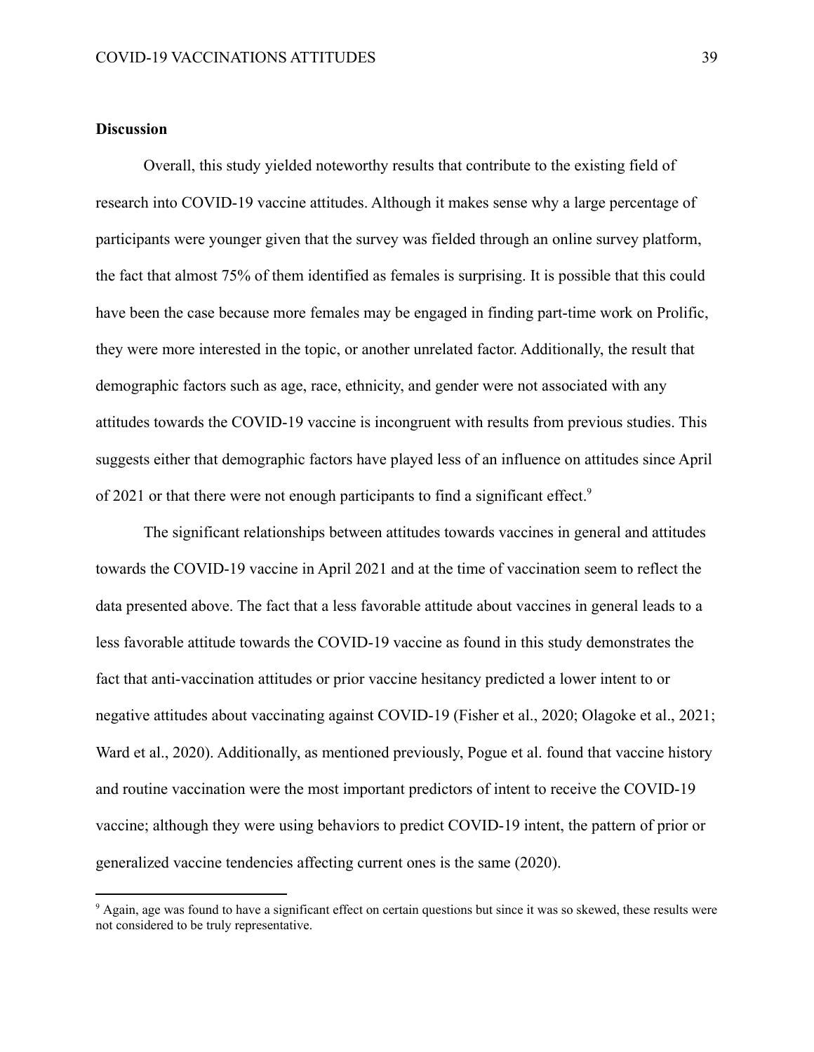## Discussion

Overall, this study yielded noteworthy results that contribute to the existing field of research into COVID-19 vaccine attitudes. Although it makes sense why a large percentage of participants were younger given that the survey was fielded through an online survey platform, the fact that almost 75% of them identified as females is surprising. It is possible that this could have been the case because more females may be engaged in finding part-time work on Prolific, they were more interested in the topic, or another unrelated factor. Additionally, the result that demographic factors such as age, race, ethnicity, and gender were not associated with any attitudes towards the COVID-19 vaccine is incongruent with results from previous studies. This suggests either that demographic factors have played less of an influence on attitudes since April of 2021 or that there were not enough participants to find a significant effect.[9]

The significant relationships between attitudes towards vaccines in general and attitudes towards the COVID-19 vaccine in April 2021 and at the time of vaccination seem to reflect the data presented above. The fact that a less favorable attitude about vaccines in general leads to a less favorable attitude towards the COVID-19 vaccine as found in this study demonstrates the fact that anti-vaccination attitudes or prior vaccine hesitancy predicted a lower intent to or negative attitudes about vaccinating against COVID-19 (Fisher et al., 2020; Olagoke et al., 2021; Ward et al., 2020). Additionally, as mentioned previously, Pogue et al. found that vaccine history and routine vaccination were the most important predictors of intent to receive the COVID-19 vaccine; although they were using behaviors to predict COVID-19 intent, the pattern of prior or generalized vaccine tendencies affecting current ones is the same (2020).

[9] Again, age was found to have a significant effect on certain questions but since it was so skewed, these results were not considered to be truly representative.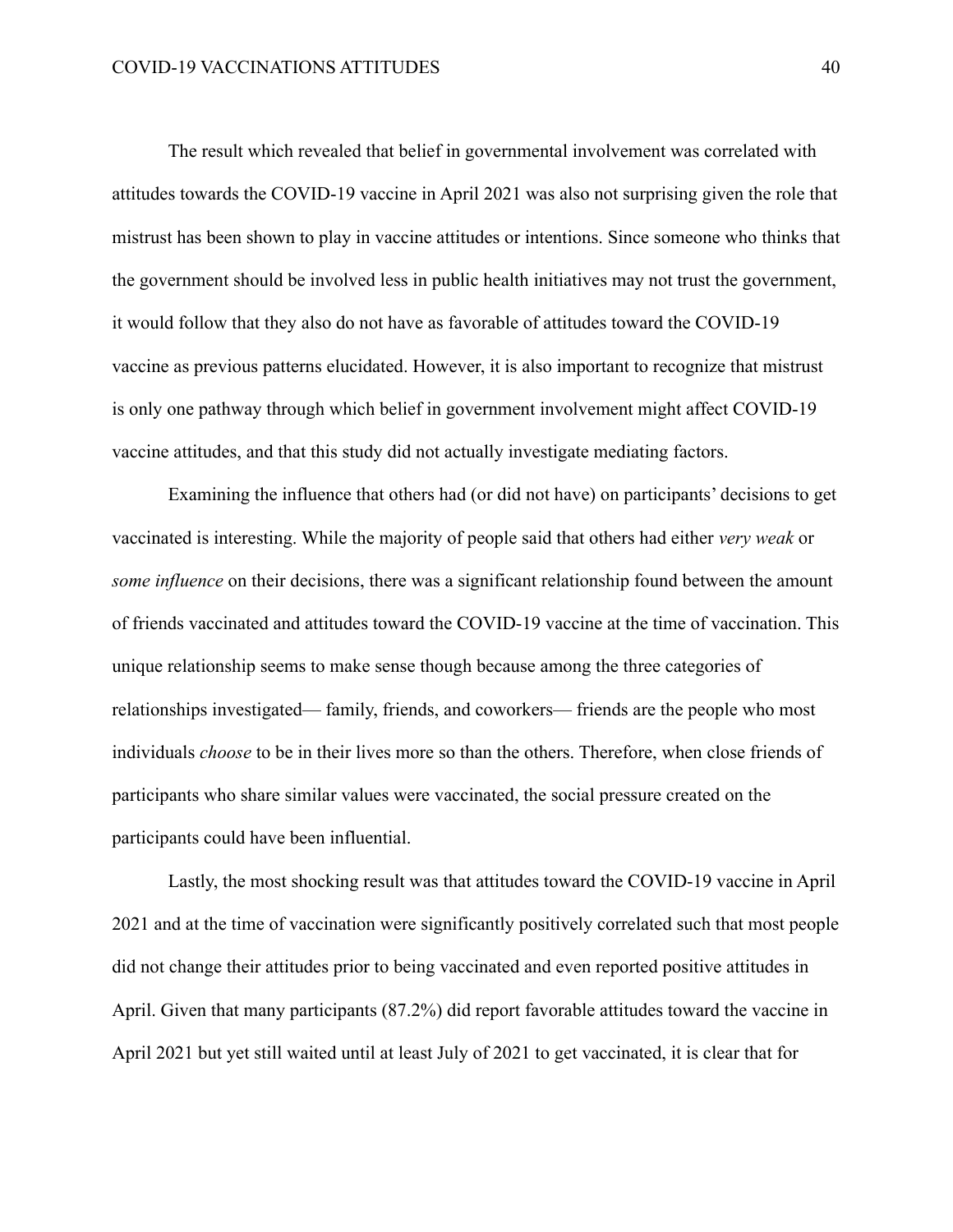The result which revealed that belief in governmental involvement was correlated with attitudes towards the COVID-19 vaccine in April 2021 was also not surprising given the role that mistrust has been shown to play in vaccine attitudes or intentions. Since someone who thinks that the government should be involved less in public health initiatives may not trust the government, it would follow that they also do not have as favorable of attitudes toward the COVID-19 vaccine as previous patterns elucidated. However, it is also important to recognize that mistrust is only one pathway through which belief in government involvement might affect COVID-19 vaccine attitudes, and that this study did not actually investigate mediating factors.

Examining the influence that others had (or did not have) on participants' decisions to get vaccinated is interesting. While the majority of people said that others had either *very weak* or *some influence* on their decisions, there was a significant relationship found between the amount of friends vaccinated and attitudes toward the COVID-19 vaccine at the time of vaccination. This unique relationship seems to make sense though because among the three categories of relationships investigated— family, friends, and coworkers— friends are the people who most individuals *choose* to be in their lives more so than the others. Therefore, when close friends of participants who share similar values were vaccinated, the social pressure created on the participants could have been influential.

Lastly, the most shocking result was that attitudes toward the COVID-19 vaccine in April 2021 and at the time of vaccination were significantly positively correlated such that most people did not change their attitudes prior to being vaccinated and even reported positive attitudes in April. Given that many participants (87.2%) did report favorable attitudes toward the vaccine in April 2021 but yet still waited until at least July of 2021 to get vaccinated, it is clear that for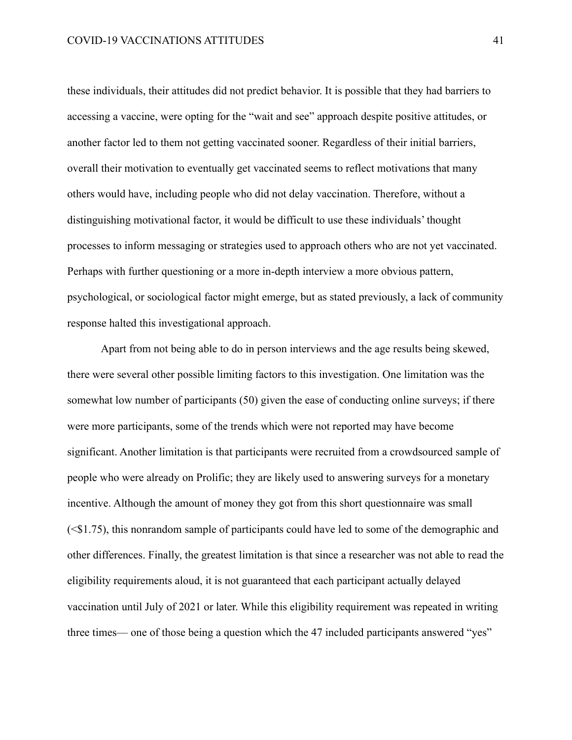these individuals, their attitudes did not predict behavior. It is possible that they had barriers to accessing a vaccine, were opting for the "wait and see" approach despite positive attitudes, or another factor led to them not getting vaccinated sooner. Regardless of their initial barriers, overall their motivation to eventually get vaccinated seems to reflect motivations that many others would have, including people who did not delay vaccination. Therefore, without a distinguishing motivational factor, it would be difficult to use these individuals' thought processes to inform messaging or strategies used to approach others who are not yet vaccinated. Perhaps with further questioning or a more in-depth interview a more obvious pattern, psychological, or sociological factor might emerge, but as stated previously, a lack of community response halted this investigational approach.

Apart from not being able to do in person interviews and the age results being skewed, there were several other possible limiting factors to this investigation. One limitation was the somewhat low number of participants (50) given the ease of conducting online surveys; if there were more participants, some of the trends which were not reported may have become significant. Another limitation is that participants were recruited from a crowdsourced sample of people who were already on Prolific; they are likely used to answering surveys for a monetary incentive. Although the amount of money they got from this short questionnaire was small (<$1.75), this nonrandom sample of participants could have led to some of the demographic and other differences. Finally, the greatest limitation is that since a researcher was not able to read the eligibility requirements aloud, it is not guaranteed that each participant actually delayed vaccination until July of 2021 or later. While this eligibility requirement was repeated in writing three times— one of those being a question which the 47 included participants answered "yes"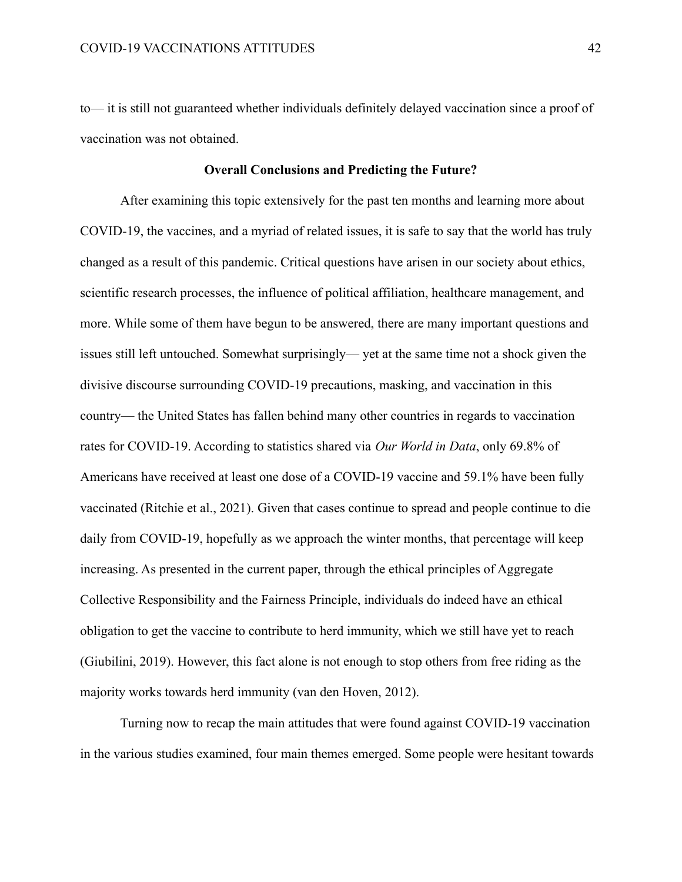to— it is still not guaranteed whether individuals definitely delayed vaccination since a proof of vaccination was not obtained.

## Overall Conclusions and Predicting the Future?

After examining this topic extensively for the past ten months and learning more about COVID-19, the vaccines, and a myriad of related issues, it is safe to say that the world has truly changed as a result of this pandemic. Critical questions have arisen in our society about ethics, scientific research processes, the influence of political affiliation, healthcare management, and more. While some of them have begun to be answered, there are many important questions and issues still left untouched. Somewhat surprisingly— yet at the same time not a shock given the divisive discourse surrounding COVID-19 precautions, masking, and vaccination in this country— the United States has fallen behind many other countries in regards to vaccination rates for COVID-19. According to statistics shared via *Our World in Data*, only 69.8% of Americans have received at least one dose of a COVID-19 vaccine and 59.1% have been fully vaccinated (Ritchie et al., 2021). Given that cases continue to spread and people continue to die daily from COVID-19, hopefully as we approach the winter months, that percentage will keep increasing. As presented in the current paper, through the ethical principles of Aggregate Collective Responsibility and the Fairness Principle, individuals do indeed have an ethical obligation to get the vaccine to contribute to herd immunity, which we still have yet to reach (Giubilini, 2019). However, this fact alone is not enough to stop others from free riding as the majority works towards herd immunity (van den Hoven, 2012).

Turning now to recap the main attitudes that were found against COVID-19 vaccination in the various studies examined, four main themes emerged. Some people were hesitant towards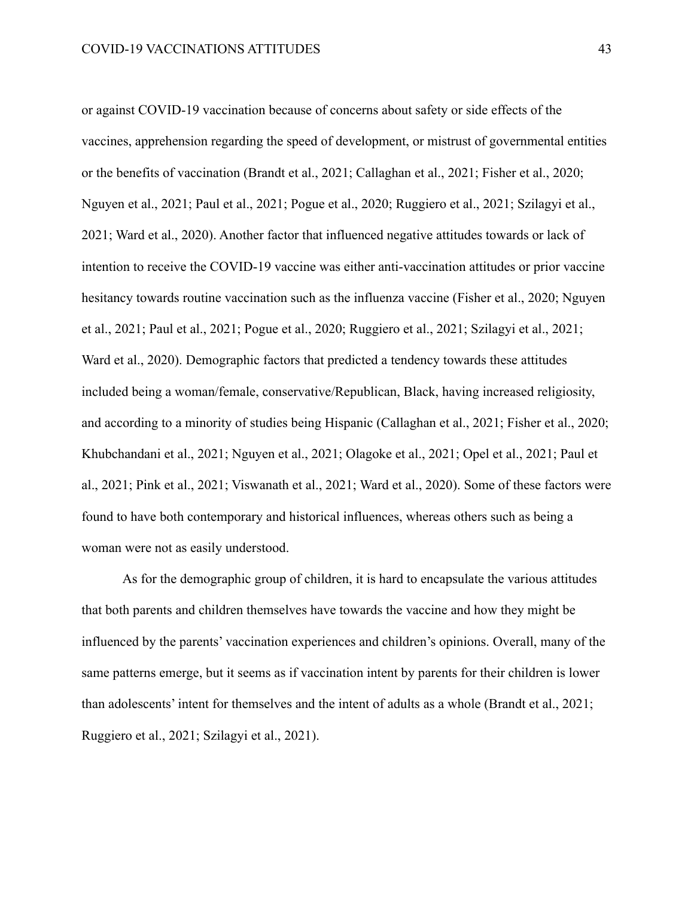or against COVID-19 vaccination because of concerns about safety or side effects of the vaccines, apprehension regarding the speed of development, or mistrust of governmental entities or the benefits of vaccination (Brandt et al., 2021; Callaghan et al., 2021; Fisher et al., 2020; Nguyen et al., 2021; Paul et al., 2021; Pogue et al., 2020; Ruggiero et al., 2021; Szilagyi et al., 2021; Ward et al., 2020). Another factor that influenced negative attitudes towards or lack of intention to receive the COVID-19 vaccine was either anti-vaccination attitudes or prior vaccine hesitancy towards routine vaccination such as the influenza vaccine (Fisher et al., 2020; Nguyen et al., 2021; Paul et al., 2021; Pogue et al., 2020; Ruggiero et al., 2021; Szilagyi et al., 2021; Ward et al., 2020). Demographic factors that predicted a tendency towards these attitudes included being a woman/female, conservative/Republican, Black, having increased religiosity, and according to a minority of studies being Hispanic (Callaghan et al., 2021; Fisher et al., 2020; Khubchandani et al., 2021; Nguyen et al., 2021; Olagoke et al., 2021; Opel et al., 2021; Paul et al., 2021; Pink et al., 2021; Viswanath et al., 2021; Ward et al., 2020). Some of these factors were found to have both contemporary and historical influences, whereas others such as being a woman were not as easily understood.

As for the demographic group of children, it is hard to encapsulate the various attitudes that both parents and children themselves have towards the vaccine and how they might be influenced by the parents' vaccination experiences and children's opinions. Overall, many of the same patterns emerge, but it seems as if vaccination intent by parents for their children is lower than adolescents' intent for themselves and the intent of adults as a whole (Brandt et al., 2021; Ruggiero et al., 2021; Szilagyi et al., 2021).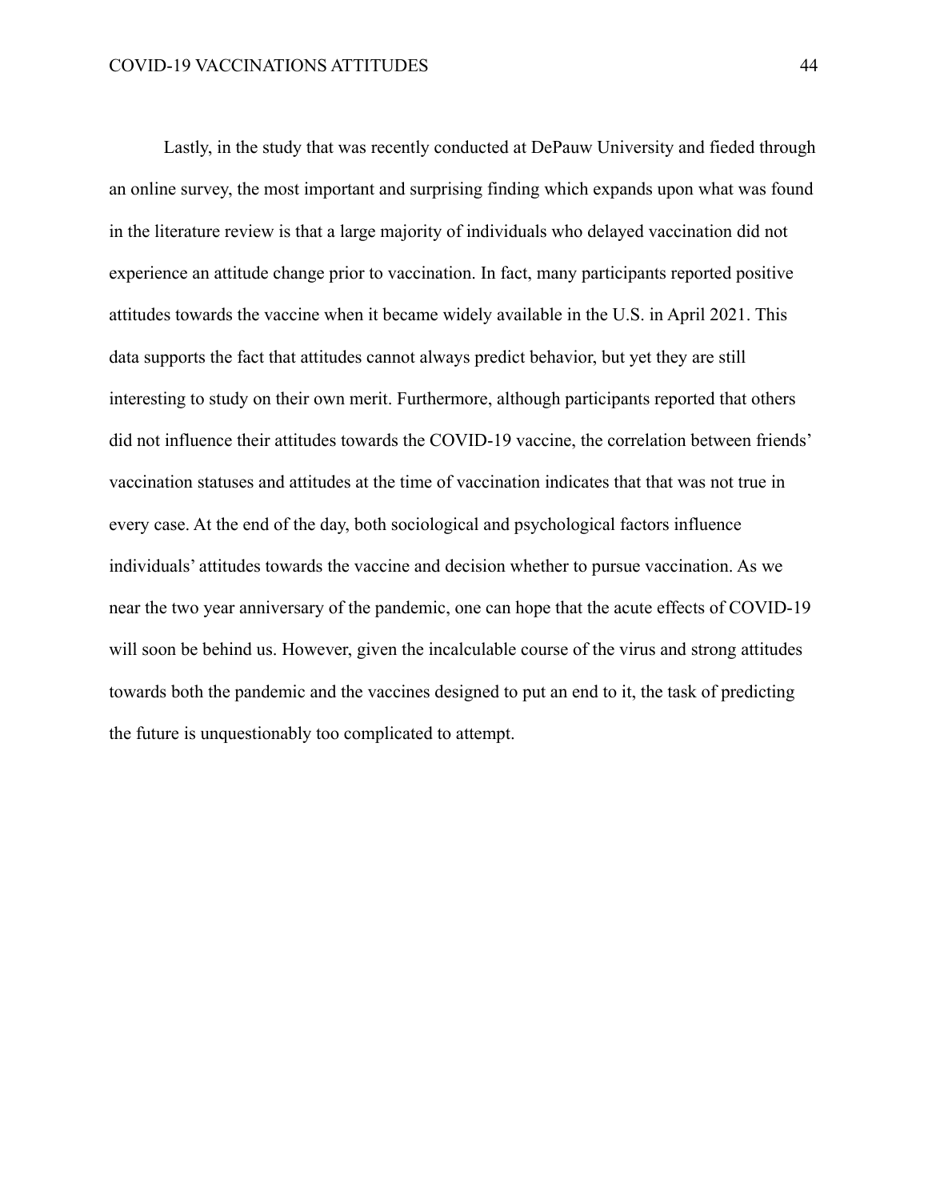Lastly, in the study that was recently conducted at DePauw University and fieded through an online survey, the most important and surprising finding which expands upon what was found in the literature review is that a large majority of individuals who delayed vaccination did not experience an attitude change prior to vaccination. In fact, many participants reported positive attitudes towards the vaccine when it became widely available in the U.S. in April 2021. This data supports the fact that attitudes cannot always predict behavior, but yet they are still interesting to study on their own merit. Furthermore, although participants reported that others did not influence their attitudes towards the COVID-19 vaccine, the correlation between friends' vaccination statuses and attitudes at the time of vaccination indicates that that was not true in every case. At the end of the day, both sociological and psychological factors influence individuals' attitudes towards the vaccine and decision whether to pursue vaccination. As we near the two year anniversary of the pandemic, one can hope that the acute effects of COVID-19 will soon be behind us. However, given the incalculable course of the virus and strong attitudes towards both the pandemic and the vaccines designed to put an end to it, the task of predicting the future is unquestionably too complicated to attempt.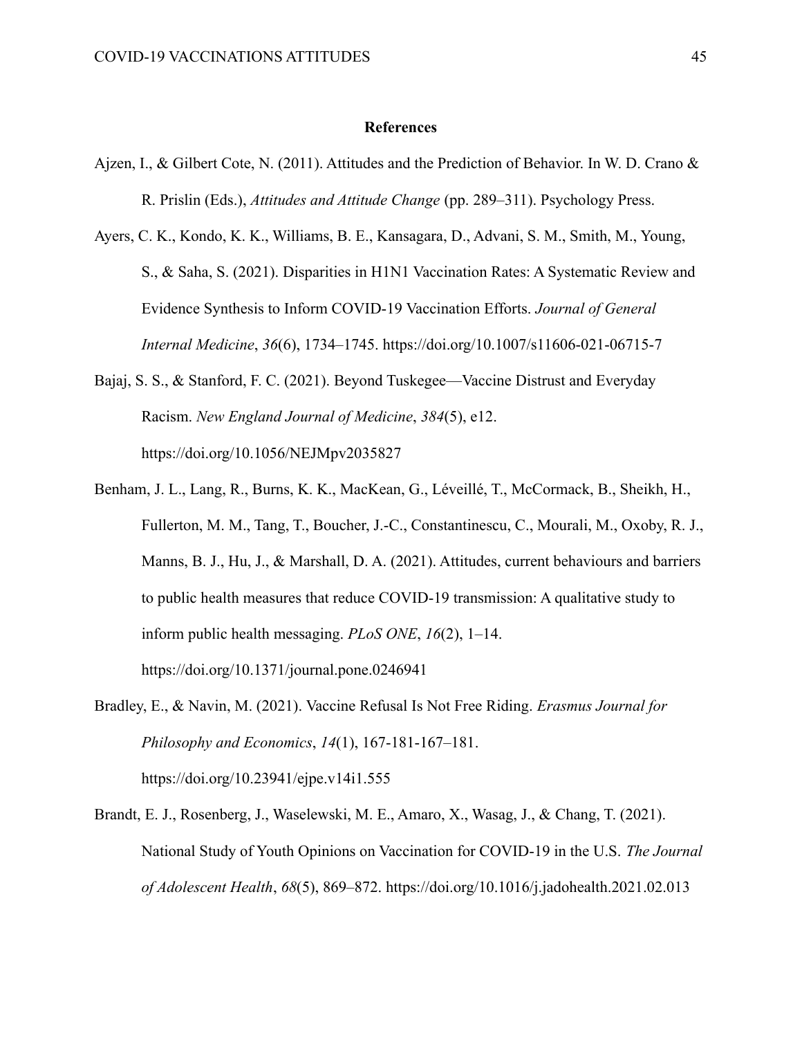# References

Ajzen, I., & Gilbert Cote, N. (2011). Attitudes and the Prediction of Behavior. In W. D. Crano & R. Prislin (Eds.), *Attitudes and Attitude Change* (pp. 289–311). Psychology Press.

Ayers, C. K., Kondo, K. K., Williams, B. E., Kansagara, D., Advani, S. M., Smith, M., Young, S., & Saha, S. (2021). Disparities in H1N1 Vaccination Rates: A Systematic Review and Evidence Synthesis to Inform COVID-19 Vaccination Efforts. *Journal of General Internal Medicine*, *36*(6), 1734–1745. https://doi.org/10.1007/s11606-021-06715-7

Bajaj, S. S., & Stanford, F. C. (2021). Beyond Tuskegee—Vaccine Distrust and Everyday Racism. *New England Journal of Medicine*, *384*(5), e12. https://doi.org/10.1056/NEJMpv2035827

Benham, J. L., Lang, R., Burns, K. K., MacKean, G., Léveillé, T., McCormack, B., Sheikh, H., Fullerton, M. M., Tang, T., Boucher, J.-C., Constantinescu, C., Mourali, M., Oxoby, R. J., Manns, B. J., Hu, J., & Marshall, D. A. (2021). Attitudes, current behaviours and barriers to public health measures that reduce COVID-19 transmission: A qualitative study to inform public health messaging. *PLoS ONE*, *16*(2), 1–14. https://doi.org/10.1371/journal.pone.0246941

Bradley, E., & Navin, M. (2021). Vaccine Refusal Is Not Free Riding. *Erasmus Journal for Philosophy and Economics*, *14*(1), 167-181-167–181. https://doi.org/10.23941/ejpe.v14i1.555

Brandt, E. J., Rosenberg, J., Waselewski, M. E., Amaro, X., Wasag, J., & Chang, T. (2021). National Study of Youth Opinions on Vaccination for COVID-19 in the U.S. *The Journal of Adolescent Health*, *68*(5), 869–872. https://doi.org/10.1016/j.jadohealth.2021.02.013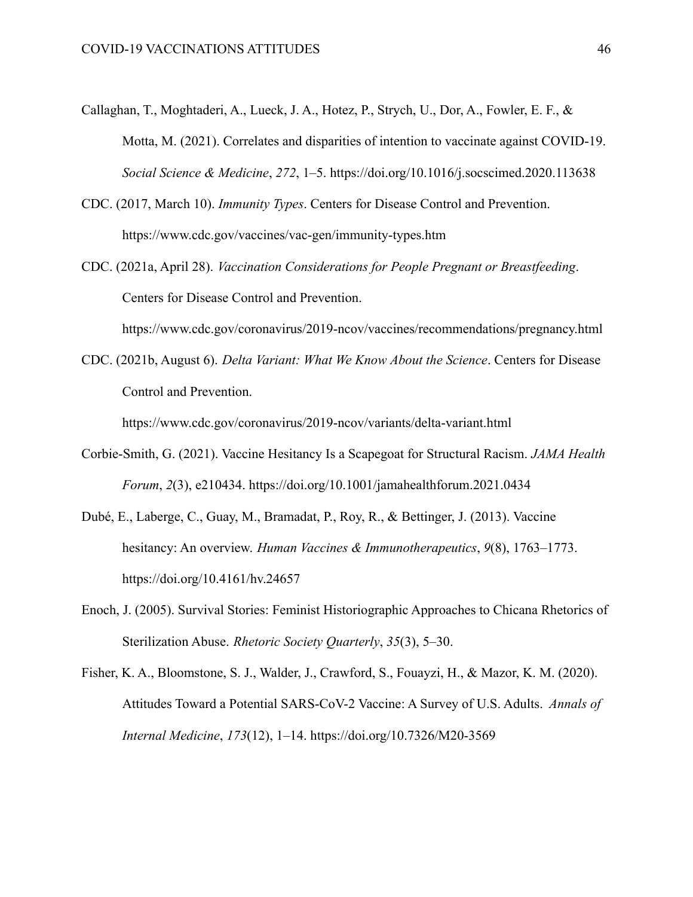Callaghan, T., Moghtaderi, A., Lueck, J. A., Hotez, P., Strych, U., Dor, A., Fowler, E. F., & Motta, M. (2021). Correlates and disparities of intention to vaccinate against COVID-19. *Social Science & Medicine*, *272*, 1–5. https://doi.org/10.1016/j.socscimed.2020.113638

CDC. (2017, March 10). *Immunity Types*. Centers for Disease Control and Prevention. https://www.cdc.gov/vaccines/vac-gen/immunity-types.htm

CDC. (2021a, April 28). *Vaccination Considerations for People Pregnant or Breastfeeding*. Centers for Disease Control and Prevention. https://www.cdc.gov/coronavirus/2019-ncov/vaccines/recommendations/pregnancy.html

CDC. (2021b, August 6). *Delta Variant: What We Know About the Science*. Centers for Disease Control and Prevention. https://www.cdc.gov/coronavirus/2019-ncov/variants/delta-variant.html

Corbie-Smith, G. (2021). Vaccine Hesitancy Is a Scapegoat for Structural Racism. *JAMA Health Forum*, *2*(3), e210434. https://doi.org/10.1001/jamahealthforum.2021.0434

Dubé, E., Laberge, C., Guay, M., Bramadat, P., Roy, R., & Bettinger, J. (2013). Vaccine hesitancy: An overview. *Human Vaccines & Immunotherapeutics*, *9*(8), 1763–1773. https://doi.org/10.4161/hv.24657

Enoch, J. (2005). Survival Stories: Feminist Historiographic Approaches to Chicana Rhetorics of Sterilization Abuse. *Rhetoric Society Quarterly*, *35*(3), 5–30.

Fisher, K. A., Bloomstone, S. J., Walder, J., Crawford, S., Fouayzi, H., & Mazor, K. M. (2020). Attitudes Toward a Potential SARS-CoV-2 Vaccine: A Survey of U.S. Adults. *Annals of Internal Medicine*, *173*(12), 1–14. https://doi.org/10.7326/M20-3569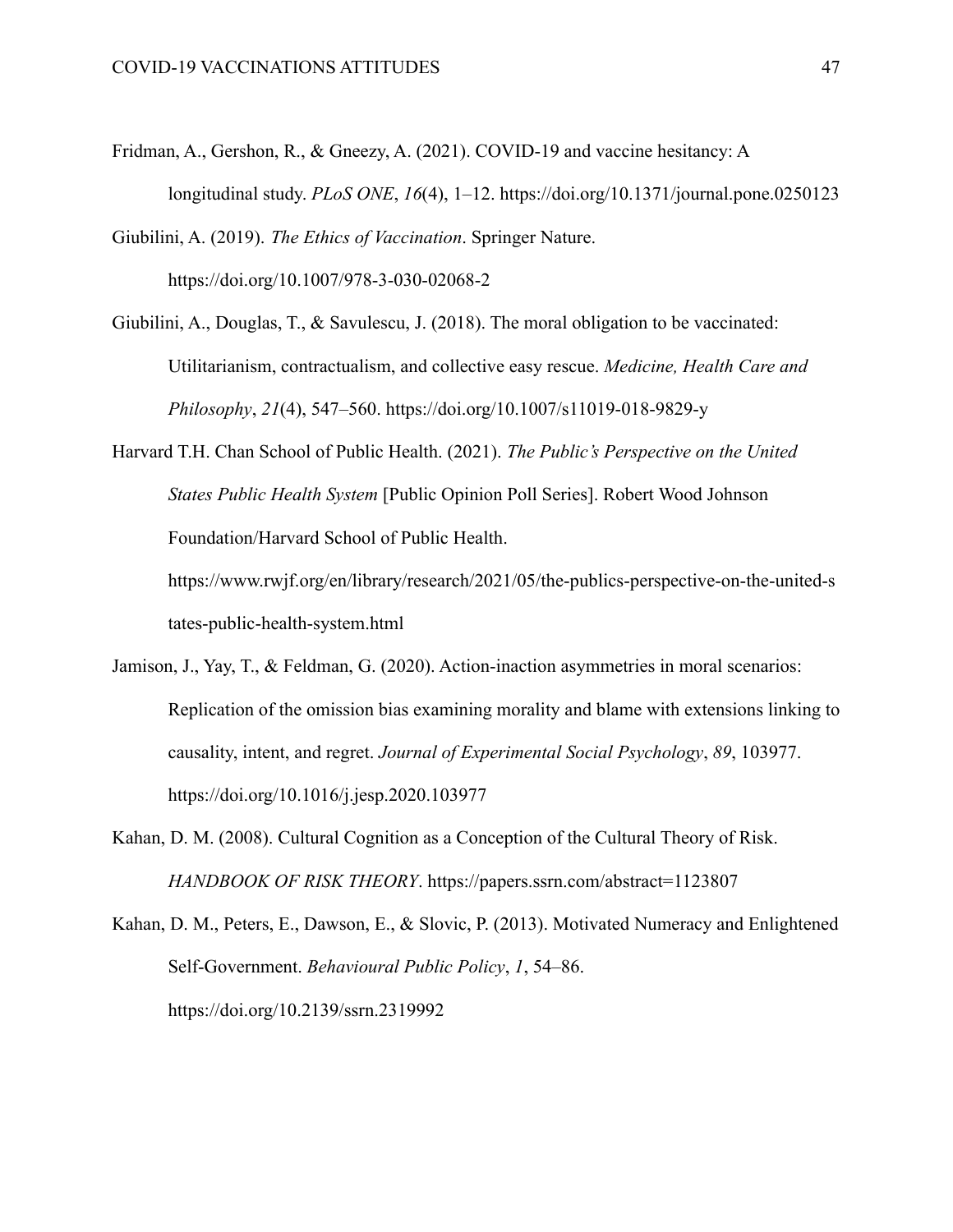Fridman, A., Gershon, R., & Gneezy, A. (2021). COVID-19 and vaccine hesitancy: A longitudinal study. *PLoS ONE*, *16*(4), 1–12. https://doi.org/10.1371/journal.pone.0250123

Giubilini, A. (2019). *The Ethics of Vaccination*. Springer Nature. https://doi.org/10.1007/978-3-030-02068-2

Giubilini, A., Douglas, T., & Savulescu, J. (2018). The moral obligation to be vaccinated: Utilitarianism, contractualism, and collective easy rescue. *Medicine, Health Care and Philosophy*, *21*(4), 547–560. https://doi.org/10.1007/s11019-018-9829-y

Harvard T.H. Chan School of Public Health. (2021). *The Public's Perspective on the United States Public Health System* [Public Opinion Poll Series]. Robert Wood Johnson Foundation/Harvard School of Public Health. https://www.rwjf.org/en/library/research/2021/05/the-publics-perspective-on-the-united-states-public-health-system.html

Jamison, J., Yay, T., & Feldman, G. (2020). Action-inaction asymmetries in moral scenarios: Replication of the omission bias examining morality and blame with extensions linking to causality, intent, and regret. *Journal of Experimental Social Psychology*, *89*, 103977. https://doi.org/10.1016/j.jesp.2020.103977

Kahan, D. M. (2008). Cultural Cognition as a Conception of the Cultural Theory of Risk. *HANDBOOK OF RISK THEORY*. https://papers.ssrn.com/abstract=1123807

Kahan, D. M., Peters, E., Dawson, E., & Slovic, P. (2013). Motivated Numeracy and Enlightened Self-Government. *Behavioural Public Policy*, *1*, 54–86. https://doi.org/10.2139/ssrn.2319992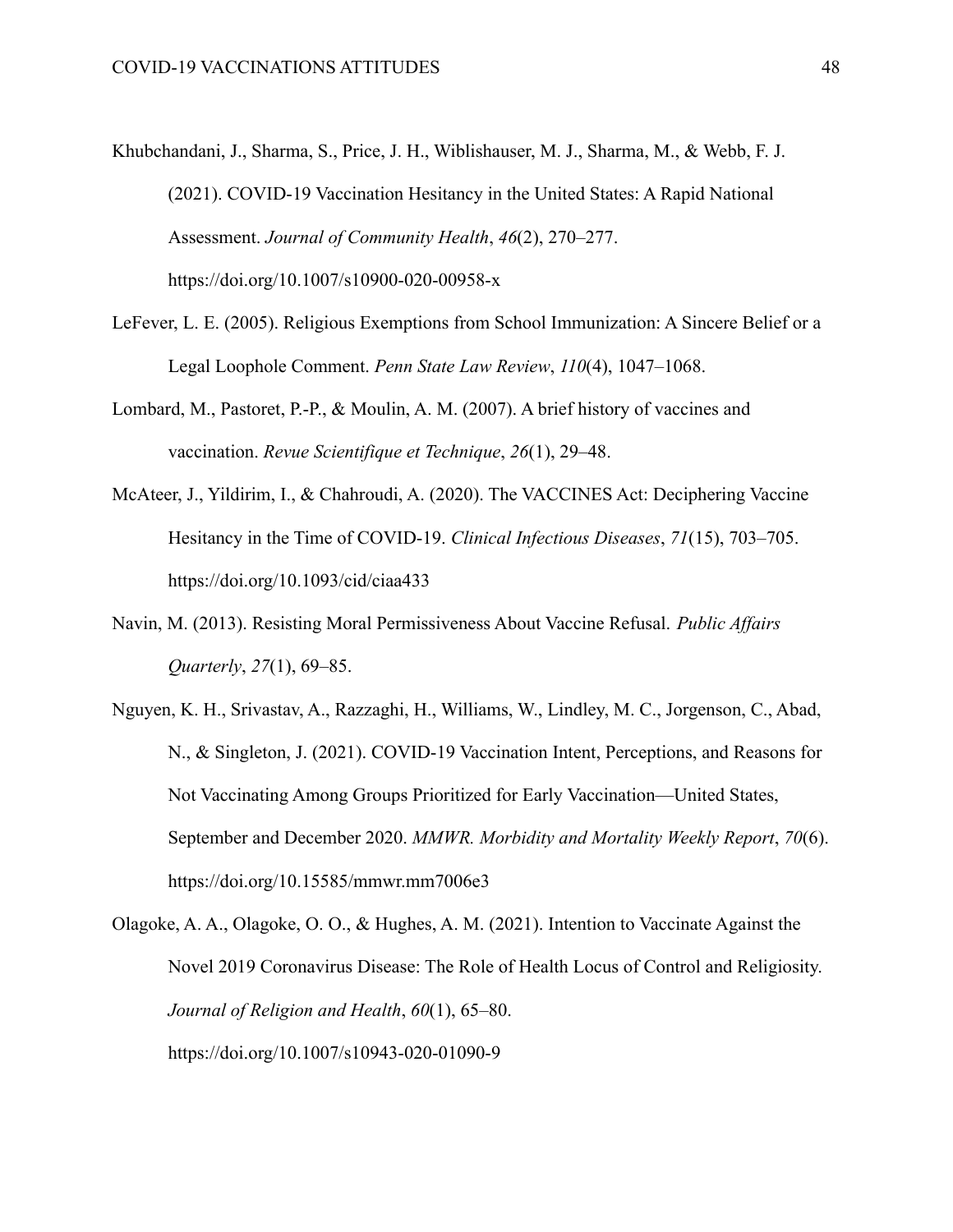Khubchandani, J., Sharma, S., Price, J. H., Wiblishauser, M. J., Sharma, M., & Webb, F. J. (2021). COVID-19 Vaccination Hesitancy in the United States: A Rapid National Assessment. *Journal of Community Health*, *46*(2), 270–277. https://doi.org/10.1007/s10900-020-00958-x

LeFever, L. E. (2005). Religious Exemptions from School Immunization: A Sincere Belief or a Legal Loophole Comment. *Penn State Law Review*, *110*(4), 1047–1068.

Lombard, M., Pastoret, P.-P., & Moulin, A. M. (2007). A brief history of vaccines and vaccination. *Revue Scientifique et Technique*, *26*(1), 29–48.

McAteer, J., Yildirim, I., & Chahroudi, A. (2020). The VACCINES Act: Deciphering Vaccine Hesitancy in the Time of COVID-19. *Clinical Infectious Diseases*, *71*(15), 703–705. https://doi.org/10.1093/cid/ciaa433

Navin, M. (2013). Resisting Moral Permissiveness About Vaccine Refusal. *Public Affairs Quarterly*, *27*(1), 69–85.

Nguyen, K. H., Srivastav, A., Razzaghi, H., Williams, W., Lindley, M. C., Jorgenson, C., Abad, N., & Singleton, J. (2021). COVID-19 Vaccination Intent, Perceptions, and Reasons for Not Vaccinating Among Groups Prioritized for Early Vaccination—United States, September and December 2020. *MMWR. Morbidity and Mortality Weekly Report*, *70*(6). https://doi.org/10.15585/mmwr.mm7006e3

Olagoke, A. A., Olagoke, O. O., & Hughes, A. M. (2021). Intention to Vaccinate Against the Novel 2019 Coronavirus Disease: The Role of Health Locus of Control and Religiosity. *Journal of Religion and Health*, *60*(1), 65–80. https://doi.org/10.1007/s10943-020-01090-9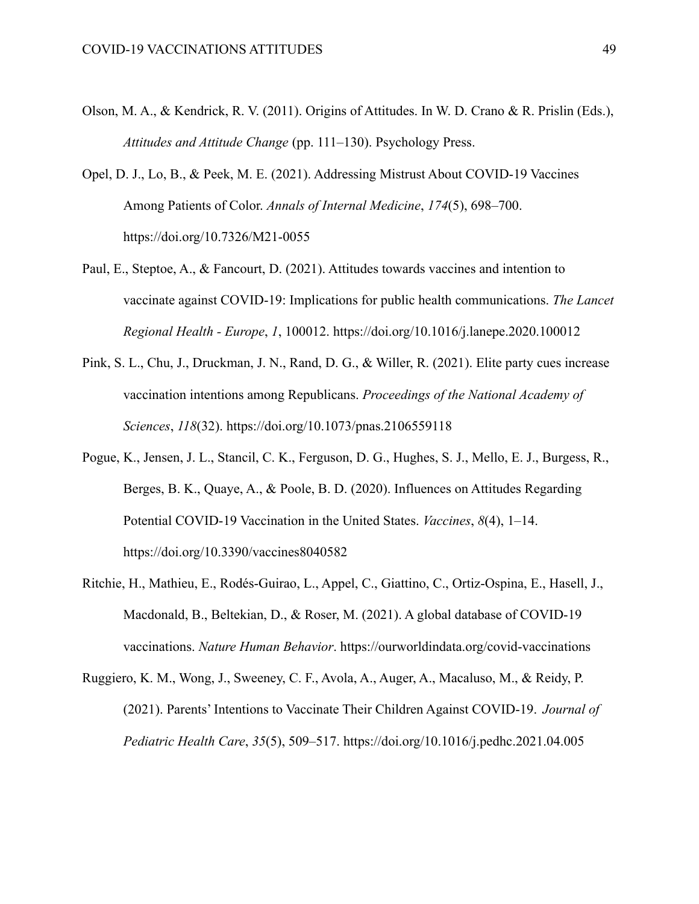Olson, M. A., & Kendrick, R. V. (2011). Origins of Attitudes. In W. D. Crano & R. Prislin (Eds.), *Attitudes and Attitude Change* (pp. 111–130). Psychology Press.

Opel, D. J., Lo, B., & Peek, M. E. (2021). Addressing Mistrust About COVID-19 Vaccines Among Patients of Color. *Annals of Internal Medicine*, *174*(5), 698–700. https://doi.org/10.7326/M21-0055

Paul, E., Steptoe, A., & Fancourt, D. (2021). Attitudes towards vaccines and intention to vaccinate against COVID-19: Implications for public health communications. *The Lancet Regional Health - Europe*, *1*, 100012. https://doi.org/10.1016/j.lanepe.2020.100012

Pink, S. L., Chu, J., Druckman, J. N., Rand, D. G., & Willer, R. (2021). Elite party cues increase vaccination intentions among Republicans. *Proceedings of the National Academy of Sciences*, *118*(32). https://doi.org/10.1073/pnas.2106559118

Pogue, K., Jensen, J. L., Stancil, C. K., Ferguson, D. G., Hughes, S. J., Mello, E. J., Burgess, R., Berges, B. K., Quaye, A., & Poole, B. D. (2020). Influences on Attitudes Regarding Potential COVID-19 Vaccination in the United States. *Vaccines*, *8*(4), 1–14. https://doi.org/10.3390/vaccines8040582

Ritchie, H., Mathieu, E., Rodés-Guirao, L., Appel, C., Giattino, C., Ortiz-Ospina, E., Hasell, J., Macdonald, B., Beltekian, D., & Roser, M. (2021). A global database of COVID-19 vaccinations. *Nature Human Behavior*. https://ourworldindata.org/covid-vaccinations

Ruggiero, K. M., Wong, J., Sweeney, C. F., Avola, A., Auger, A., Macaluso, M., & Reidy, P. (2021). Parents' Intentions to Vaccinate Their Children Against COVID-19. *Journal of Pediatric Health Care*, *35*(5), 509–517. https://doi.org/10.1016/j.pedhc.2021.04.005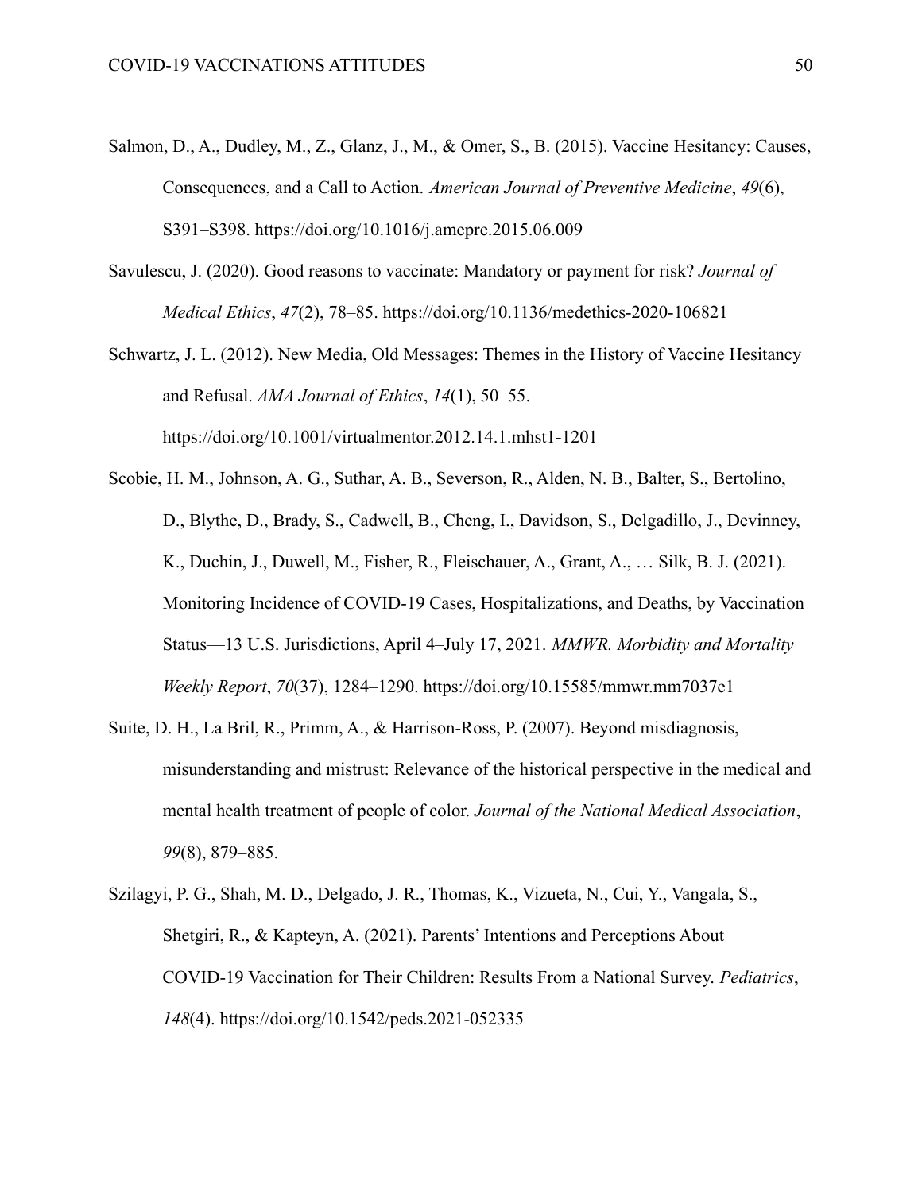Salmon, D., A., Dudley, M., Z., Glanz, J., M., & Omer, S., B. (2015). Vaccine Hesitancy: Causes, Consequences, and a Call to Action. *American Journal of Preventive Medicine*, *49*(6), S391–S398. https://doi.org/10.1016/j.amepre.2015.06.009

Savulescu, J. (2020). Good reasons to vaccinate: Mandatory or payment for risk? *Journal of Medical Ethics*, *47*(2), 78–85. https://doi.org/10.1136/medethics-2020-106821

Schwartz, J. L. (2012). New Media, Old Messages: Themes in the History of Vaccine Hesitancy and Refusal. *AMA Journal of Ethics*, *14*(1), 50–55. https://doi.org/10.1001/virtualmentor.2012.14.1.mhst1-1201

Scobie, H. M., Johnson, A. G., Suthar, A. B., Severson, R., Alden, N. B., Balter, S., Bertolino, D., Blythe, D., Brady, S., Cadwell, B., Cheng, I., Davidson, S., Delgadillo, J., Devinney, K., Duchin, J., Duwell, M., Fisher, R., Fleischauer, A., Grant, A., … Silk, B. J. (2021). Monitoring Incidence of COVID-19 Cases, Hospitalizations, and Deaths, by Vaccination Status—13 U.S. Jurisdictions, April 4–July 17, 2021. *MMWR. Morbidity and Mortality Weekly Report*, *70*(37), 1284–1290. https://doi.org/10.15585/mmwr.mm7037e1

Suite, D. H., La Bril, R., Primm, A., & Harrison-Ross, P. (2007). Beyond misdiagnosis, misunderstanding and mistrust: Relevance of the historical perspective in the medical and mental health treatment of people of color. *Journal of the National Medical Association*, *99*(8), 879–885.

Szilagyi, P. G., Shah, M. D., Delgado, J. R., Thomas, K., Vizueta, N., Cui, Y., Vangala, S., Shetgiri, R., & Kapteyn, A. (2021). Parents' Intentions and Perceptions About COVID-19 Vaccination for Their Children: Results From a National Survey. *Pediatrics*, *148*(4). https://doi.org/10.1542/peds.2021-052335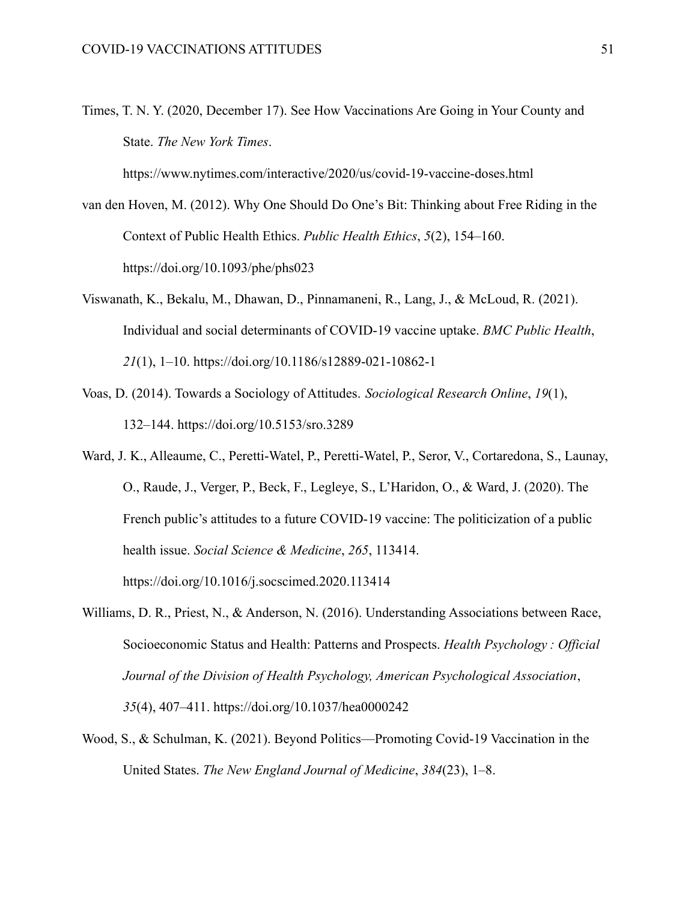Times, T. N. Y. (2020, December 17). See How Vaccinations Are Going in Your County and State. *The New York Times*. https://www.nytimes.com/interactive/2020/us/covid-19-vaccine-doses.html

van den Hoven, M. (2012). Why One Should Do One's Bit: Thinking about Free Riding in the Context of Public Health Ethics. *Public Health Ethics*, *5*(2), 154–160. https://doi.org/10.1093/phe/phs023

Viswanath, K., Bekalu, M., Dhawan, D., Pinnamaneni, R., Lang, J., & McLoud, R. (2021). Individual and social determinants of COVID-19 vaccine uptake. *BMC Public Health*, *21*(1), 1–10. https://doi.org/10.1186/s12889-021-10862-1

Voas, D. (2014). Towards a Sociology of Attitudes. *Sociological Research Online*, *19*(1), 132–144. https://doi.org/10.5153/sro.3289

Ward, J. K., Alleaume, C., Peretti-Watel, P., Peretti-Watel, P., Seror, V., Cortaredona, S., Launay, O., Raude, J., Verger, P., Beck, F., Legleye, S., L'Haridon, O., & Ward, J. (2020). The French public's attitudes to a future COVID-19 vaccine: The politicization of a public health issue. *Social Science & Medicine*, *265*, 113414. https://doi.org/10.1016/j.socscimed.2020.113414

Williams, D. R., Priest, N., & Anderson, N. (2016). Understanding Associations between Race, Socioeconomic Status and Health: Patterns and Prospects. *Health Psychology : Official Journal of the Division of Health Psychology, American Psychological Association*, *35*(4), 407–411. https://doi.org/10.1037/hea0000242

Wood, S., & Schulman, K. (2021). Beyond Politics—Promoting Covid-19 Vaccination in the United States. *The New England Journal of Medicine*, *384*(23), 1–8.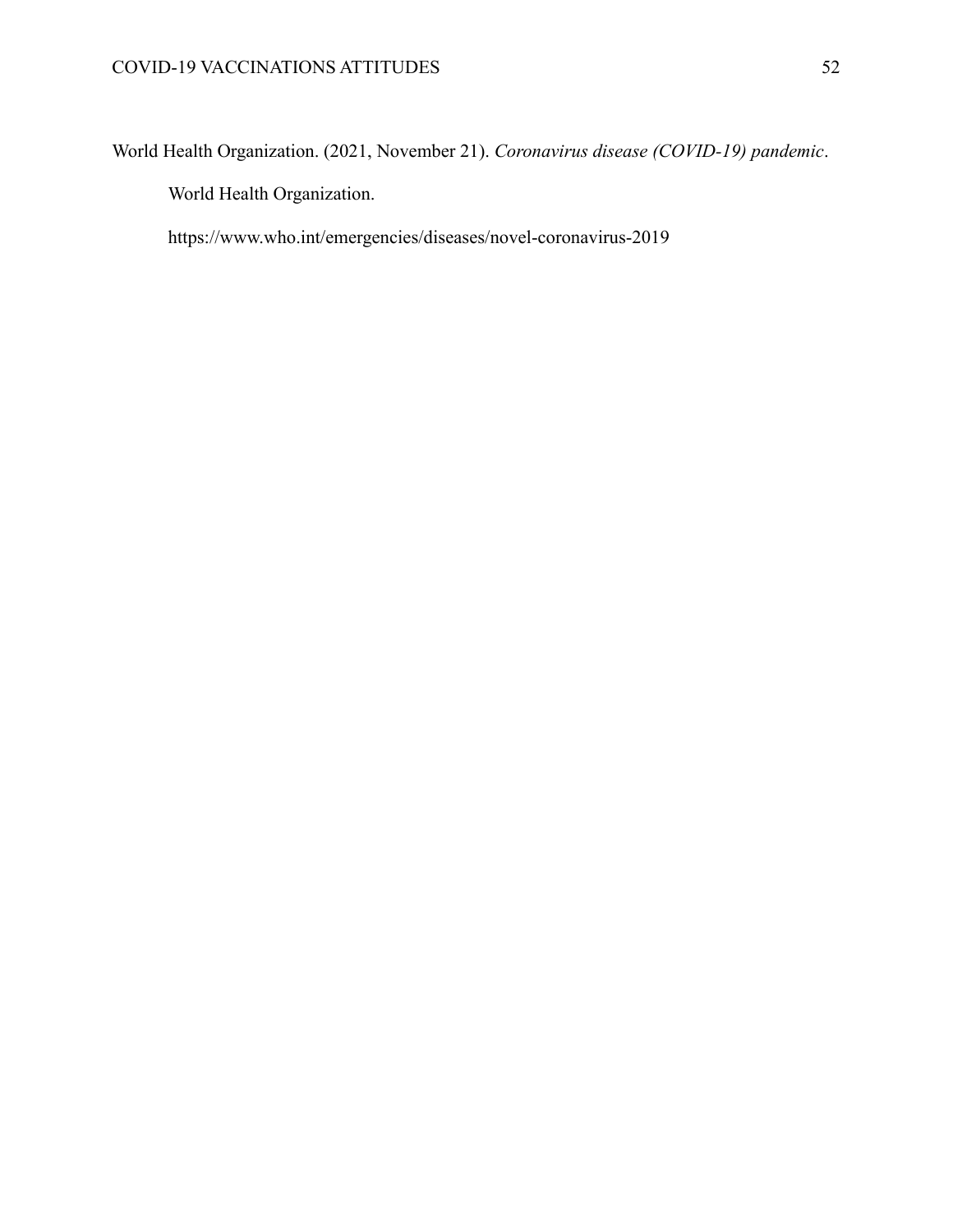World Health Organization. (2021, November 21). *Coronavirus disease (COVID-19) pandemic*. World Health Organization. https://www.who.int/emergencies/diseases/novel-coronavirus-2019